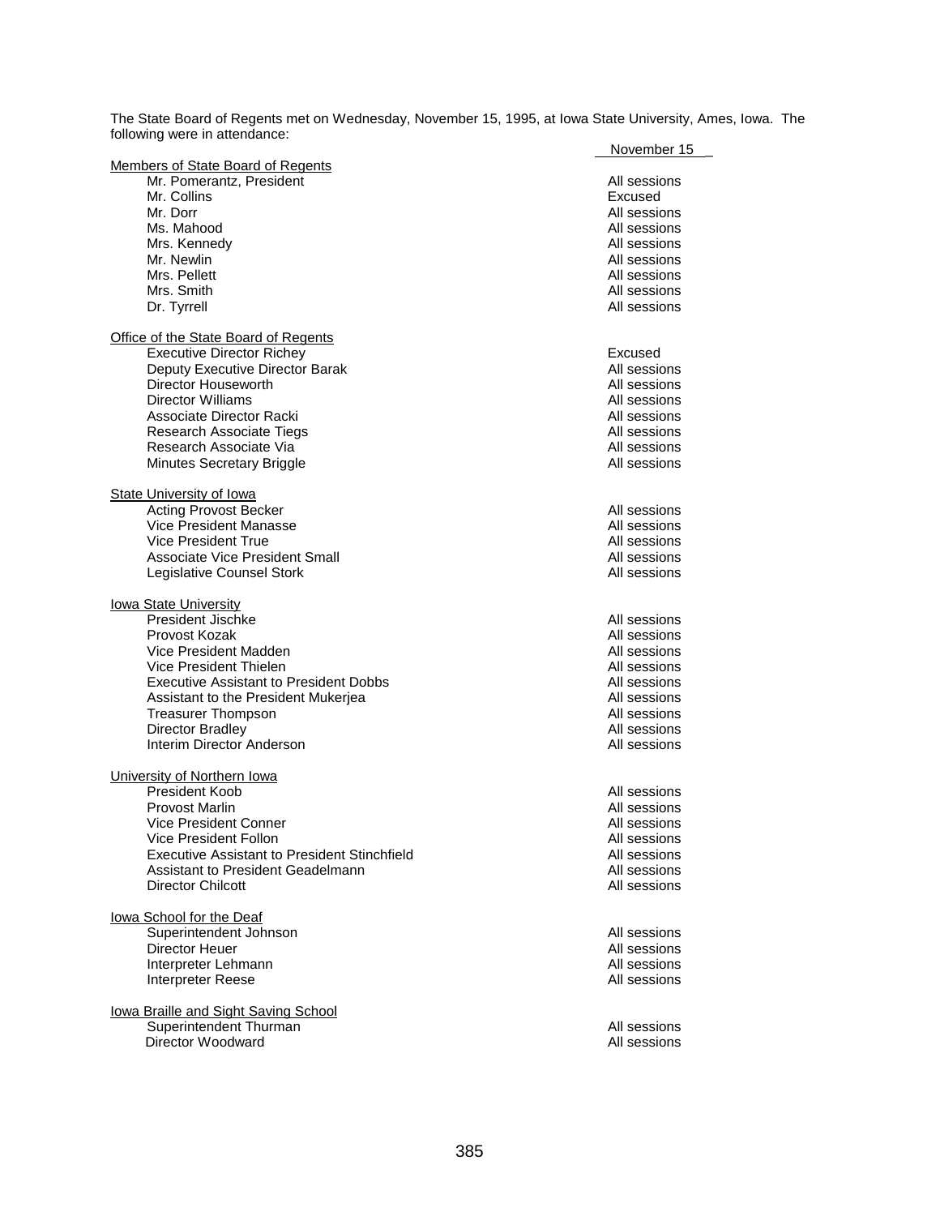The State Board of Regents met on Wednesday, November 15, 1995, at Iowa State University, Ames, Iowa. The following were in attendance:

| | November 15 |
|---|---|
| <u>Members of State Board of Regents</u> | |
| Mr. Pomerantz, President | All sessions |
| Mr. Collins | Excused |
| Mr. Dorr | All sessions |
| Ms. Mahood | All sessions |
| Mrs. Kennedy | All sessions |
| Mr. Newlin | All sessions |
| Mrs. Pellett | All sessions |
| Mrs. Smith | All sessions |
| Dr. Tyrrell | All sessions |
| <u>Office of the State Board of Regents</u> | |
| Executive Director Richey | Excused |
| Deputy Executive Director Barak | All sessions |
| Director Houseworth | All sessions |
| Director Williams | All sessions |
| Associate Director Racki | All sessions |
| Research Associate Tiegs | All sessions |
| Research Associate Via | All sessions |
| Minutes Secretary Briggle | All sessions |
| <u>State University of Iowa</u> | |
| Acting Provost Becker | All sessions |
| Vice President Manasse | All sessions |
| Vice President True | All sessions |
| Associate Vice President Small | All sessions |
| Legislative Counsel Stork | All sessions |
| <u>Iowa State University</u> | |
| President Jischke | All sessions |
| Provost Kozak | All sessions |
| Vice President Madden | All sessions |
| Vice President Thielen | All sessions |
| Executive Assistant to President Dobbs | All sessions |
| Assistant to the President Mukerjea | All sessions |
| Treasurer Thompson | All sessions |
| Director Bradley | All sessions |
| Interim Director Anderson | All sessions |
| <u>University of Northern Iowa</u> | |
| President Koob | All sessions |
| Provost Marlin | All sessions |
| Vice President Conner | All sessions |
| Vice President Follon | All sessions |
| Executive Assistant to President Stinchfield | All sessions |
| Assistant to President Geadelmann | All sessions |
| Director Chilcott | All sessions |
| <u>Iowa School for the Deaf</u> | |
| Superintendent Johnson | All sessions |
| Director Heuer | All sessions |
| Interpreter Lehmann | All sessions |
| Interpreter Reese | All sessions |
| <u>Iowa Braille and Sight Saving School</u> | |
| Superintendent Thurman | All sessions |
| Director Woodward | All sessions |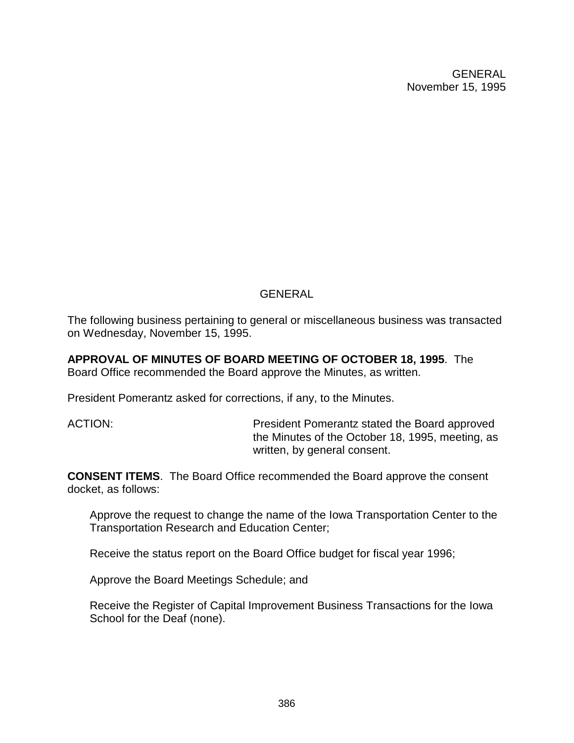GENERAL
November 15, 1995

## GENERAL

The following business pertaining to general or miscellaneous business was transacted on Wednesday, November 15, 1995.

**APPROVAL OF MINUTES OF BOARD MEETING OF OCTOBER 18, 1995**. The Board Office recommended the Board approve the Minutes, as written.

President Pomerantz asked for corrections, if any, to the Minutes.

ACTION: President Pomerantz stated the Board approved the Minutes of the October 18, 1995, meeting, as written, by general consent.

**CONSENT ITEMS**. The Board Office recommended the Board approve the consent docket, as follows:

Approve the request to change the name of the Iowa Transportation Center to the Transportation Research and Education Center;

Receive the status report on the Board Office budget for fiscal year 1996;

Approve the Board Meetings Schedule; and

Receive the Register of Capital Improvement Business Transactions for the Iowa School for the Deaf (none).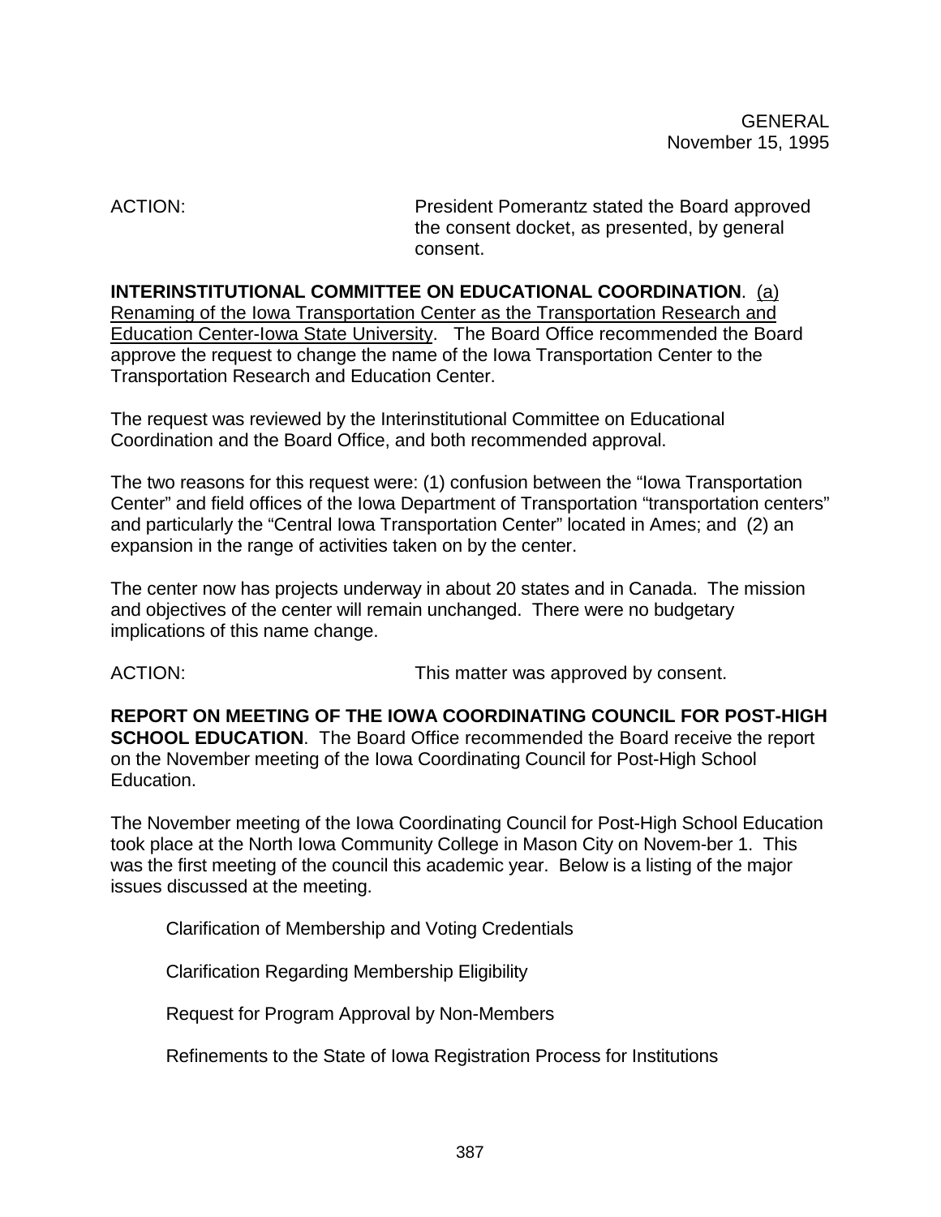ACTION: President Pomerantz stated the Board approved the consent docket, as presented, by general consent.

**INTERINSTITUTIONAL COMMITTEE ON EDUCATIONAL COORDINATION**. (a) Renaming of the Iowa Transportation Center as the Transportation Research and Education Center-Iowa State University. The Board Office recommended the Board approve the request to change the name of the Iowa Transportation Center to the Transportation Research and Education Center.

The request was reviewed by the Interinstitutional Committee on Educational Coordination and the Board Office, and both recommended approval.

The two reasons for this request were: (1) confusion between the "Iowa Transportation Center" and field offices of the Iowa Department of Transportation "transportation centers" and particularly the "Central Iowa Transportation Center" located in Ames; and (2) an expansion in the range of activities taken on by the center.

The center now has projects underway in about 20 states and in Canada. The mission and objectives of the center will remain unchanged. There were no budgetary implications of this name change.

ACTION: This matter was approved by consent.

**REPORT ON MEETING OF THE IOWA COORDINATING COUNCIL FOR POST-HIGH SCHOOL EDUCATION**. The Board Office recommended the Board receive the report on the November meeting of the Iowa Coordinating Council for Post-High School Education.

The November meeting of the Iowa Coordinating Council for Post-High School Education took place at the North Iowa Community College in Mason City on Novem-ber 1. This was the first meeting of the council this academic year. Below is a listing of the major issues discussed at the meeting.

Clarification of Membership and Voting Credentials

Clarification Regarding Membership Eligibility

Request for Program Approval by Non-Members

Refinements to the State of Iowa Registration Process for Institutions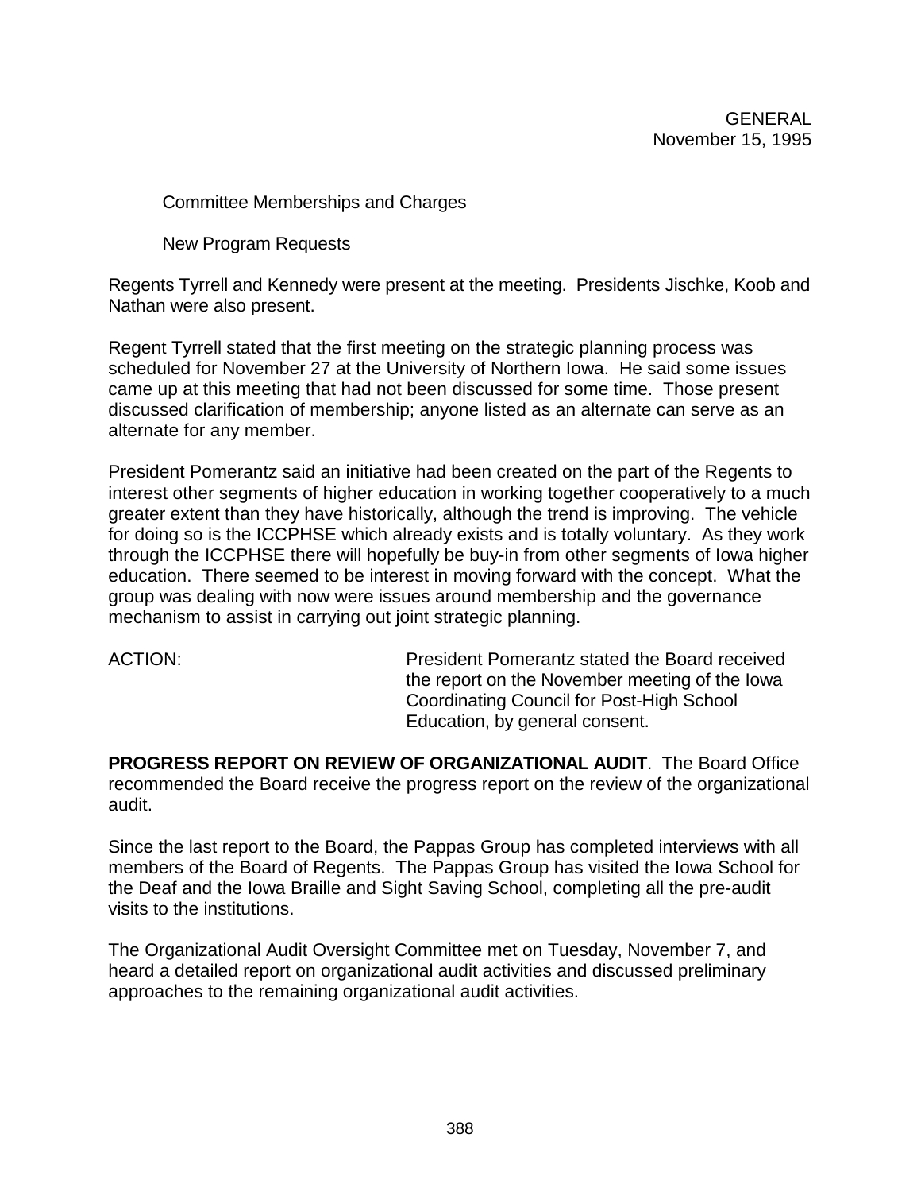Committee Memberships and Charges

New Program Requests

Regents Tyrrell and Kennedy were present at the meeting. Presidents Jischke, Koob and Nathan were also present.

Regent Tyrrell stated that the first meeting on the strategic planning process was scheduled for November 27 at the University of Northern Iowa. He said some issues came up at this meeting that had not been discussed for some time. Those present discussed clarification of membership; anyone listed as an alternate can serve as an alternate for any member.

President Pomerantz said an initiative had been created on the part of the Regents to interest other segments of higher education in working together cooperatively to a much greater extent than they have historically, although the trend is improving. The vehicle for doing so is the ICCPHSE which already exists and is totally voluntary. As they work through the ICCPHSE there will hopefully be buy-in from other segments of Iowa higher education. There seemed to be interest in moving forward with the concept. What the group was dealing with now were issues around membership and the governance mechanism to assist in carrying out joint strategic planning.

ACTION: President Pomerantz stated the Board received the report on the November meeting of the Iowa Coordinating Council for Post-High School Education, by general consent.

**PROGRESS REPORT ON REVIEW OF ORGANIZATIONAL AUDIT**. The Board Office recommended the Board receive the progress report on the review of the organizational audit.

Since the last report to the Board, the Pappas Group has completed interviews with all members of the Board of Regents. The Pappas Group has visited the Iowa School for the Deaf and the Iowa Braille and Sight Saving School, completing all the pre-audit visits to the institutions.

The Organizational Audit Oversight Committee met on Tuesday, November 7, and heard a detailed report on organizational audit activities and discussed preliminary approaches to the remaining organizational audit activities.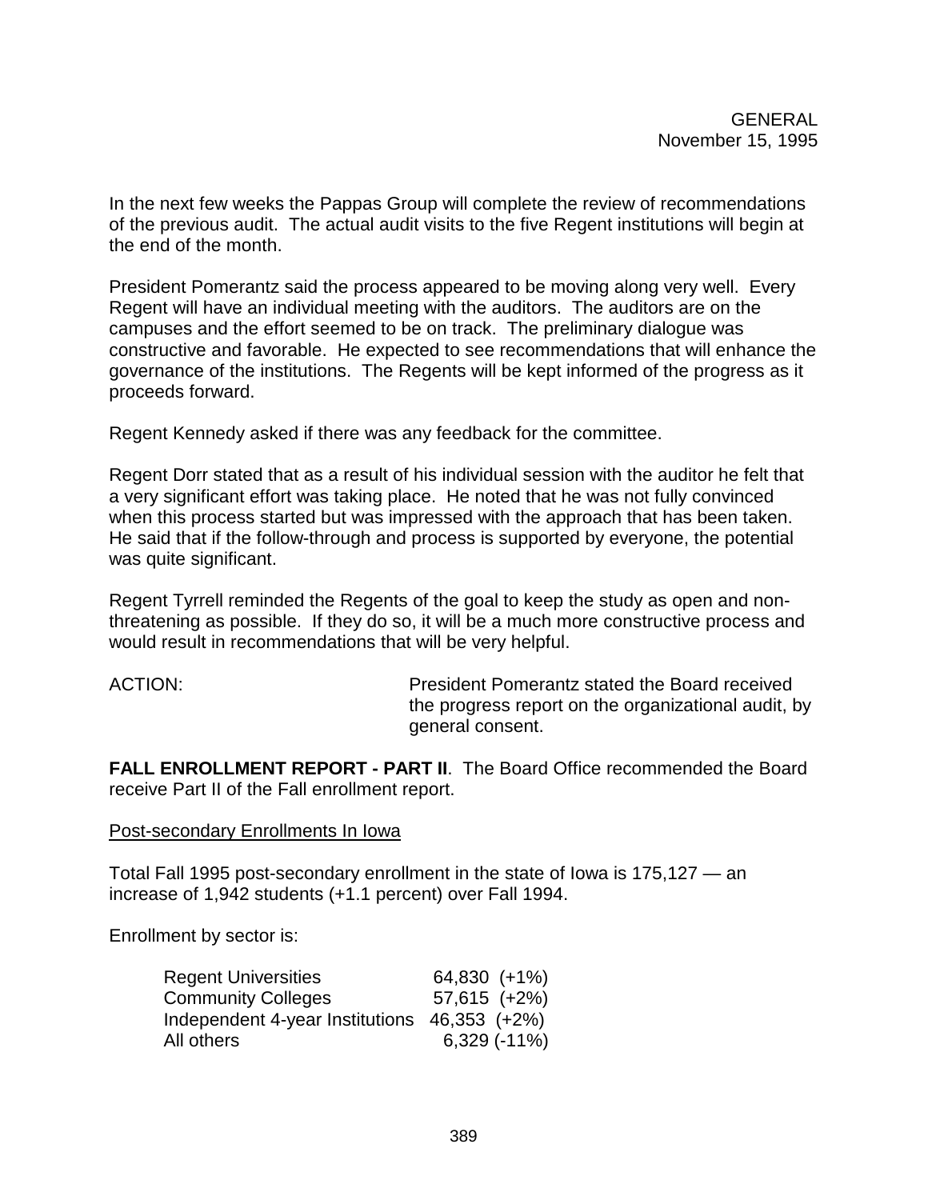In the next few weeks the Pappas Group will complete the review of recommendations of the previous audit. The actual audit visits to the five Regent institutions will begin at the end of the month.

President Pomerantz said the process appeared to be moving along very well. Every Regent will have an individual meeting with the auditors. The auditors are on the campuses and the effort seemed to be on track. The preliminary dialogue was constructive and favorable. He expected to see recommendations that will enhance the governance of the institutions. The Regents will be kept informed of the progress as it proceeds forward.

Regent Kennedy asked if there was any feedback for the committee.

Regent Dorr stated that as a result of his individual session with the auditor he felt that a very significant effort was taking place. He noted that he was not fully convinced when this process started but was impressed with the approach that has been taken. He said that if the follow-through and process is supported by everyone, the potential was quite significant.

Regent Tyrrell reminded the Regents of the goal to keep the study as open and non-threatening as possible. If they do so, it will be a much more constructive process and would result in recommendations that will be very helpful.

ACTION: President Pomerantz stated the Board received the progress report on the organizational audit, by general consent.

**FALL ENROLLMENT REPORT - PART II**. The Board Office recommended the Board receive Part II of the Fall enrollment report.

Post-secondary Enrollments In Iowa

Total Fall 1995 post-secondary enrollment in the state of Iowa is 175,127 — an increase of 1,942 students (+1.1 percent) over Fall 1994.

Enrollment by sector is:

| | |
|---|---|
| Regent Universities | 64,830 (+1%) |
| Community Colleges | 57,615 (+2%) |
| Independent 4-year Institutions | 46,353 (+2%) |
| All others | 6,329 (-11%) |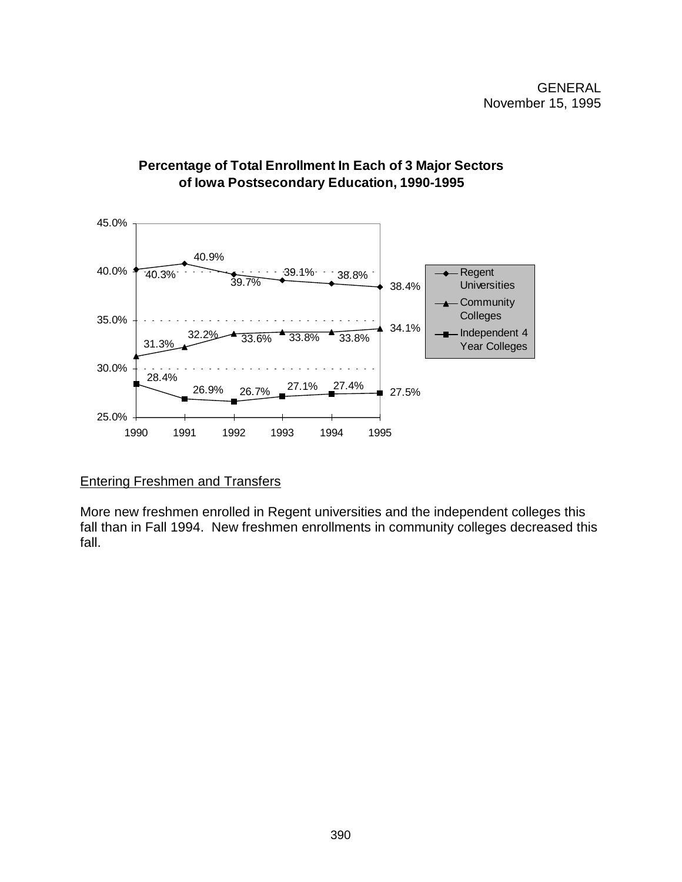GENERAL
November 15, 1995

**Percentage of Total Enrollment In Each of 3 Major Sectors of Iowa Postsecondary Education, 1990-1995**

| Year | Regent Universities | Community Colleges | Independent 4 Year Colleges |
|---|---|---|---|
| 1990 | 40.3% | 31.3% | 28.4% |
| 1991 | 40.9% | 32.2% | 26.9% |
| 1992 | 39.7% | 33.6% | 26.7% |
| 1993 | 39.1% | 33.8% | 27.1% |
| 1994 | 38.8% | 33.8% | 27.4% |
| 1995 | 38.4% | 34.1% | 27.5% |

## Entering Freshmen and Transfers

More new freshmen enrolled in Regent universities and the independent colleges this fall than in Fall 1994. New freshmen enrollments in community colleges decreased this fall.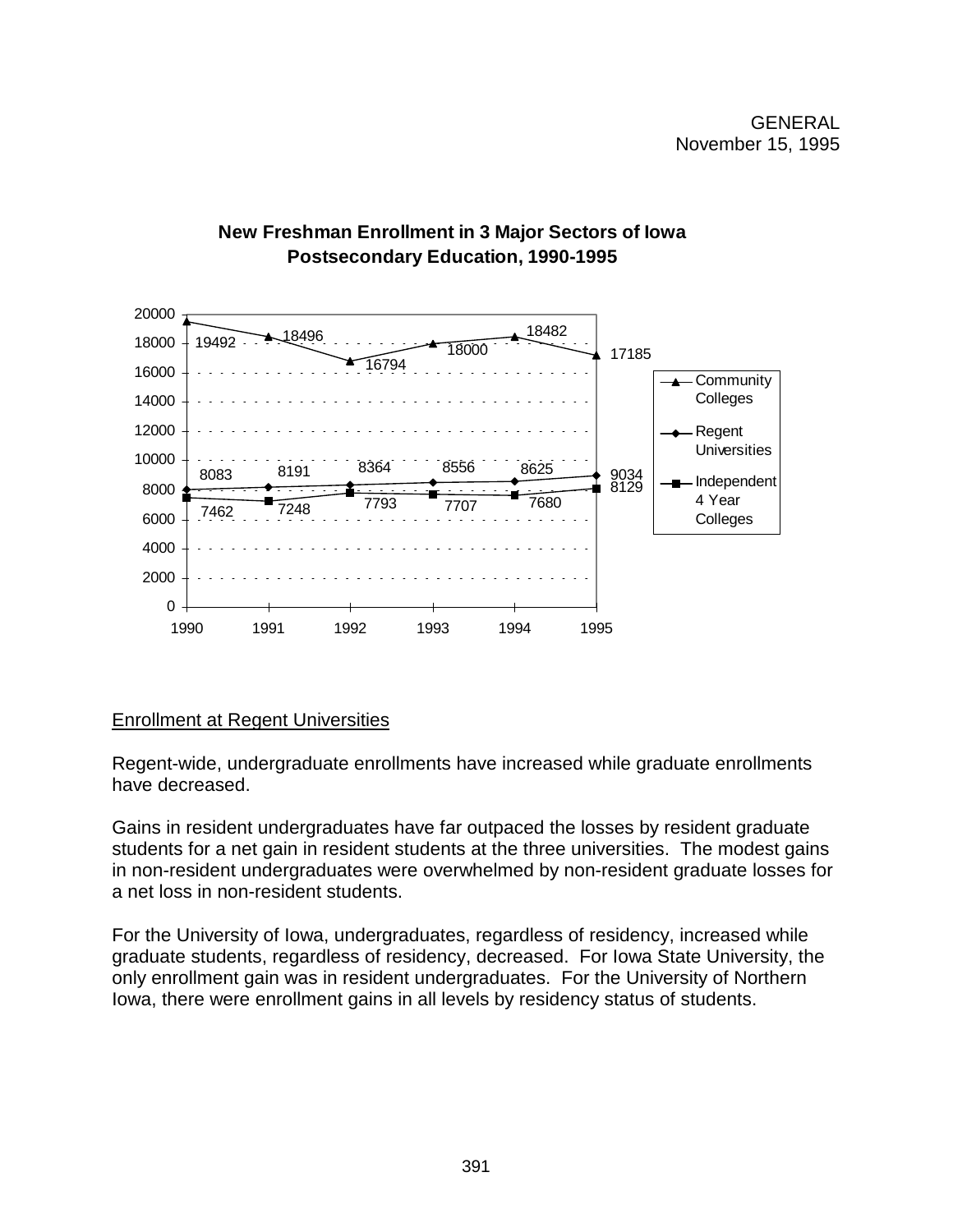GENERAL
November 15, 1995

**New Freshman Enrollment in 3 Major Sectors of Iowa Postsecondary Education, 1990-1995**

| Year | Community Colleges | Regent Universities | Independent 4 Year Colleges |
|---|---|---|---|
| 1990 | 19492 | 8083 | 7462 |
| 1991 | 18496 | 8191 | 7248 |
| 1992 | 16794 | 8364 | 7793 |
| 1993 | 18000 | 8556 | 7707 |
| 1994 | 18482 | 8625 | 7680 |
| 1995 | 17185 | 9034 | 8129 |

<u>Enrollment at Regent Universities</u>

Regent-wide, undergraduate enrollments have increased while graduate enrollments have decreased.

Gains in resident undergraduates have far outpaced the losses by resident graduate students for a net gain in resident students at the three universities. The modest gains in non-resident undergraduates were overwhelmed by non-resident graduate losses for a net loss in non-resident students.

For the University of Iowa, undergraduates, regardless of residency, increased while graduate students, regardless of residency, decreased. For Iowa State University, the only enrollment gain was in resident undergraduates. For the University of Northern Iowa, there were enrollment gains in all levels by residency status of students.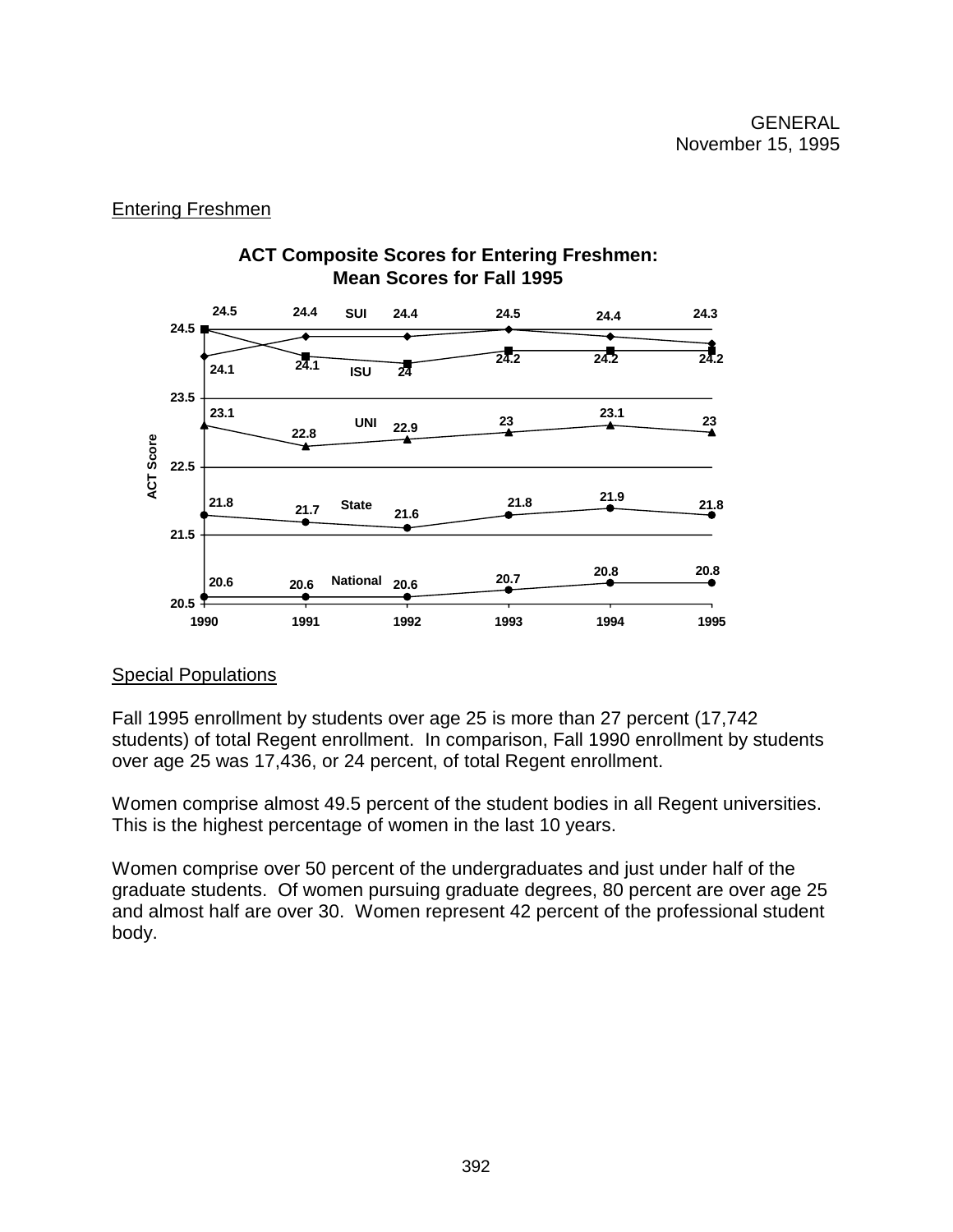GENERAL
November 15, 1995

## Entering Freshmen

**ACT Composite Scores for Entering Freshmen: Mean Scores for Fall 1995**

| | 1990 | 1991 | 1992 | 1993 | 1994 | 1995 |
|---|---|---|---|---|---|---|
| SUI | 24.1 | 24.4 | 24.4 | 24.5 | 24.4 | 24.3 |
| ISU | 24.5 | 24.1 | 24 | 24.2 | 24.2 | 24.2 |
| UNI | 23.1 | 22.8 | 22.9 | 23 | 23.1 | 23 |
| State | 21.8 | 21.7 | 21.6 | 21.8 | 21.9 | 21.8 |
| National | 20.6 | 20.6 | 20.6 | 20.7 | 20.8 | 20.8 |

## Special Populations

Fall 1995 enrollment by students over age 25 is more than 27 percent (17,742 students) of total Regent enrollment. In comparison, Fall 1990 enrollment by students over age 25 was 17,436, or 24 percent, of total Regent enrollment.

Women comprise almost 49.5 percent of the student bodies in all Regent universities. This is the highest percentage of women in the last 10 years.

Women comprise over 50 percent of the undergraduates and just under half of the graduate students. Of women pursuing graduate degrees, 80 percent are over age 25 and almost half are over 30. Women represent 42 percent of the professional student body.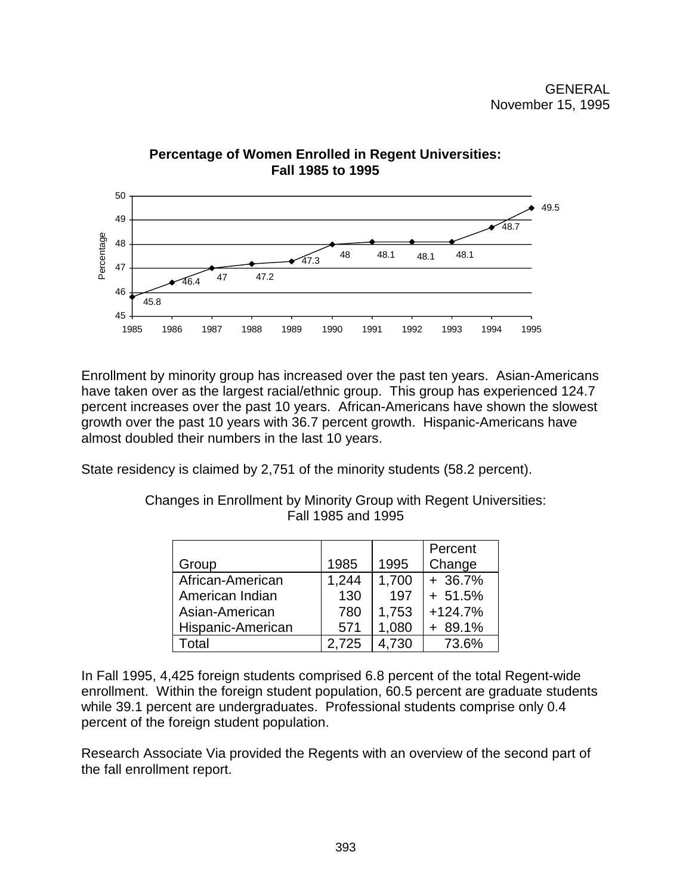GENERAL
November 15, 1995

**Percentage of Women Enrolled in Regent Universities: Fall 1985 to 1995**

| Year | 1985 | 1986 | 1987 | 1988 | 1989 | 1990 | 1991 | 1992 | 1993 | 1994 | 1995 |
|---|---|---|---|---|---|---|---|---|---|---|---|
| Percentage | 45.8 | 46.4 | 47 | 47.2 | 47.3 | 48 | 48.1 | 48.1 | 48.1 | 48.7 | 49.5 |

Enrollment by minority group has increased over the past ten years. Asian-Americans have taken over as the largest racial/ethnic group. This group has experienced 124.7 percent increases over the past 10 years. African-Americans have shown the slowest growth over the past 10 years with 36.7 percent growth. Hispanic-Americans have almost doubled their numbers in the last 10 years.

State residency is claimed by 2,751 of the minority students (58.2 percent).

Changes in Enrollment by Minority Group with Regent Universities: Fall 1985 and 1995

| Group | 1985 | 1995 | Percent Change |
|---|---|---|---|
| African-American | 1,244 | 1,700 | + 36.7% |
| American Indian | 130 | 197 | + 51.5% |
| Asian-American | 780 | 1,753 | +124.7% |
| Hispanic-American | 571 | 1,080 | + 89.1% |
| Total | 2,725 | 4,730 | 73.6% |

In Fall 1995, 4,425 foreign students comprised 6.8 percent of the total Regent-wide enrollment. Within the foreign student population, 60.5 percent are graduate students while 39.1 percent are undergraduates. Professional students comprise only 0.4 percent of the foreign student population.

Research Associate Via provided the Regents with an overview of the second part of the fall enrollment report.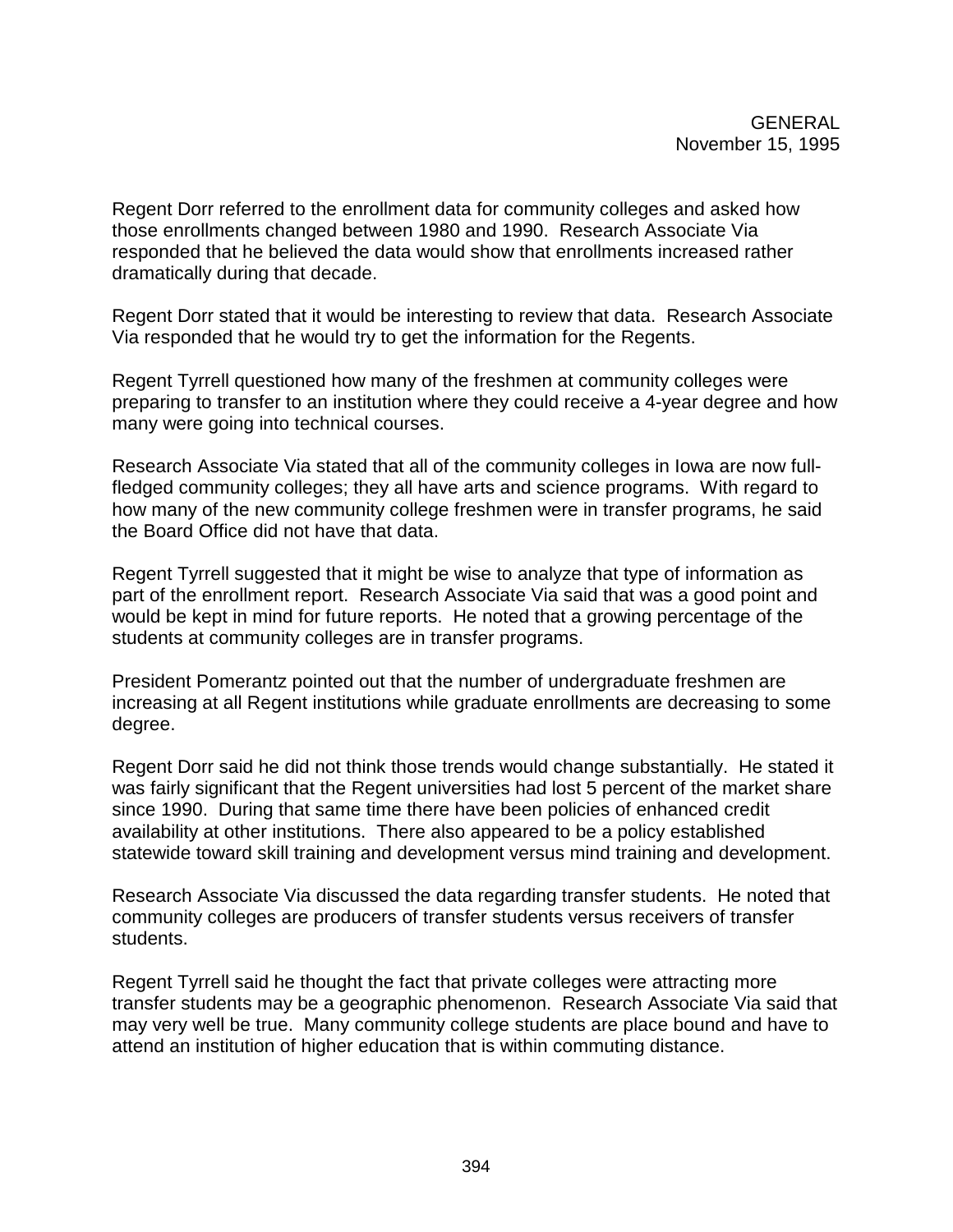Regent Dorr referred to the enrollment data for community colleges and asked how those enrollments changed between 1980 and 1990. Research Associate Via responded that he believed the data would show that enrollments increased rather dramatically during that decade.

Regent Dorr stated that it would be interesting to review that data. Research Associate Via responded that he would try to get the information for the Regents.

Regent Tyrrell questioned how many of the freshmen at community colleges were preparing to transfer to an institution where they could receive a 4-year degree and how many were going into technical courses.

Research Associate Via stated that all of the community colleges in Iowa are now full-fledged community colleges; they all have arts and science programs. With regard to how many of the new community college freshmen were in transfer programs, he said the Board Office did not have that data.

Regent Tyrrell suggested that it might be wise to analyze that type of information as part of the enrollment report. Research Associate Via said that was a good point and would be kept in mind for future reports. He noted that a growing percentage of the students at community colleges are in transfer programs.

President Pomerantz pointed out that the number of undergraduate freshmen are increasing at all Regent institutions while graduate enrollments are decreasing to some degree.

Regent Dorr said he did not think those trends would change substantially. He stated it was fairly significant that the Regent universities had lost 5 percent of the market share since 1990. During that same time there have been policies of enhanced credit availability at other institutions. There also appeared to be a policy established statewide toward skill training and development versus mind training and development.

Research Associate Via discussed the data regarding transfer students. He noted that community colleges are producers of transfer students versus receivers of transfer students.

Regent Tyrrell said he thought the fact that private colleges were attracting more transfer students may be a geographic phenomenon. Research Associate Via said that may very well be true. Many community college students are place bound and have to attend an institution of higher education that is within commuting distance.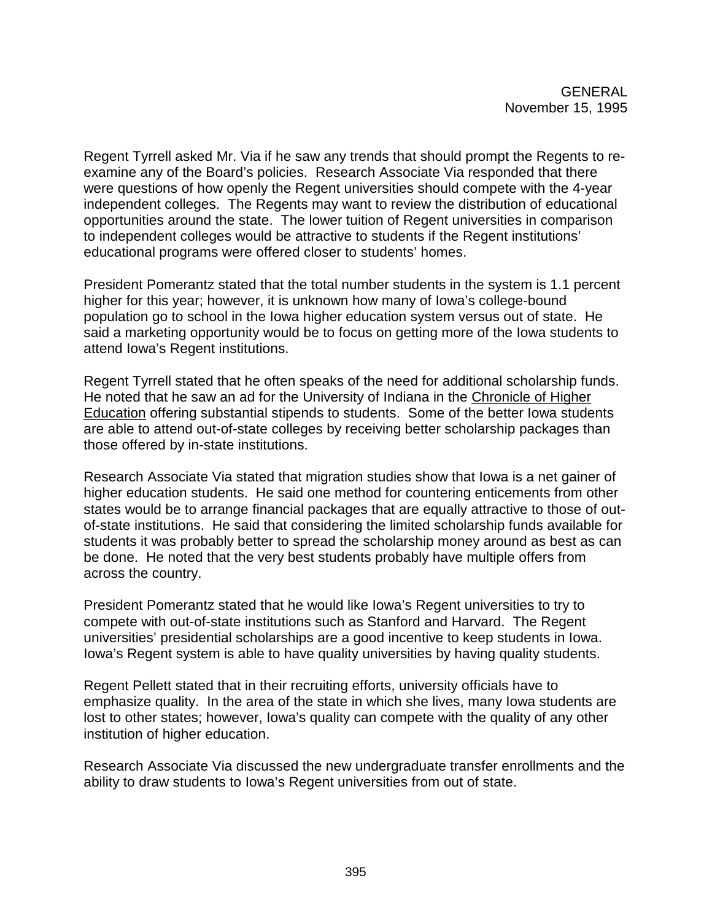Regent Tyrrell asked Mr. Via if he saw any trends that should prompt the Regents to re-examine any of the Board's policies. Research Associate Via responded that there were questions of how openly the Regent universities should compete with the 4-year independent colleges. The Regents may want to review the distribution of educational opportunities around the state. The lower tuition of Regent universities in comparison to independent colleges would be attractive to students if the Regent institutions' educational programs were offered closer to students' homes.

President Pomerantz stated that the total number students in the system is 1.1 percent higher for this year; however, it is unknown how many of Iowa's college-bound population go to school in the Iowa higher education system versus out of state. He said a marketing opportunity would be to focus on getting more of the Iowa students to attend Iowa's Regent institutions.

Regent Tyrrell stated that he often speaks of the need for additional scholarship funds. He noted that he saw an ad for the University of Indiana in the Chronicle of Higher Education offering substantial stipends to students. Some of the better Iowa students are able to attend out-of-state colleges by receiving better scholarship packages than those offered by in-state institutions.

Research Associate Via stated that migration studies show that Iowa is a net gainer of higher education students. He said one method for countering enticements from other states would be to arrange financial packages that are equally attractive to those of out-of-state institutions. He said that considering the limited scholarship funds available for students it was probably better to spread the scholarship money around as best as can be done. He noted that the very best students probably have multiple offers from across the country.

President Pomerantz stated that he would like Iowa's Regent universities to try to compete with out-of-state institutions such as Stanford and Harvard. The Regent universities' presidential scholarships are a good incentive to keep students in Iowa. Iowa's Regent system is able to have quality universities by having quality students.

Regent Pellett stated that in their recruiting efforts, university officials have to emphasize quality. In the area of the state in which she lives, many Iowa students are lost to other states; however, Iowa's quality can compete with the quality of any other institution of higher education.

Research Associate Via discussed the new undergraduate transfer enrollments and the ability to draw students to Iowa's Regent universities from out of state.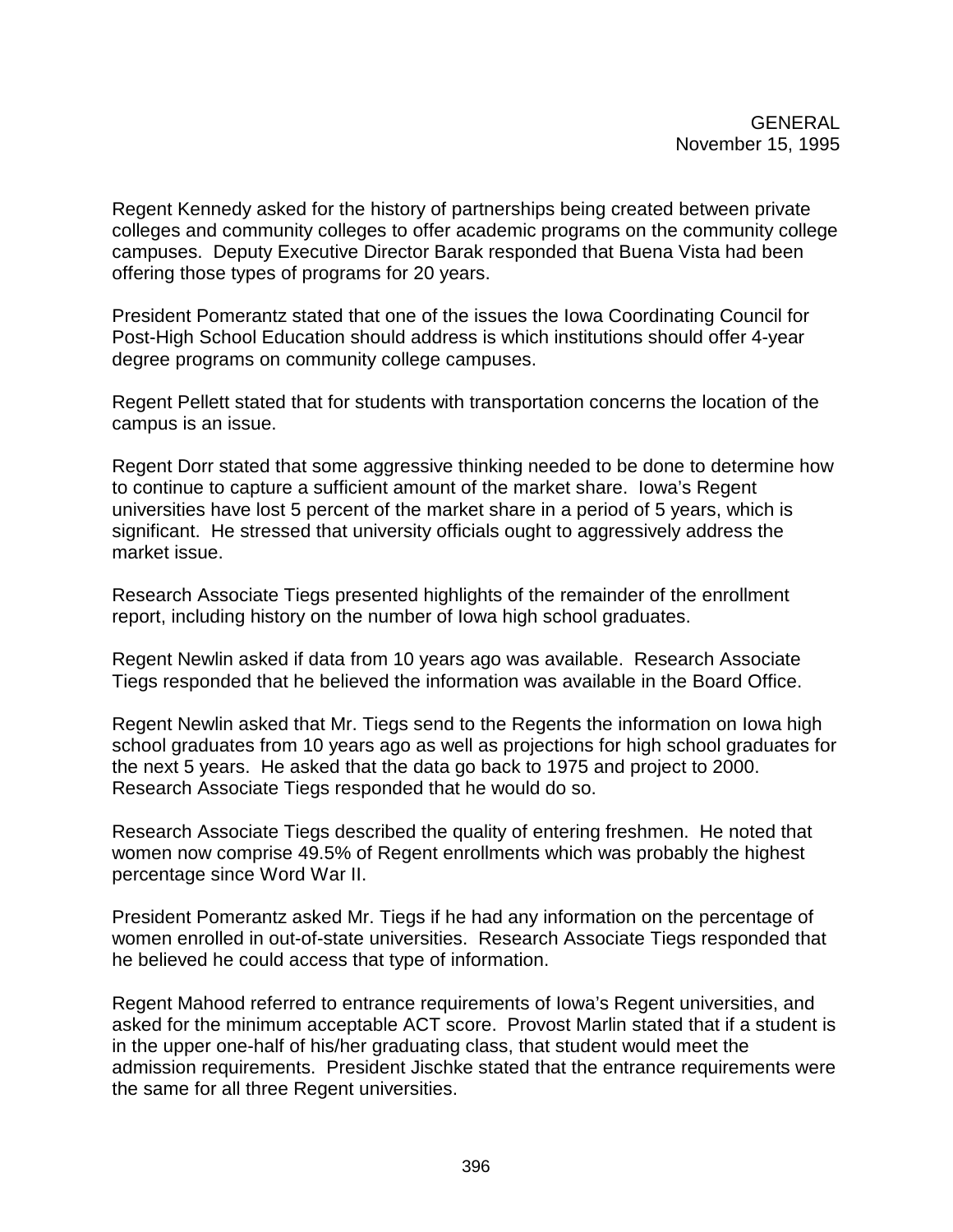Regent Kennedy asked for the history of partnerships being created between private colleges and community colleges to offer academic programs on the community college campuses. Deputy Executive Director Barak responded that Buena Vista had been offering those types of programs for 20 years.

President Pomerantz stated that one of the issues the Iowa Coordinating Council for Post-High School Education should address is which institutions should offer 4-year degree programs on community college campuses.

Regent Pellett stated that for students with transportation concerns the location of the campus is an issue.

Regent Dorr stated that some aggressive thinking needed to be done to determine how to continue to capture a sufficient amount of the market share. Iowa's Regent universities have lost 5 percent of the market share in a period of 5 years, which is significant. He stressed that university officials ought to aggressively address the market issue.

Research Associate Tiegs presented highlights of the remainder of the enrollment report, including history on the number of Iowa high school graduates.

Regent Newlin asked if data from 10 years ago was available. Research Associate Tiegs responded that he believed the information was available in the Board Office.

Regent Newlin asked that Mr. Tiegs send to the Regents the information on Iowa high school graduates from 10 years ago as well as projections for high school graduates for the next 5 years. He asked that the data go back to 1975 and project to 2000. Research Associate Tiegs responded that he would do so.

Research Associate Tiegs described the quality of entering freshmen. He noted that women now comprise 49.5% of Regent enrollments which was probably the highest percentage since Word War II.

President Pomerantz asked Mr. Tiegs if he had any information on the percentage of women enrolled in out-of-state universities. Research Associate Tiegs responded that he believed he could access that type of information.

Regent Mahood referred to entrance requirements of Iowa's Regent universities, and asked for the minimum acceptable ACT score. Provost Marlin stated that if a student is in the upper one-half of his/her graduating class, that student would meet the admission requirements. President Jischke stated that the entrance requirements were the same for all three Regent universities.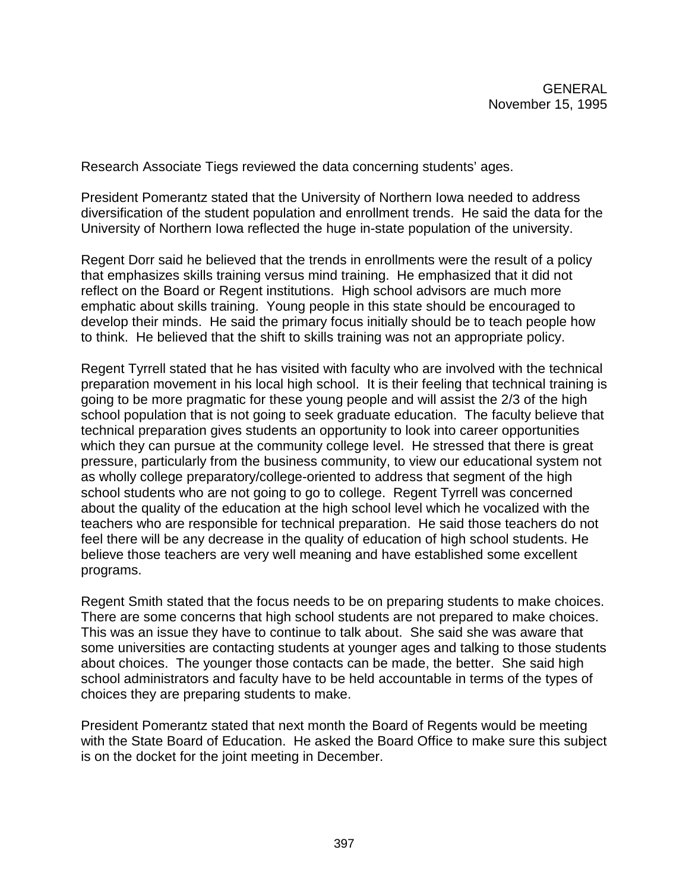Research Associate Tiegs reviewed the data concerning students' ages.

President Pomerantz stated that the University of Northern Iowa needed to address diversification of the student population and enrollment trends. He said the data for the University of Northern Iowa reflected the huge in-state population of the university.

Regent Dorr said he believed that the trends in enrollments were the result of a policy that emphasizes skills training versus mind training. He emphasized that it did not reflect on the Board or Regent institutions. High school advisors are much more emphatic about skills training. Young people in this state should be encouraged to develop their minds. He said the primary focus initially should be to teach people how to think. He believed that the shift to skills training was not an appropriate policy.

Regent Tyrrell stated that he has visited with faculty who are involved with the technical preparation movement in his local high school. It is their feeling that technical training is going to be more pragmatic for these young people and will assist the 2/3 of the high school population that is not going to seek graduate education. The faculty believe that technical preparation gives students an opportunity to look into career opportunities which they can pursue at the community college level. He stressed that there is great pressure, particularly from the business community, to view our educational system not as wholly college preparatory/college-oriented to address that segment of the high school students who are not going to go to college. Regent Tyrrell was concerned about the quality of the education at the high school level which he vocalized with the teachers who are responsible for technical preparation. He said those teachers do not feel there will be any decrease in the quality of education of high school students. He believe those teachers are very well meaning and have established some excellent programs.

Regent Smith stated that the focus needs to be on preparing students to make choices. There are some concerns that high school students are not prepared to make choices. This was an issue they have to continue to talk about. She said she was aware that some universities are contacting students at younger ages and talking to those students about choices. The younger those contacts can be made, the better. She said high school administrators and faculty have to be held accountable in terms of the types of choices they are preparing students to make.

President Pomerantz stated that next month the Board of Regents would be meeting with the State Board of Education. He asked the Board Office to make sure this subject is on the docket for the joint meeting in December.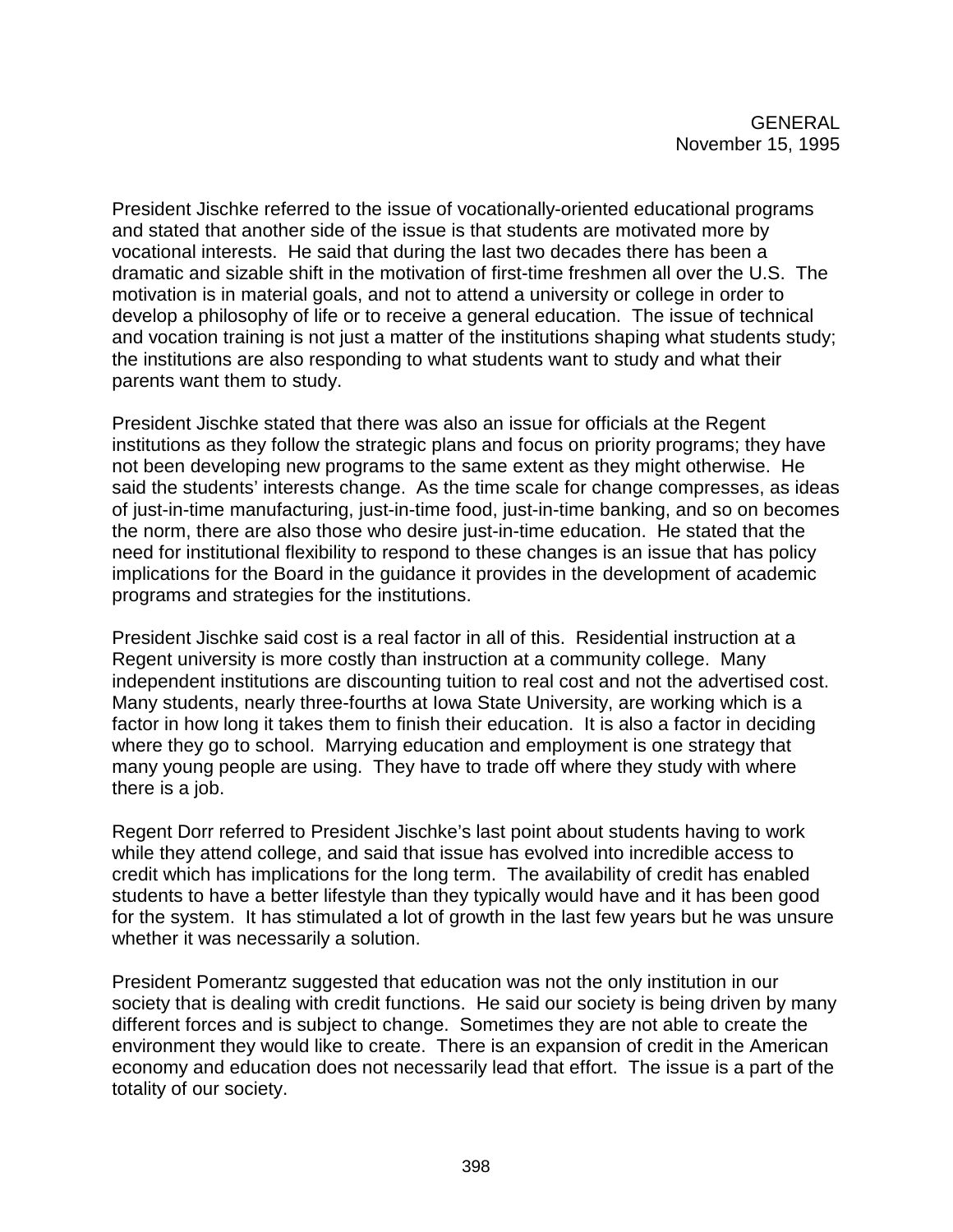President Jischke referred to the issue of vocationally-oriented educational programs and stated that another side of the issue is that students are motivated more by vocational interests. He said that during the last two decades there has been a dramatic and sizable shift in the motivation of first-time freshmen all over the U.S. The motivation is in material goals, and not to attend a university or college in order to develop a philosophy of life or to receive a general education. The issue of technical and vocation training is not just a matter of the institutions shaping what students study; the institutions are also responding to what students want to study and what their parents want them to study.

President Jischke stated that there was also an issue for officials at the Regent institutions as they follow the strategic plans and focus on priority programs; they have not been developing new programs to the same extent as they might otherwise. He said the students' interests change. As the time scale for change compresses, as ideas of just-in-time manufacturing, just-in-time food, just-in-time banking, and so on becomes the norm, there are also those who desire just-in-time education. He stated that the need for institutional flexibility to respond to these changes is an issue that has policy implications for the Board in the guidance it provides in the development of academic programs and strategies for the institutions.

President Jischke said cost is a real factor in all of this. Residential instruction at a Regent university is more costly than instruction at a community college. Many independent institutions are discounting tuition to real cost and not the advertised cost. Many students, nearly three-fourths at Iowa State University, are working which is a factor in how long it takes them to finish their education. It is also a factor in deciding where they go to school. Marrying education and employment is one strategy that many young people are using. They have to trade off where they study with where there is a job.

Regent Dorr referred to President Jischke's last point about students having to work while they attend college, and said that issue has evolved into incredible access to credit which has implications for the long term. The availability of credit has enabled students to have a better lifestyle than they typically would have and it has been good for the system. It has stimulated a lot of growth in the last few years but he was unsure whether it was necessarily a solution.

President Pomerantz suggested that education was not the only institution in our society that is dealing with credit functions. He said our society is being driven by many different forces and is subject to change. Sometimes they are not able to create the environment they would like to create. There is an expansion of credit in the American economy and education does not necessarily lead that effort. The issue is a part of the totality of our society.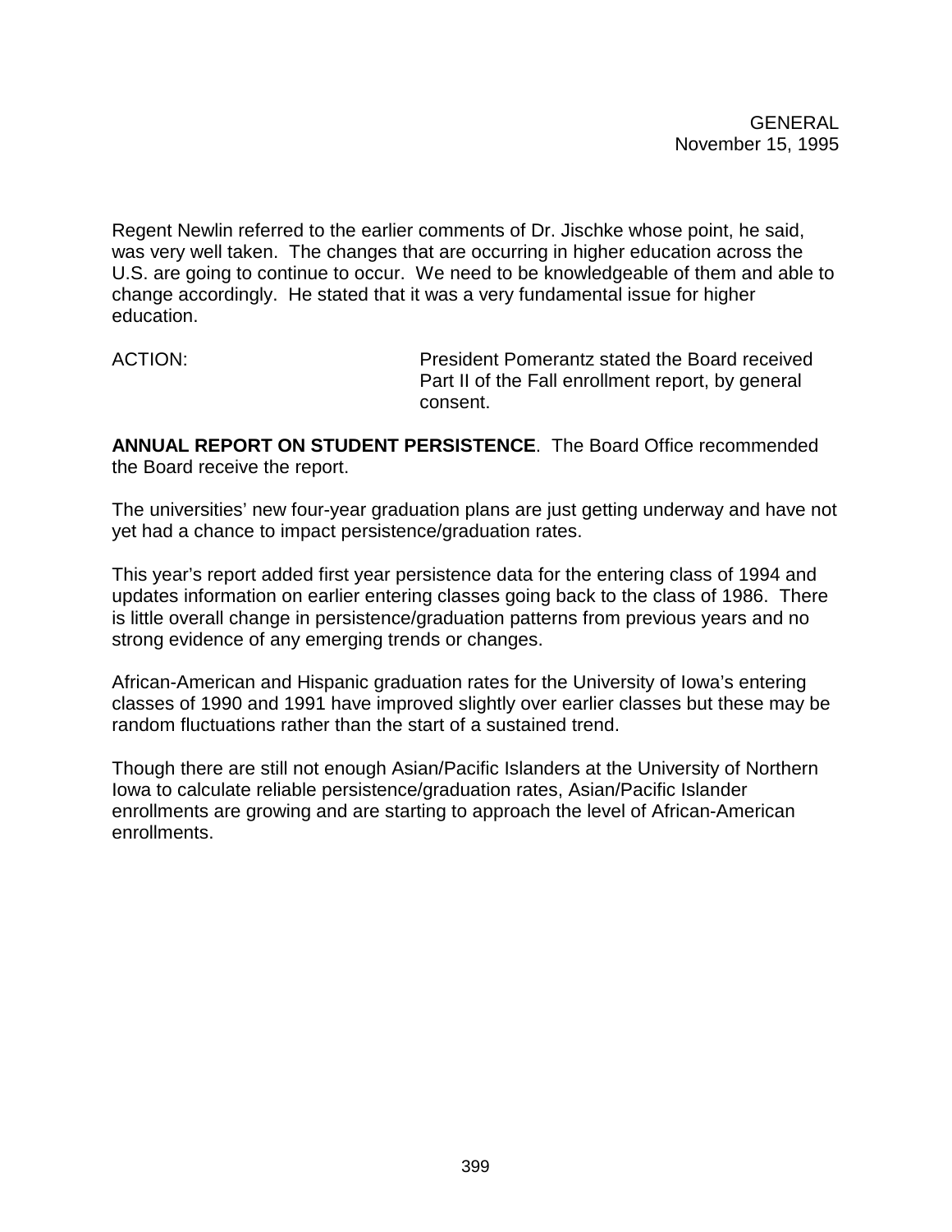Regent Newlin referred to the earlier comments of Dr. Jischke whose point, he said, was very well taken. The changes that are occurring in higher education across the U.S. are going to continue to occur. We need to be knowledgeable of them and able to change accordingly. He stated that it was a very fundamental issue for higher education.

ACTION: President Pomerantz stated the Board received Part II of the Fall enrollment report, by general consent.

**ANNUAL REPORT ON STUDENT PERSISTENCE**. The Board Office recommended the Board receive the report.

The universities' new four-year graduation plans are just getting underway and have not yet had a chance to impact persistence/graduation rates.

This year's report added first year persistence data for the entering class of 1994 and updates information on earlier entering classes going back to the class of 1986. There is little overall change in persistence/graduation patterns from previous years and no strong evidence of any emerging trends or changes.

African-American and Hispanic graduation rates for the University of Iowa's entering classes of 1990 and 1991 have improved slightly over earlier classes but these may be random fluctuations rather than the start of a sustained trend.

Though there are still not enough Asian/Pacific Islanders at the University of Northern Iowa to calculate reliable persistence/graduation rates, Asian/Pacific Islander enrollments are growing and are starting to approach the level of African-American enrollments.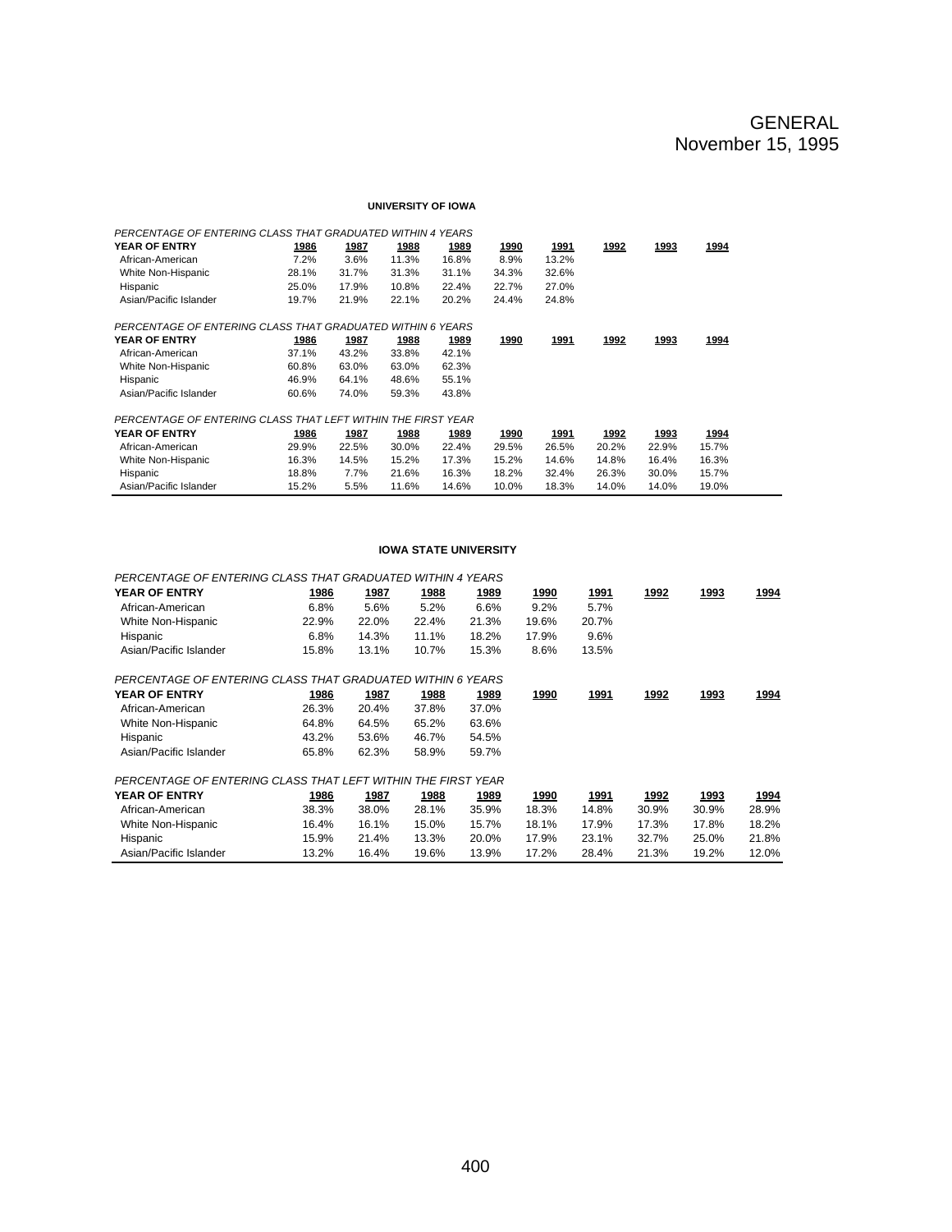GENERAL
November 15, 1995

**UNIVERSITY OF IOWA**

| *PERCENTAGE OF ENTERING CLASS THAT GRADUATED WITHIN 4 YEARS* | | | | | | | | | |
|---|---|---|---|---|---|---|---|---|---|
| **YEAR OF ENTRY** | **1986** | **1987** | **1988** | **1989** | **1990** | **1991** | **1992** | **1993** | **1994** |
| African-American | 7.2% | 3.6% | 11.3% | 16.8% | 8.9% | 13.2% | | | |
| White Non-Hispanic | 28.1% | 31.7% | 31.3% | 31.1% | 34.3% | 32.6% | | | |
| Hispanic | 25.0% | 17.9% | 10.8% | 22.4% | 22.7% | 27.0% | | | |
| Asian/Pacific Islander | 19.7% | 21.9% | 22.1% | 20.2% | 24.4% | 24.8% | | | |
| *PERCENTAGE OF ENTERING CLASS THAT GRADUATED WITHIN 6 YEARS* | | | | | | | | | |
| **YEAR OF ENTRY** | **1986** | **1987** | **1988** | **1989** | **1990** | **1991** | **1992** | **1993** | **1994** |
| African-American | 37.1% | 43.2% | 33.8% | 42.1% | | | | | |
| White Non-Hispanic | 60.8% | 63.0% | 63.0% | 62.3% | | | | | |
| Hispanic | 46.9% | 64.1% | 48.6% | 55.1% | | | | | |
| Asian/Pacific Islander | 60.6% | 74.0% | 59.3% | 43.8% | | | | | |
| *PERCENTAGE OF ENTERING CLASS THAT LEFT WITHIN THE FIRST YEAR* | | | | | | | | | |
| **YEAR OF ENTRY** | **1986** | **1987** | **1988** | **1989** | **1990** | **1991** | **1992** | **1993** | **1994** |
| African-American | 29.9% | 22.5% | 30.0% | 22.4% | 29.5% | 26.5% | 20.2% | 22.9% | 15.7% |
| White Non-Hispanic | 16.3% | 14.5% | 15.2% | 17.3% | 15.2% | 14.6% | 14.8% | 16.4% | 16.3% |
| Hispanic | 18.8% | 7.7% | 21.6% | 16.3% | 18.2% | 32.4% | 26.3% | 30.0% | 15.7% |
| Asian/Pacific Islander | 15.2% | 5.5% | 11.6% | 14.6% | 10.0% | 18.3% | 14.0% | 14.0% | 19.0% |

**IOWA STATE UNIVERSITY**

| *PERCENTAGE OF ENTERING CLASS THAT GRADUATED WITHIN 4 YEARS* | | | | | | | | | |
|---|---|---|---|---|---|---|---|---|---|
| **YEAR OF ENTRY** | **1986** | **1987** | **1988** | **1989** | **1990** | **1991** | **1992** | **1993** | **1994** |
| African-American | 6.8% | 5.6% | 5.2% | 6.6% | 9.2% | 5.7% | | | |
| White Non-Hispanic | 22.9% | 22.0% | 22.4% | 21.3% | 19.6% | 20.7% | | | |
| Hispanic | 6.8% | 14.3% | 11.1% | 18.2% | 17.9% | 9.6% | | | |
| Asian/Pacific Islander | 15.8% | 13.1% | 10.7% | 15.3% | 8.6% | 13.5% | | | |
| *PERCENTAGE OF ENTERING CLASS THAT GRADUATED WITHIN 6 YEARS* | | | | | | | | | |
| **YEAR OF ENTRY** | **1986** | **1987** | **1988** | **1989** | **1990** | **1991** | **1992** | **1993** | **1994** |
| African-American | 26.3% | 20.4% | 37.8% | 37.0% | | | | | |
| White Non-Hispanic | 64.8% | 64.5% | 65.2% | 63.6% | | | | | |
| Hispanic | 43.2% | 53.6% | 46.7% | 54.5% | | | | | |
| Asian/Pacific Islander | 65.8% | 62.3% | 58.9% | 59.7% | | | | | |
| *PERCENTAGE OF ENTERING CLASS THAT LEFT WITHIN THE FIRST YEAR* | | | | | | | | | |
| **YEAR OF ENTRY** | **1986** | **1987** | **1988** | **1989** | **1990** | **1991** | **1992** | **1993** | **1994** |
| African-American | 38.3% | 38.0% | 28.1% | 35.9% | 18.3% | 14.8% | 30.9% | 30.9% | 28.9% |
| White Non-Hispanic | 16.4% | 16.1% | 15.0% | 15.7% | 18.1% | 17.9% | 17.3% | 17.8% | 18.2% |
| Hispanic | 15.9% | 21.4% | 13.3% | 20.0% | 17.9% | 23.1% | 32.7% | 25.0% | 21.8% |
| Asian/Pacific Islander | 13.2% | 16.4% | 19.6% | 13.9% | 17.2% | 28.4% | 21.3% | 19.2% | 12.0% |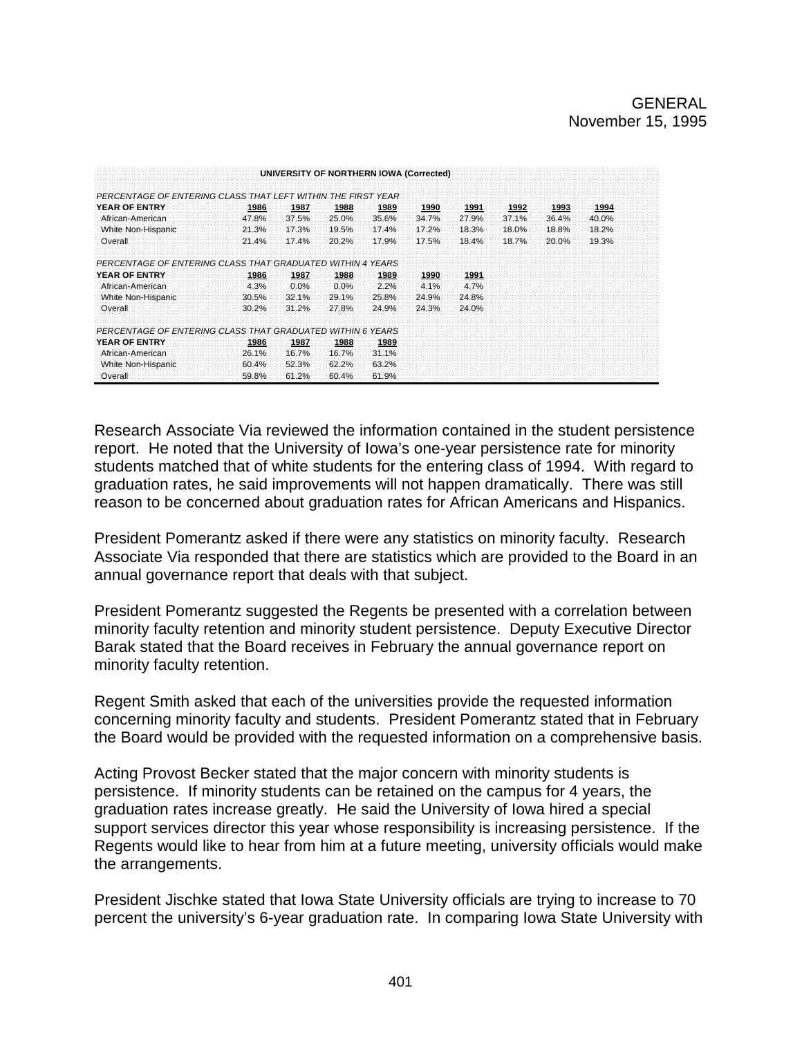GENERAL
November 15, 1995

**UNIVERSITY OF NORTHERN IOWA (Corrected)**

*PERCENTAGE OF ENTERING CLASS THAT LEFT WITHIN THE FIRST YEAR*

| YEAR OF ENTRY | 1986 | 1987 | 1988 | 1989 | 1990 | 1991 | 1992 | 1993 | 1994 |
|---|---|---|---|---|---|---|---|---|---|
| African-American | 47.8% | 37.5% | 25.0% | 35.6% | 34.7% | 27.9% | 37.1% | 36.4% | 40.0% |
| White Non-Hispanic | 21.3% | 17.3% | 19.5% | 17.4% | 17.2% | 18.3% | 18.0% | 18.8% | 18.2% |
| Overall | 21.4% | 17.4% | 20.2% | 17.9% | 17.5% | 18.4% | 18.7% | 20.0% | 19.3% |

*PERCENTAGE OF ENTERING CLASS THAT GRADUATED WITHIN 4 YEARS*

| YEAR OF ENTRY | 1986 | 1987 | 1988 | 1989 | 1990 | 1991 |
|---|---|---|---|---|---|---|
| African-American | 4.3% | 0.0% | 0.0% | 2.2% | 4.1% | 4.7% |
| White Non-Hispanic | 30.5% | 32.1% | 29.1% | 25.8% | 24.9% | 24.8% |
| Overall | 30.2% | 31.2% | 27.8% | 24.9% | 24.3% | 24.0% |

*PERCENTAGE OF ENTERING CLASS THAT GRADUATED WITHIN 6 YEARS*

| YEAR OF ENTRY | 1986 | 1987 | 1988 | 1989 |
|---|---|---|---|---|
| African-American | 26.1% | 16.7% | 16.7% | 31.1% |
| White Non-Hispanic | 60.4% | 52.3% | 62.2% | 63.2% |
| Overall | 59.8% | 61.2% | 60.4% | 61.9% |

Research Associate Via reviewed the information contained in the student persistence report. He noted that the University of Iowa's one-year persistence rate for minority students matched that of white students for the entering class of 1994. With regard to graduation rates, he said improvements will not happen dramatically. There was still reason to be concerned about graduation rates for African Americans and Hispanics.

President Pomerantz asked if there were any statistics on minority faculty. Research Associate Via responded that there are statistics which are provided to the Board in an annual governance report that deals with that subject.

President Pomerantz suggested the Regents be presented with a correlation between minority faculty retention and minority student persistence. Deputy Executive Director Barak stated that the Board receives in February the annual governance report on minority faculty retention.

Regent Smith asked that each of the universities provide the requested information concerning minority faculty and students. President Pomerantz stated that in February the Board would be provided with the requested information on a comprehensive basis.

Acting Provost Becker stated that the major concern with minority students is persistence. If minority students can be retained on the campus for 4 years, the graduation rates increase greatly. He said the University of Iowa hired a special support services director this year whose responsibility is increasing persistence. If the Regents would like to hear from him at a future meeting, university officials would make the arrangements.

President Jischke stated that Iowa State University officials are trying to increase to 70 percent the university's 6-year graduation rate. In comparing Iowa State University with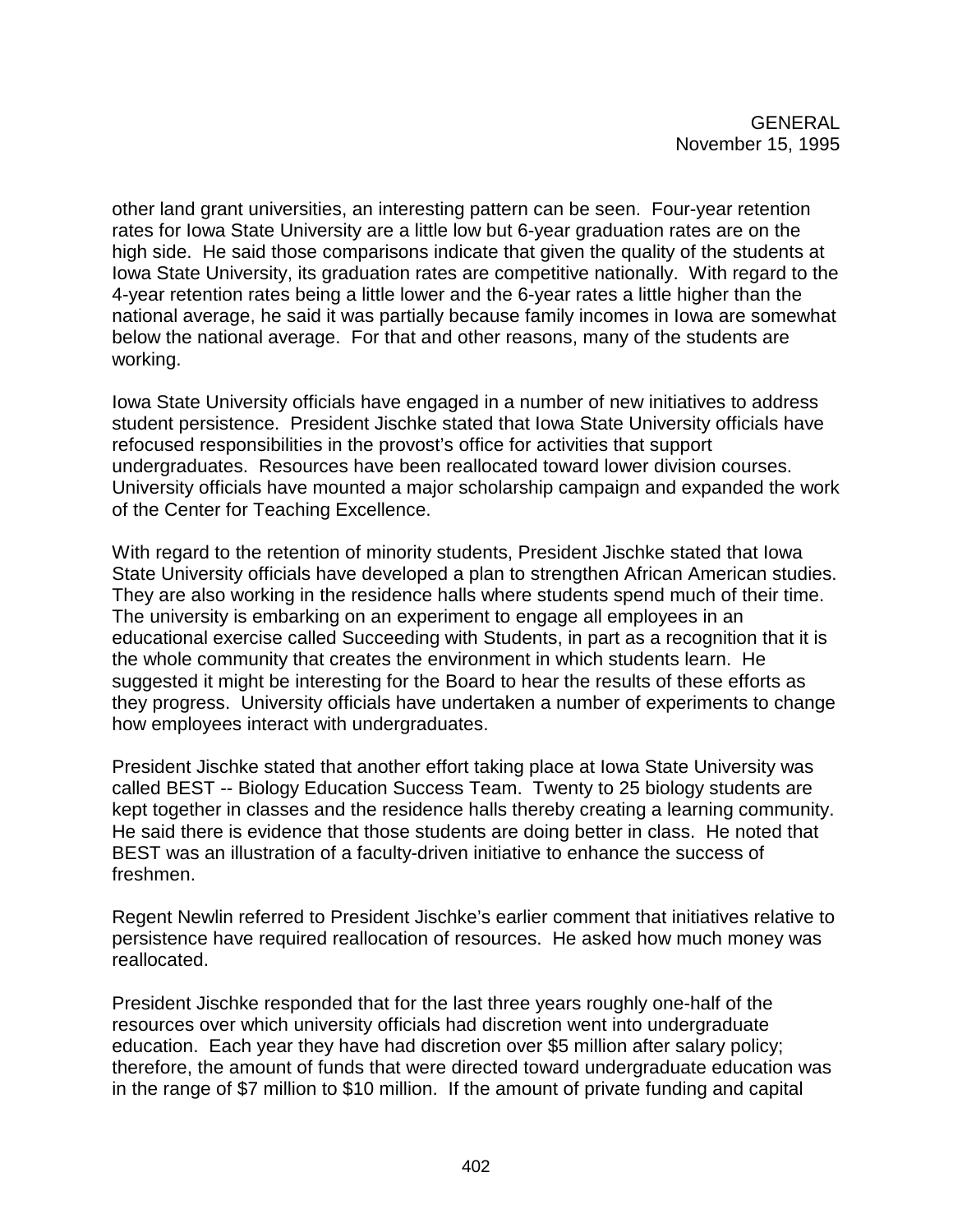other land grant universities, an interesting pattern can be seen. Four-year retention rates for Iowa State University are a little low but 6-year graduation rates are on the high side. He said those comparisons indicate that given the quality of the students at Iowa State University, its graduation rates are competitive nationally. With regard to the 4-year retention rates being a little lower and the 6-year rates a little higher than the national average, he said it was partially because family incomes in Iowa are somewhat below the national average. For that and other reasons, many of the students are working.

Iowa State University officials have engaged in a number of new initiatives to address student persistence. President Jischke stated that Iowa State University officials have refocused responsibilities in the provost's office for activities that support undergraduates. Resources have been reallocated toward lower division courses. University officials have mounted a major scholarship campaign and expanded the work of the Center for Teaching Excellence.

With regard to the retention of minority students, President Jischke stated that Iowa State University officials have developed a plan to strengthen African American studies. They are also working in the residence halls where students spend much of their time. The university is embarking on an experiment to engage all employees in an educational exercise called Succeeding with Students, in part as a recognition that it is the whole community that creates the environment in which students learn. He suggested it might be interesting for the Board to hear the results of these efforts as they progress. University officials have undertaken a number of experiments to change how employees interact with undergraduates.

President Jischke stated that another effort taking place at Iowa State University was called BEST -- Biology Education Success Team. Twenty to 25 biology students are kept together in classes and the residence halls thereby creating a learning community. He said there is evidence that those students are doing better in class. He noted that BEST was an illustration of a faculty-driven initiative to enhance the success of freshmen.

Regent Newlin referred to President Jischke's earlier comment that initiatives relative to persistence have required reallocation of resources. He asked how much money was reallocated.

President Jischke responded that for the last three years roughly one-half of the resources over which university officials had discretion went into undergraduate education. Each year they have had discretion over $5 million after salary policy; therefore, the amount of funds that were directed toward undergraduate education was in the range of $7 million to $10 million. If the amount of private funding and capital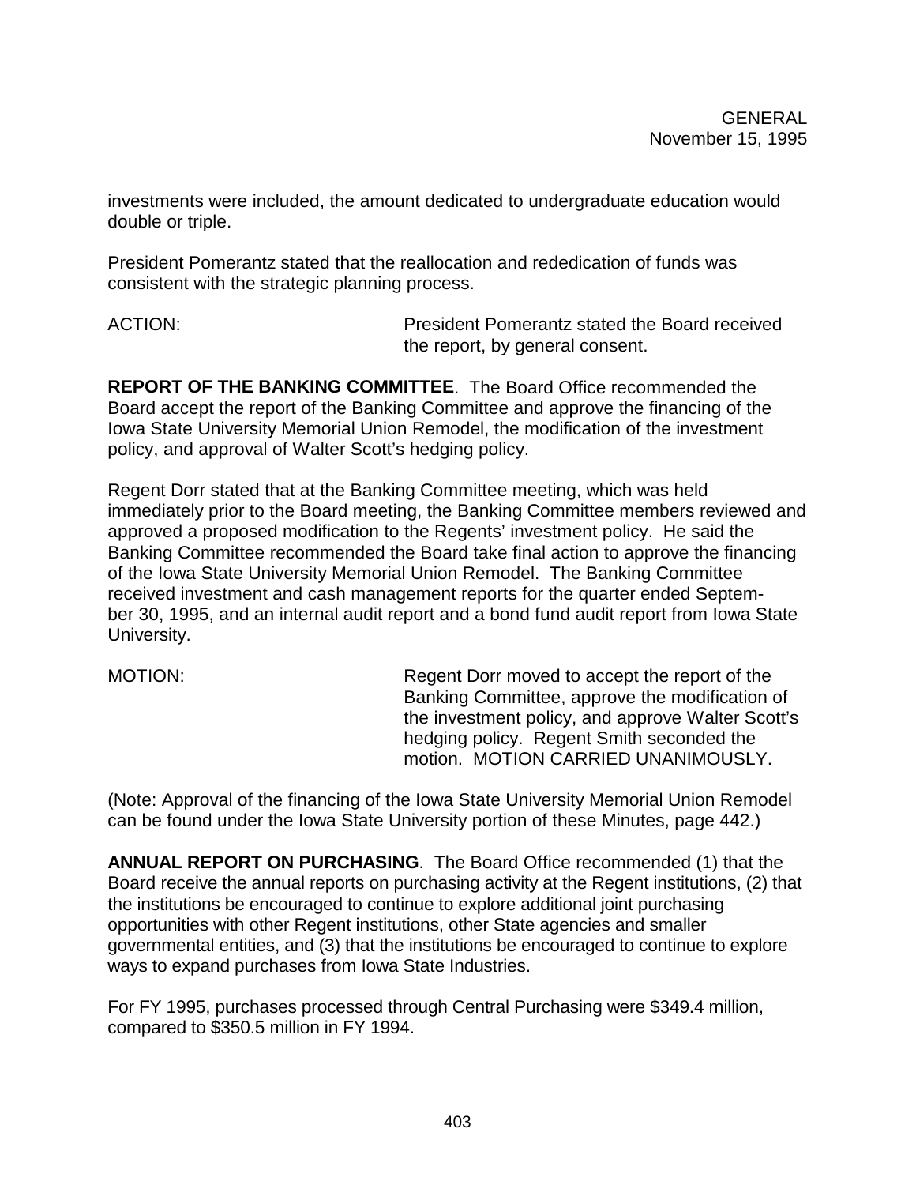investments were included, the amount dedicated to undergraduate education would double or triple.

President Pomerantz stated that the reallocation and rededication of funds was consistent with the strategic planning process.

ACTION: President Pomerantz stated the Board received the report, by general consent.

**REPORT OF THE BANKING COMMITTEE**. The Board Office recommended the Board accept the report of the Banking Committee and approve the financing of the Iowa State University Memorial Union Remodel, the modification of the investment policy, and approval of Walter Scott's hedging policy.

Regent Dorr stated that at the Banking Committee meeting, which was held immediately prior to the Board meeting, the Banking Committee members reviewed and approved a proposed modification to the Regents' investment policy. He said the Banking Committee recommended the Board take final action to approve the financing of the Iowa State University Memorial Union Remodel. The Banking Committee received investment and cash management reports for the quarter ended September 30, 1995, and an internal audit report and a bond fund audit report from Iowa State University.

MOTION: Regent Dorr moved to accept the report of the Banking Committee, approve the modification of the investment policy, and approve Walter Scott's hedging policy. Regent Smith seconded the motion. MOTION CARRIED UNANIMOUSLY.

(Note: Approval of the financing of the Iowa State University Memorial Union Remodel can be found under the Iowa State University portion of these Minutes, page 442.)

**ANNUAL REPORT ON PURCHASING**. The Board Office recommended (1) that the Board receive the annual reports on purchasing activity at the Regent institutions, (2) that the institutions be encouraged to continue to explore additional joint purchasing opportunities with other Regent institutions, other State agencies and smaller governmental entities, and (3) that the institutions be encouraged to continue to explore ways to expand purchases from Iowa State Industries.

For FY 1995, purchases processed through Central Purchasing were $349.4 million, compared to $350.5 million in FY 1994.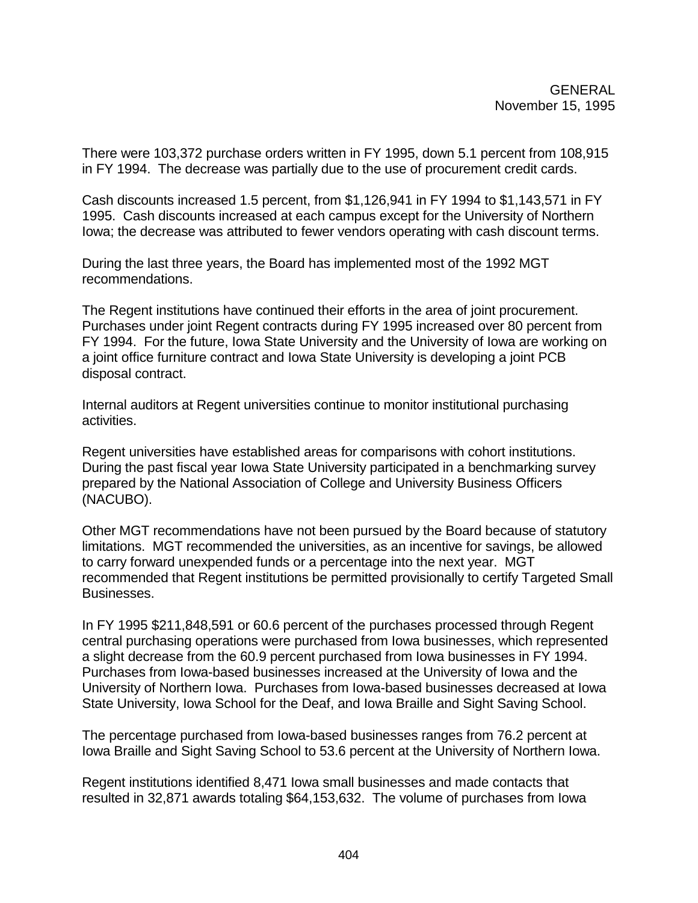GENERAL
November 15, 1995

There were 103,372 purchase orders written in FY 1995, down 5.1 percent from 108,915 in FY 1994. The decrease was partially due to the use of procurement credit cards.

Cash discounts increased 1.5 percent, from $1,126,941 in FY 1994 to $1,143,571 in FY 1995. Cash discounts increased at each campus except for the University of Northern Iowa; the decrease was attributed to fewer vendors operating with cash discount terms.

During the last three years, the Board has implemented most of the 1992 MGT recommendations.

The Regent institutions have continued their efforts in the area of joint procurement. Purchases under joint Regent contracts during FY 1995 increased over 80 percent from FY 1994. For the future, Iowa State University and the University of Iowa are working on a joint office furniture contract and Iowa State University is developing a joint PCB disposal contract.

Internal auditors at Regent universities continue to monitor institutional purchasing activities.

Regent universities have established areas for comparisons with cohort institutions. During the past fiscal year Iowa State University participated in a benchmarking survey prepared by the National Association of College and University Business Officers (NACUBO).

Other MGT recommendations have not been pursued by the Board because of statutory limitations. MGT recommended the universities, as an incentive for savings, be allowed to carry forward unexpended funds or a percentage into the next year. MGT recommended that Regent institutions be permitted provisionally to certify Targeted Small Businesses.

In FY 1995 $211,848,591 or 60.6 percent of the purchases processed through Regent central purchasing operations were purchased from Iowa businesses, which represented a slight decrease from the 60.9 percent purchased from Iowa businesses in FY 1994. Purchases from Iowa-based businesses increased at the University of Iowa and the University of Northern Iowa. Purchases from Iowa-based businesses decreased at Iowa State University, Iowa School for the Deaf, and Iowa Braille and Sight Saving School.

The percentage purchased from Iowa-based businesses ranges from 76.2 percent at Iowa Braille and Sight Saving School to 53.6 percent at the University of Northern Iowa.

Regent institutions identified 8,471 Iowa small businesses and made contacts that resulted in 32,871 awards totaling $64,153,632. The volume of purchases from Iowa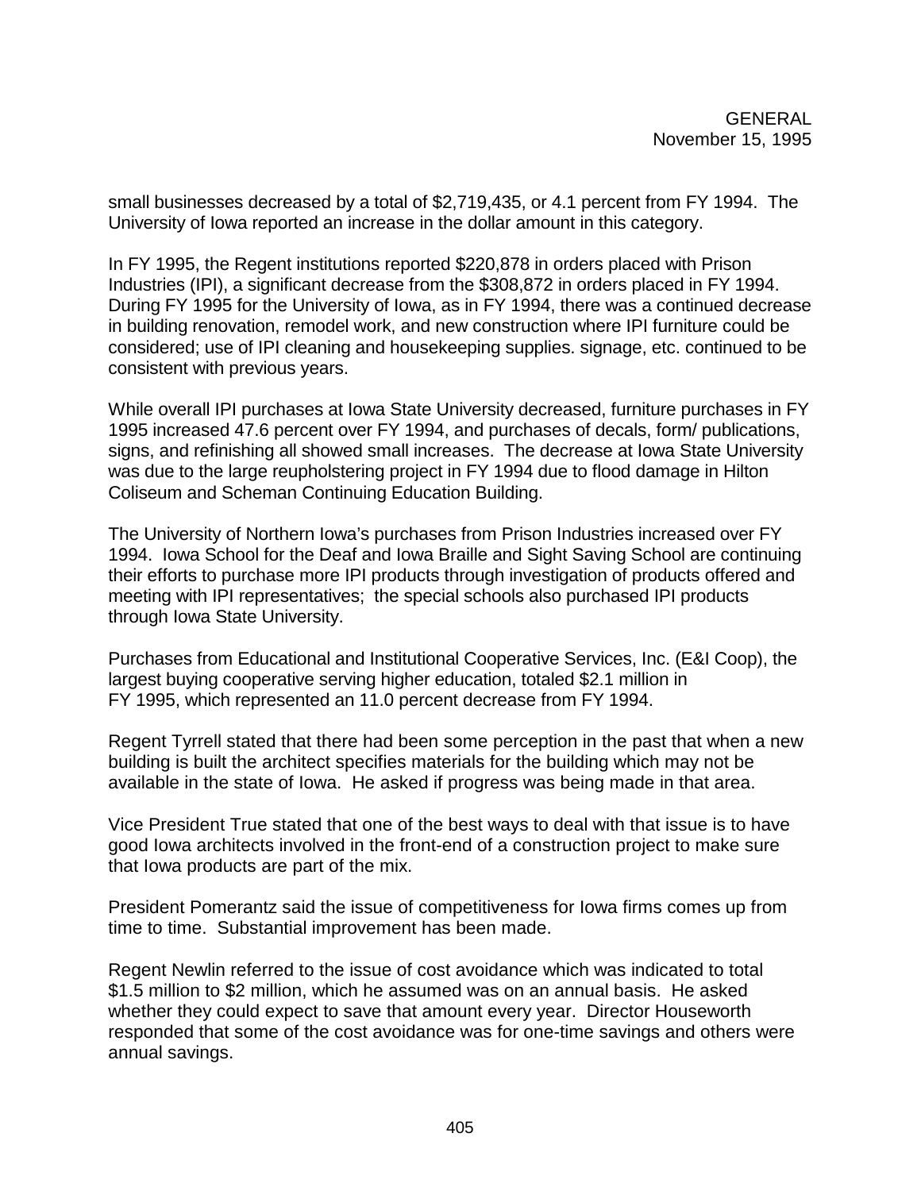small businesses decreased by a total of $2,719,435, or 4.1 percent from FY 1994. The University of Iowa reported an increase in the dollar amount in this category.

In FY 1995, the Regent institutions reported $220,878 in orders placed with Prison Industries (IPI), a significant decrease from the $308,872 in orders placed in FY 1994. During FY 1995 for the University of Iowa, as in FY 1994, there was a continued decrease in building renovation, remodel work, and new construction where IPI furniture could be considered; use of IPI cleaning and housekeeping supplies. signage, etc. continued to be consistent with previous years.

While overall IPI purchases at Iowa State University decreased, furniture purchases in FY 1995 increased 47.6 percent over FY 1994, and purchases of decals, form/ publications, signs, and refinishing all showed small increases. The decrease at Iowa State University was due to the large reupholstering project in FY 1994 due to flood damage in Hilton Coliseum and Scheman Continuing Education Building.

The University of Northern Iowa's purchases from Prison Industries increased over FY 1994. Iowa School for the Deaf and Iowa Braille and Sight Saving School are continuing their efforts to purchase more IPI products through investigation of products offered and meeting with IPI representatives; the special schools also purchased IPI products through Iowa State University.

Purchases from Educational and Institutional Cooperative Services, Inc. (E&I Coop), the largest buying cooperative serving higher education, totaled $2.1 million in FY 1995, which represented an 11.0 percent decrease from FY 1994.

Regent Tyrrell stated that there had been some perception in the past that when a new building is built the architect specifies materials for the building which may not be available in the state of Iowa. He asked if progress was being made in that area.

Vice President True stated that one of the best ways to deal with that issue is to have good Iowa architects involved in the front-end of a construction project to make sure that Iowa products are part of the mix.

President Pomerantz said the issue of competitiveness for Iowa firms comes up from time to time. Substantial improvement has been made.

Regent Newlin referred to the issue of cost avoidance which was indicated to total $1.5 million to $2 million, which he assumed was on an annual basis. He asked whether they could expect to save that amount every year. Director Houseworth responded that some of the cost avoidance was for one-time savings and others were annual savings.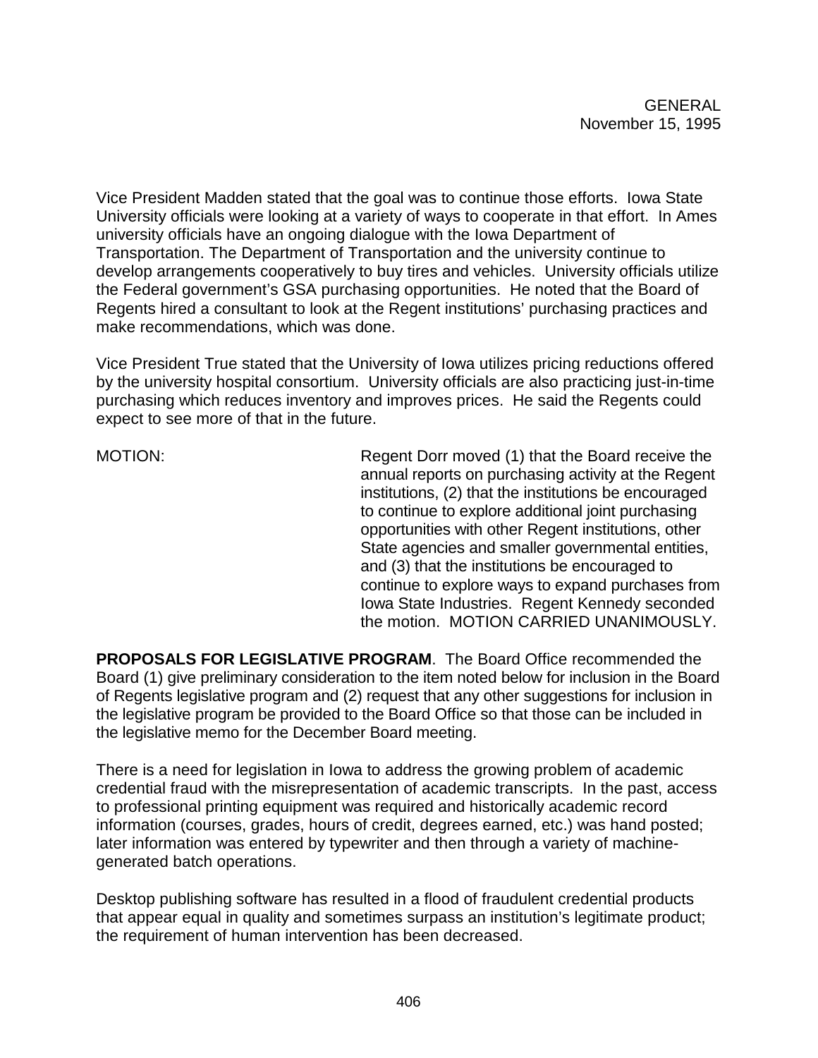Vice President Madden stated that the goal was to continue those efforts. Iowa State University officials were looking at a variety of ways to cooperate in that effort. In Ames university officials have an ongoing dialogue with the Iowa Department of Transportation. The Department of Transportation and the university continue to develop arrangements cooperatively to buy tires and vehicles. University officials utilize the Federal government's GSA purchasing opportunities. He noted that the Board of Regents hired a consultant to look at the Regent institutions' purchasing practices and make recommendations, which was done.

Vice President True stated that the University of Iowa utilizes pricing reductions offered by the university hospital consortium. University officials are also practicing just-in-time purchasing which reduces inventory and improves prices. He said the Regents could expect to see more of that in the future.

MOTION: Regent Dorr moved (1) that the Board receive the annual reports on purchasing activity at the Regent institutions, (2) that the institutions be encouraged to continue to explore additional joint purchasing opportunities with other Regent institutions, other State agencies and smaller governmental entities, and (3) that the institutions be encouraged to continue to explore ways to expand purchases from Iowa State Industries. Regent Kennedy seconded the motion. MOTION CARRIED UNANIMOUSLY.

**PROPOSALS FOR LEGISLATIVE PROGRAM**. The Board Office recommended the Board (1) give preliminary consideration to the item noted below for inclusion in the Board of Regents legislative program and (2) request that any other suggestions for inclusion in the legislative program be provided to the Board Office so that those can be included in the legislative memo for the December Board meeting.

There is a need for legislation in Iowa to address the growing problem of academic credential fraud with the misrepresentation of academic transcripts. In the past, access to professional printing equipment was required and historically academic record information (courses, grades, hours of credit, degrees earned, etc.) was hand posted; later information was entered by typewriter and then through a variety of machine-generated batch operations.

Desktop publishing software has resulted in a flood of fraudulent credential products that appear equal in quality and sometimes surpass an institution's legitimate product; the requirement of human intervention has been decreased.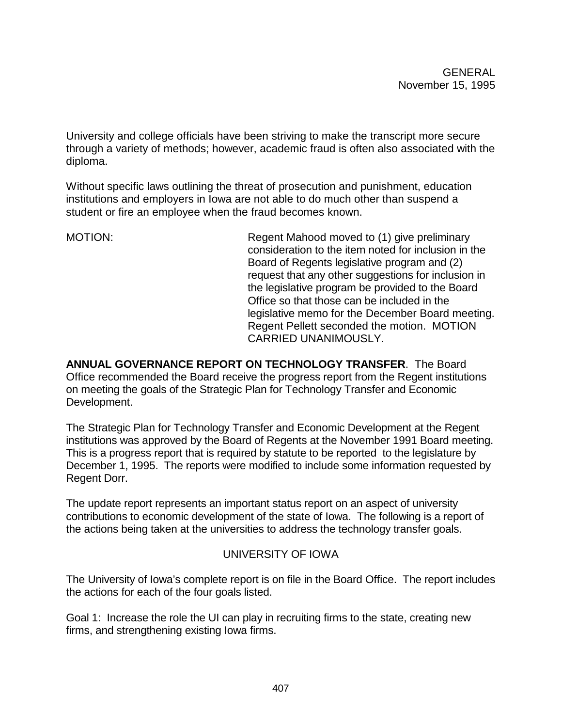University and college officials have been striving to make the transcript more secure through a variety of methods; however, academic fraud is often also associated with the diploma.

Without specific laws outlining the threat of prosecution and punishment, education institutions and employers in Iowa are not able to do much other than suspend a student or fire an employee when the fraud becomes known.

MOTION: Regent Mahood moved to (1) give preliminary consideration to the item noted for inclusion in the Board of Regents legislative program and (2) request that any other suggestions for inclusion in the legislative program be provided to the Board Office so that those can be included in the legislative memo for the December Board meeting. Regent Pellett seconded the motion. MOTION CARRIED UNANIMOUSLY.

**ANNUAL GOVERNANCE REPORT ON TECHNOLOGY TRANSFER**. The Board Office recommended the Board receive the progress report from the Regent institutions on meeting the goals of the Strategic Plan for Technology Transfer and Economic Development.

The Strategic Plan for Technology Transfer and Economic Development at the Regent institutions was approved by the Board of Regents at the November 1991 Board meeting. This is a progress report that is required by statute to be reported to the legislature by December 1, 1995. The reports were modified to include some information requested by Regent Dorr.

The update report represents an important status report on an aspect of university contributions to economic development of the state of Iowa. The following is a report of the actions being taken at the universities to address the technology transfer goals.

UNIVERSITY OF IOWA

The University of Iowa's complete report is on file in the Board Office. The report includes the actions for each of the four goals listed.

Goal 1: Increase the role the UI can play in recruiting firms to the state, creating new firms, and strengthening existing Iowa firms.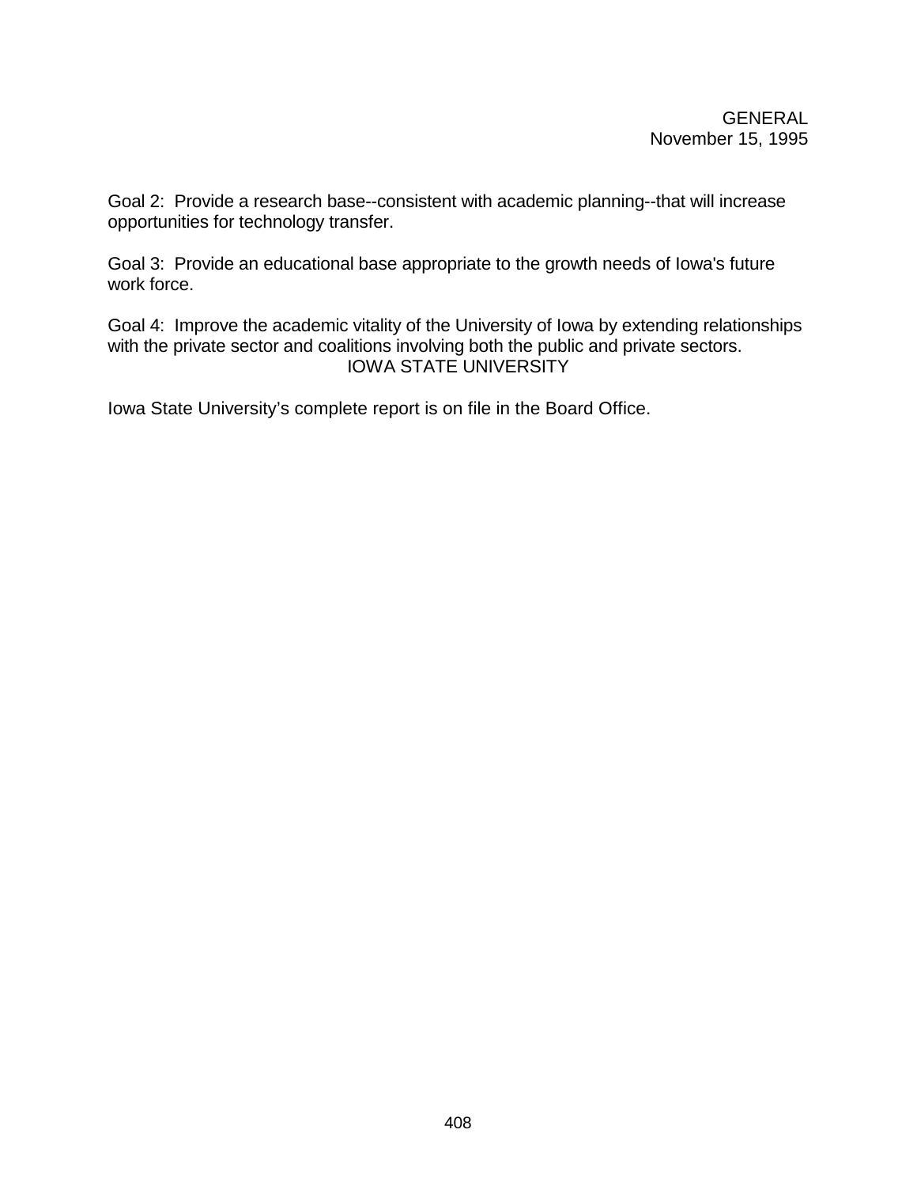Goal 2:  Provide a research base--consistent with academic planning--that will increase opportunities for technology transfer.

Goal 3:  Provide an educational base appropriate to the growth needs of Iowa's future work force.

Goal 4:  Improve the academic vitality of the University of Iowa by extending relationships with the private sector and coalitions involving both the public and private sectors.

## IOWA STATE UNIVERSITY

Iowa State University's complete report is on file in the Board Office.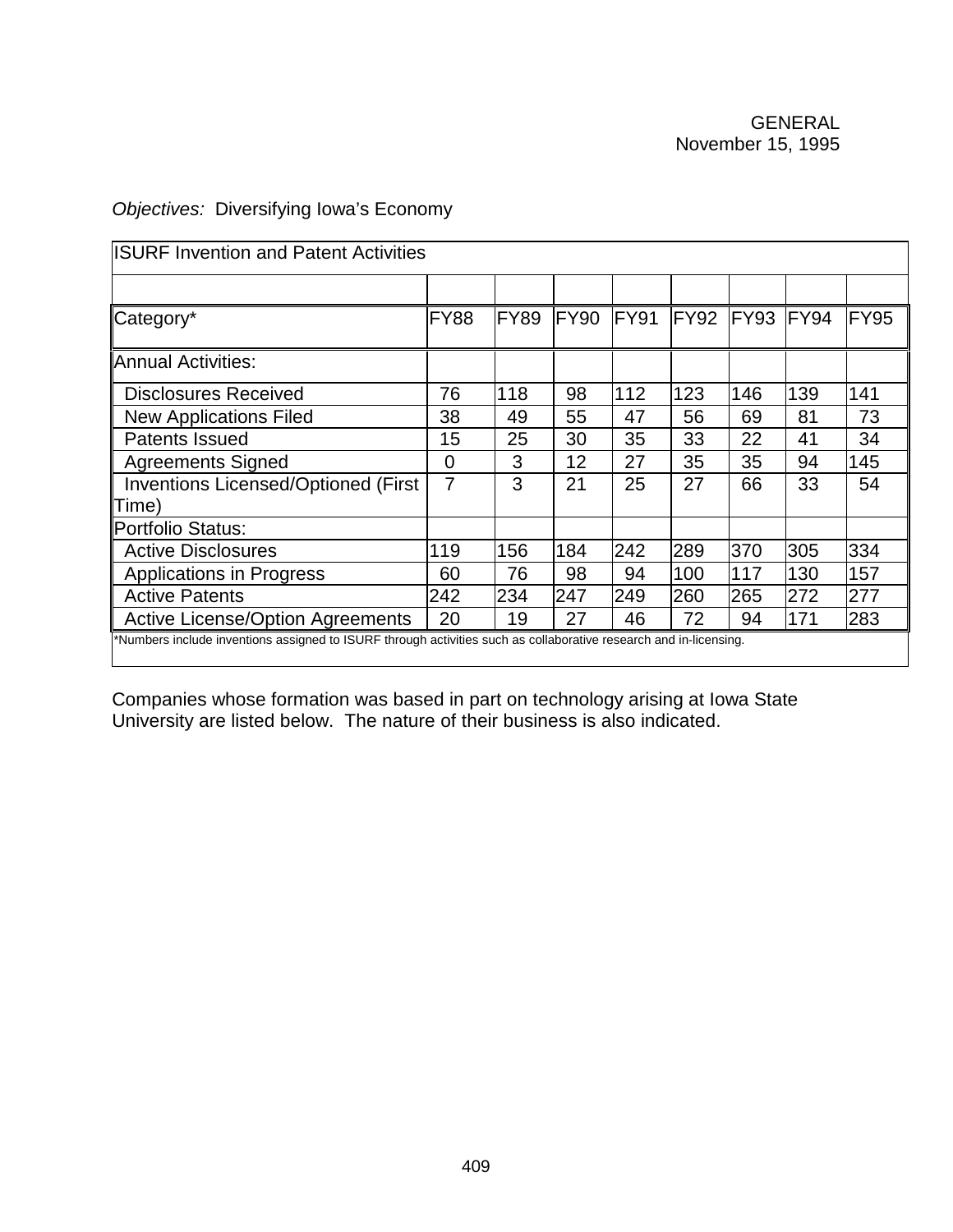GENERAL
November 15, 1995

*Objectives:* Diversifying Iowa's Economy

| ISURF Invention and Patent Activities | | | | | | | | |
|---|---|---|---|---|---|---|---|---|
| Category* | FY88 | FY89 | FY90 | FY91 | FY92 | FY93 | FY94 | FY95 |
| Annual Activities: | | | | | | | | |
| Disclosures Received | 76 | 118 | 98 | 112 | 123 | 146 | 139 | 141 |
| New Applications Filed | 38 | 49 | 55 | 47 | 56 | 69 | 81 | 73 |
| Patents Issued | 15 | 25 | 30 | 35 | 33 | 22 | 41 | 34 |
| Agreements Signed | 0 | 3 | 12 | 27 | 35 | 35 | 94 | 145 |
| Inventions Licensed/Optioned (First Time) | 7 | 3 | 21 | 25 | 27 | 66 | 33 | 54 |
| Portfolio Status: | | | | | | | | |
| Active Disclosures | 119 | 156 | 184 | 242 | 289 | 370 | 305 | 334 |
| Applications in Progress | 60 | 76 | 98 | 94 | 100 | 117 | 130 | 157 |
| Active Patents | 242 | 234 | 247 | 249 | 260 | 265 | 272 | 277 |
| Active License/Option Agreements | 20 | 19 | 27 | 46 | 72 | 94 | 171 | 283 |

*Numbers include inventions assigned to ISURF through activities such as collaborative research and in-licensing.

Companies whose formation was based in part on technology arising at Iowa State University are listed below. The nature of their business is also indicated.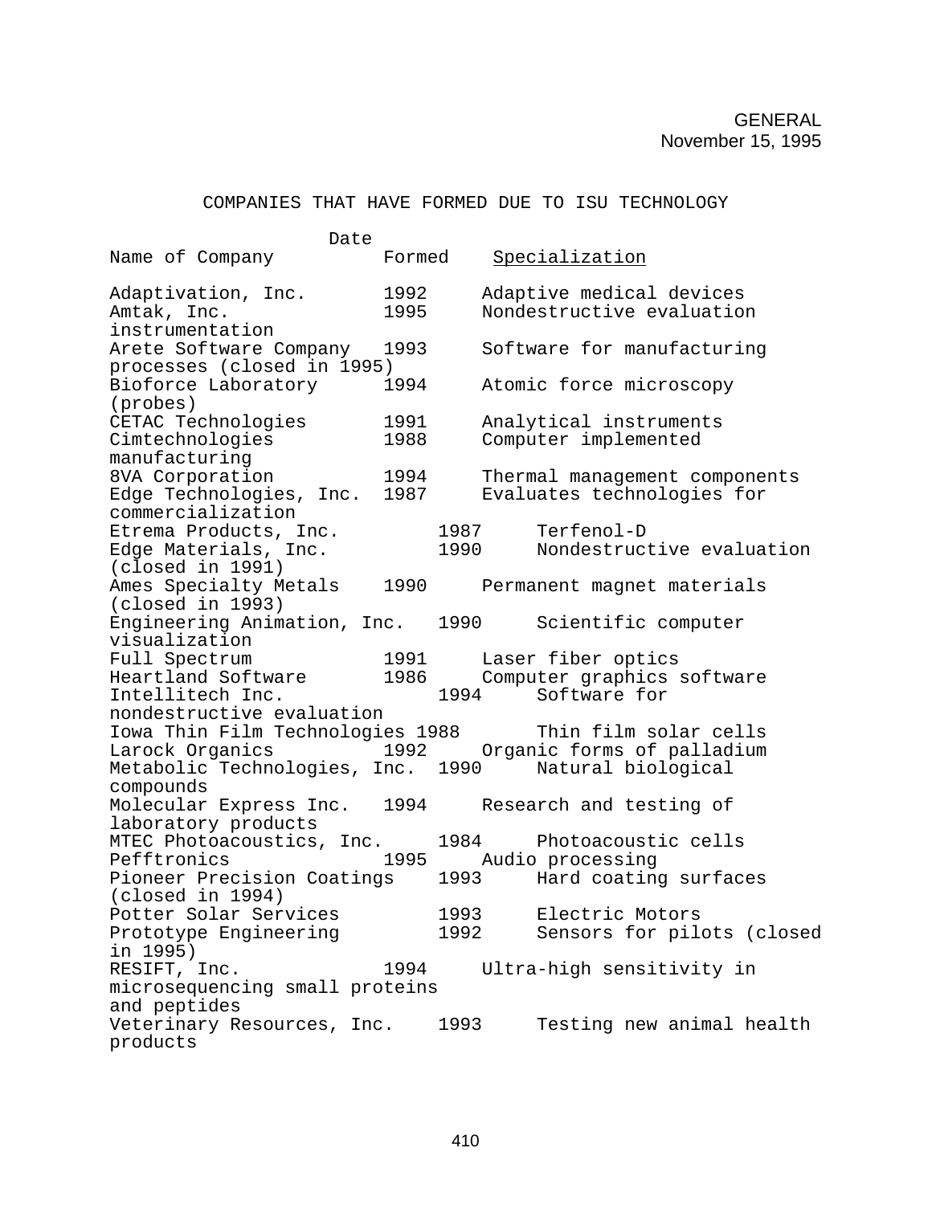GENERAL
November 15, 1995

## COMPANIES THAT HAVE FORMED DUE TO ISU TECHNOLOGY

| Name of Company | Date Formed | Specialization |
|---|---|---|
| Adaptivation, Inc. | 1992 | Adaptive medical devices |
| Amtak, Inc. | 1995 | Nondestructive evaluation instrumentation |
| Arete Software Company | 1993 | Software for manufacturing processes (closed in 1995) |
| Bioforce Laboratory | 1994 | Atomic force microscopy (probes) |
| CETAC Technologies | 1991 | Analytical instruments |
| Cimtechnologies | 1988 | Computer implemented manufacturing |
| 8VA Corporation | 1994 | Thermal management components |
| Edge Technologies, Inc. | 1987 | Evaluates technologies for commercialization |
| Etrema Products, Inc. | 1987 | Terfenol-D |
| Edge Materials, Inc. | 1990 | Nondestructive evaluation (closed in 1991) |
| Ames Specialty Metals | 1990 | Permanent magnet materials (closed in 1993) |
| Engineering Animation, Inc. | 1990 | Scientific computer visualization |
| Full Spectrum | 1991 | Laser fiber optics |
| Heartland Software | 1986 | Computer graphics software |
| Intellitech Inc. | 1994 | Software for nondestructive evaluation |
| Iowa Thin Film Technologies | 1988 | Thin film solar cells |
| Larock Organics | 1992 | Organic forms of palladium |
| Metabolic Technologies, Inc. | 1990 | Natural biological compounds |
| Molecular Express Inc. | 1994 | Research and testing of laboratory products |
| MTEC Photoacoustics, Inc. | 1984 | Photoacoustic cells |
| Pefftronics | 1995 | Audio processing |
| Pioneer Precision Coatings | 1993 | Hard coating surfaces (closed in 1994) |
| Potter Solar Services | 1993 | Electric Motors |
| Prototype Engineering | 1992 | Sensors for pilots (closed in 1995) |
| RESIFT, Inc. | 1994 | Ultra-high sensitivity in microsequencing small proteins and peptides |
| Veterinary Resources, Inc. | 1993 | Testing new animal health products |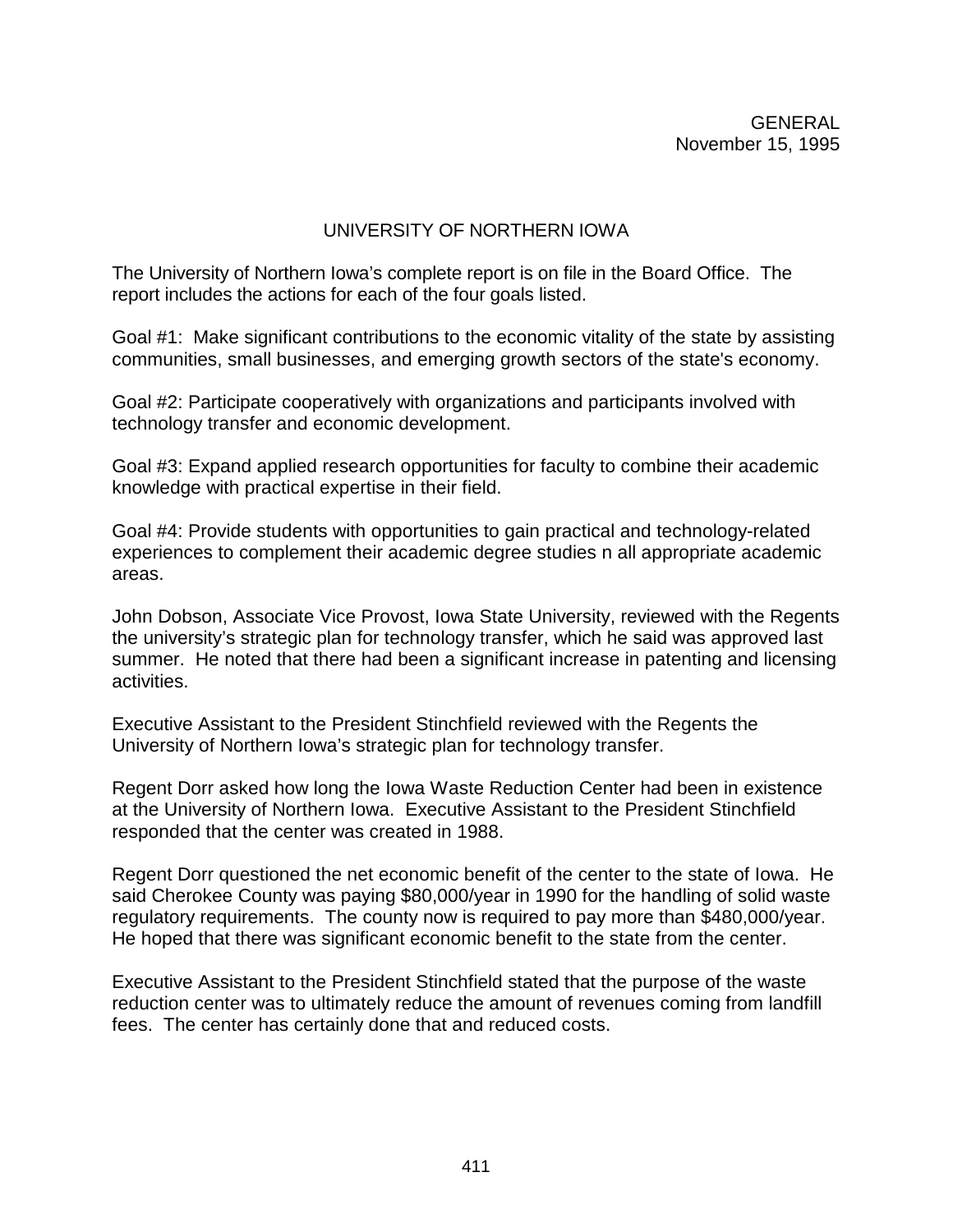GENERAL
November 15, 1995

## UNIVERSITY OF NORTHERN IOWA

The University of Northern Iowa's complete report is on file in the Board Office. The report includes the actions for each of the four goals listed.

Goal #1: Make significant contributions to the economic vitality of the state by assisting communities, small businesses, and emerging growth sectors of the state's economy.

Goal #2: Participate cooperatively with organizations and participants involved with technology transfer and economic development.

Goal #3: Expand applied research opportunities for faculty to combine their academic knowledge with practical expertise in their field.

Goal #4: Provide students with opportunities to gain practical and technology-related experiences to complement their academic degree studies n all appropriate academic areas.

John Dobson, Associate Vice Provost, Iowa State University, reviewed with the Regents the university's strategic plan for technology transfer, which he said was approved last summer. He noted that there had been a significant increase in patenting and licensing activities.

Executive Assistant to the President Stinchfield reviewed with the Regents the University of Northern Iowa's strategic plan for technology transfer.

Regent Dorr asked how long the Iowa Waste Reduction Center had been in existence at the University of Northern Iowa. Executive Assistant to the President Stinchfield responded that the center was created in 1988.

Regent Dorr questioned the net economic benefit of the center to the state of Iowa. He said Cherokee County was paying $80,000/year in 1990 for the handling of solid waste regulatory requirements. The county now is required to pay more than $480,000/year. He hoped that there was significant economic benefit to the state from the center.

Executive Assistant to the President Stinchfield stated that the purpose of the waste reduction center was to ultimately reduce the amount of revenues coming from landfill fees. The center has certainly done that and reduced costs.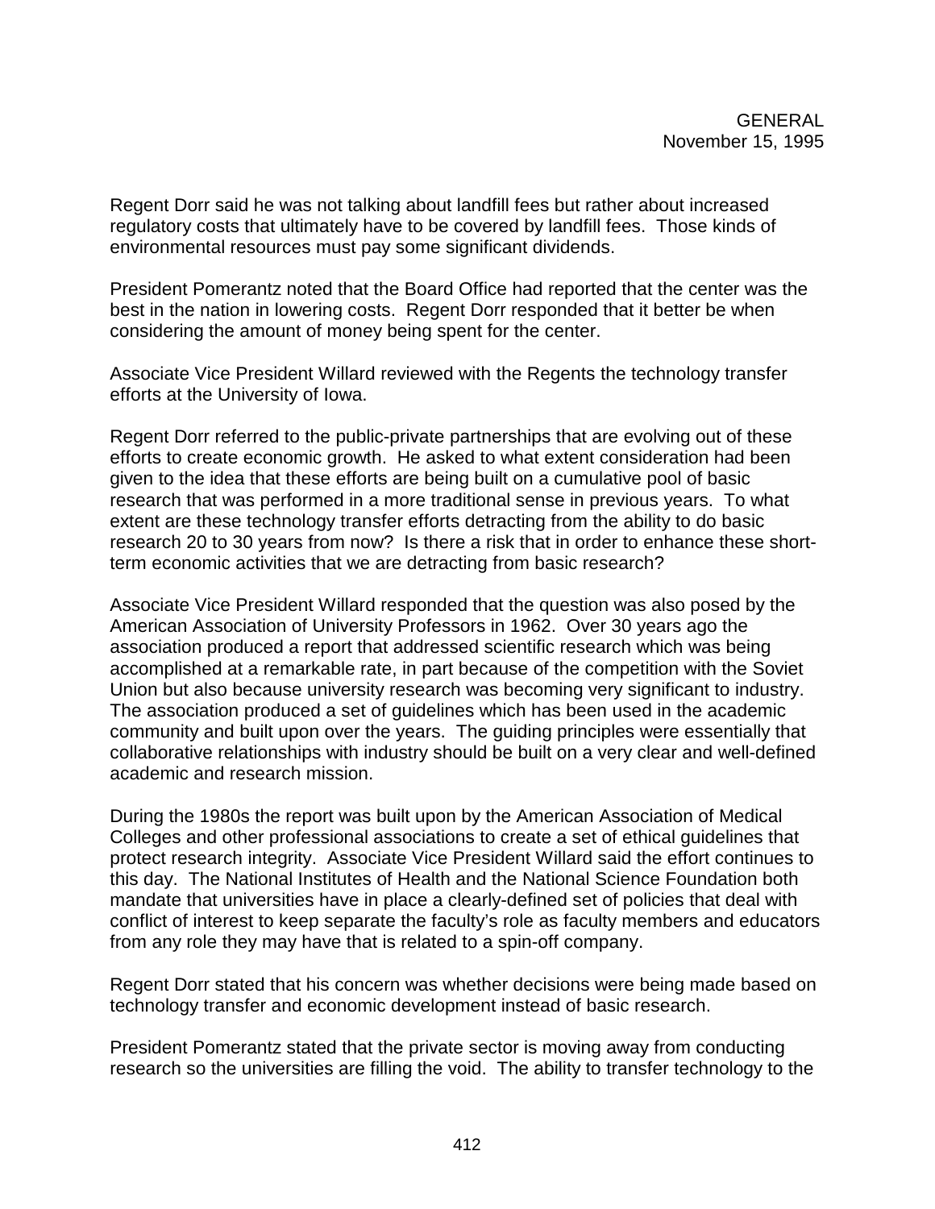Regent Dorr said he was not talking about landfill fees but rather about increased regulatory costs that ultimately have to be covered by landfill fees. Those kinds of environmental resources must pay some significant dividends.

President Pomerantz noted that the Board Office had reported that the center was the best in the nation in lowering costs. Regent Dorr responded that it better be when considering the amount of money being spent for the center.

Associate Vice President Willard reviewed with the Regents the technology transfer efforts at the University of Iowa.

Regent Dorr referred to the public-private partnerships that are evolving out of these efforts to create economic growth. He asked to what extent consideration had been given to the idea that these efforts are being built on a cumulative pool of basic research that was performed in a more traditional sense in previous years. To what extent are these technology transfer efforts detracting from the ability to do basic research 20 to 30 years from now? Is there a risk that in order to enhance these short-term economic activities that we are detracting from basic research?

Associate Vice President Willard responded that the question was also posed by the American Association of University Professors in 1962. Over 30 years ago the association produced a report that addressed scientific research which was being accomplished at a remarkable rate, in part because of the competition with the Soviet Union but also because university research was becoming very significant to industry. The association produced a set of guidelines which has been used in the academic community and built upon over the years. The guiding principles were essentially that collaborative relationships with industry should be built on a very clear and well-defined academic and research mission.

During the 1980s the report was built upon by the American Association of Medical Colleges and other professional associations to create a set of ethical guidelines that protect research integrity. Associate Vice President Willard said the effort continues to this day. The National Institutes of Health and the National Science Foundation both mandate that universities have in place a clearly-defined set of policies that deal with conflict of interest to keep separate the faculty's role as faculty members and educators from any role they may have that is related to a spin-off company.

Regent Dorr stated that his concern was whether decisions were being made based on technology transfer and economic development instead of basic research.

President Pomerantz stated that the private sector is moving away from conducting research so the universities are filling the void. The ability to transfer technology to the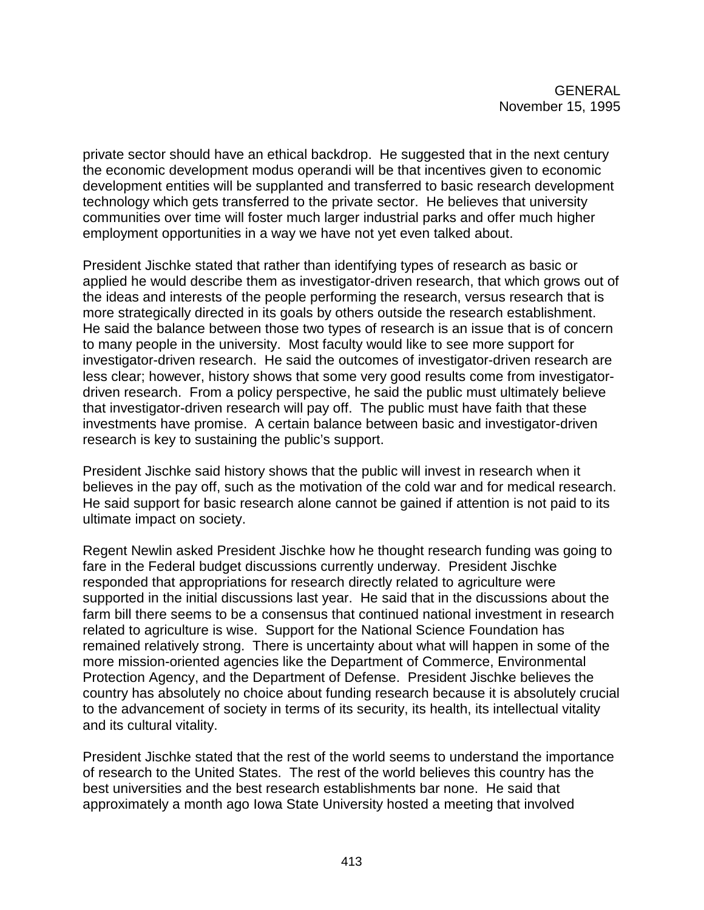private sector should have an ethical backdrop. He suggested that in the next century the economic development modus operandi will be that incentives given to economic development entities will be supplanted and transferred to basic research development technology which gets transferred to the private sector. He believes that university communities over time will foster much larger industrial parks and offer much higher employment opportunities in a way we have not yet even talked about.

President Jischke stated that rather than identifying types of research as basic or applied he would describe them as investigator-driven research, that which grows out of the ideas and interests of the people performing the research, versus research that is more strategically directed in its goals by others outside the research establishment. He said the balance between those two types of research is an issue that is of concern to many people in the university. Most faculty would like to see more support for investigator-driven research. He said the outcomes of investigator-driven research are less clear; however, history shows that some very good results come from investigator-driven research. From a policy perspective, he said the public must ultimately believe that investigator-driven research will pay off. The public must have faith that these investments have promise. A certain balance between basic and investigator-driven research is key to sustaining the public's support.

President Jischke said history shows that the public will invest in research when it believes in the pay off, such as the motivation of the cold war and for medical research. He said support for basic research alone cannot be gained if attention is not paid to its ultimate impact on society.

Regent Newlin asked President Jischke how he thought research funding was going to fare in the Federal budget discussions currently underway. President Jischke responded that appropriations for research directly related to agriculture were supported in the initial discussions last year. He said that in the discussions about the farm bill there seems to be a consensus that continued national investment in research related to agriculture is wise. Support for the National Science Foundation has remained relatively strong. There is uncertainty about what will happen in some of the more mission-oriented agencies like the Department of Commerce, Environmental Protection Agency, and the Department of Defense. President Jischke believes the country has absolutely no choice about funding research because it is absolutely crucial to the advancement of society in terms of its security, its health, its intellectual vitality and its cultural vitality.

President Jischke stated that the rest of the world seems to understand the importance of research to the United States. The rest of the world believes this country has the best universities and the best research establishments bar none. He said that approximately a month ago Iowa State University hosted a meeting that involved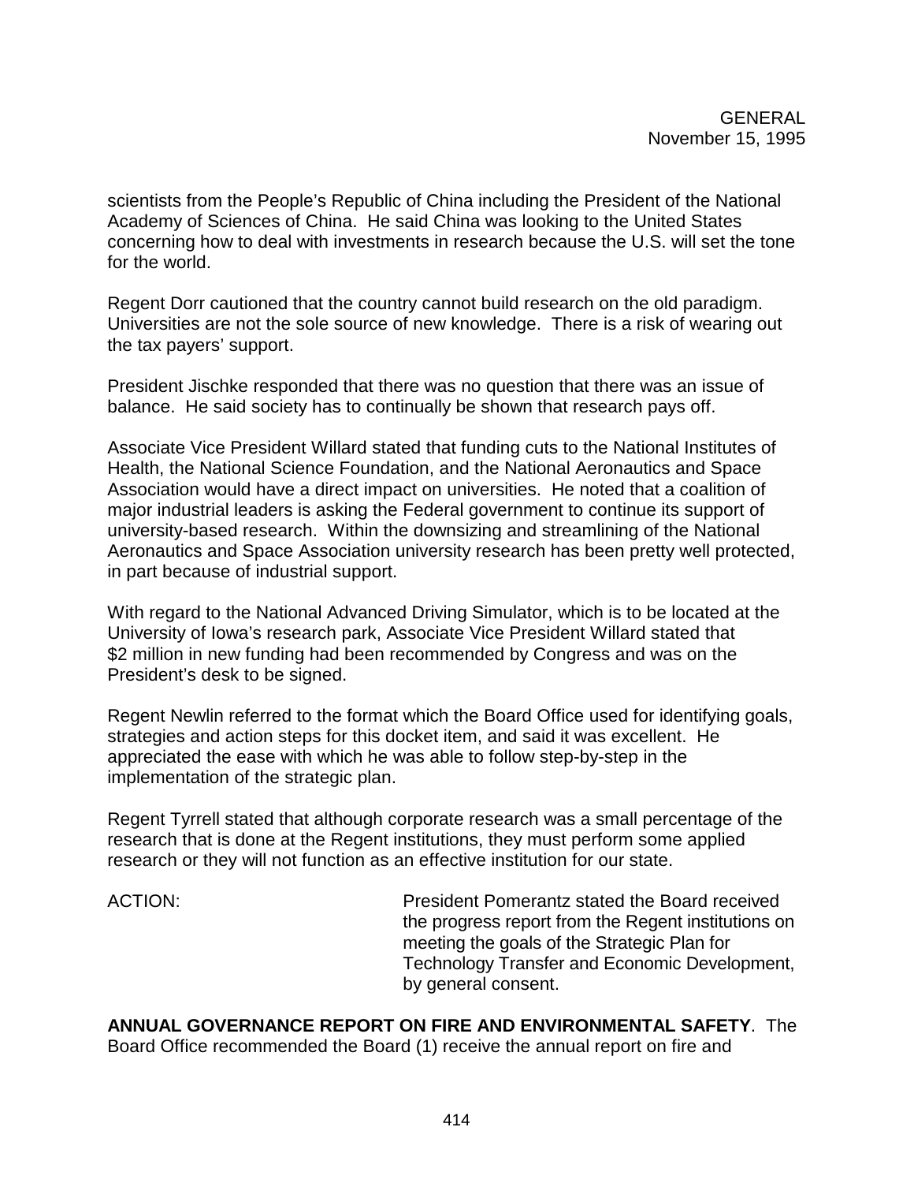scientists from the People's Republic of China including the President of the National Academy of Sciences of China. He said China was looking to the United States concerning how to deal with investments in research because the U.S. will set the tone for the world.

Regent Dorr cautioned that the country cannot build research on the old paradigm. Universities are not the sole source of new knowledge. There is a risk of wearing out the tax payers' support.

President Jischke responded that there was no question that there was an issue of balance. He said society has to continually be shown that research pays off.

Associate Vice President Willard stated that funding cuts to the National Institutes of Health, the National Science Foundation, and the National Aeronautics and Space Association would have a direct impact on universities. He noted that a coalition of major industrial leaders is asking the Federal government to continue its support of university-based research. Within the downsizing and streamlining of the National Aeronautics and Space Association university research has been pretty well protected, in part because of industrial support.

With regard to the National Advanced Driving Simulator, which is to be located at the University of Iowa's research park, Associate Vice President Willard stated that $2 million in new funding had been recommended by Congress and was on the President's desk to be signed.

Regent Newlin referred to the format which the Board Office used for identifying goals, strategies and action steps for this docket item, and said it was excellent. He appreciated the ease with which he was able to follow step-by-step in the implementation of the strategic plan.

Regent Tyrrell stated that although corporate research was a small percentage of the research that is done at the Regent institutions, they must perform some applied research or they will not function as an effective institution for our state.

ACTION: President Pomerantz stated the Board received the progress report from the Regent institutions on meeting the goals of the Strategic Plan for Technology Transfer and Economic Development, by general consent.

**ANNUAL GOVERNANCE REPORT ON FIRE AND ENVIRONMENTAL SAFETY**. The Board Office recommended the Board (1) receive the annual report on fire and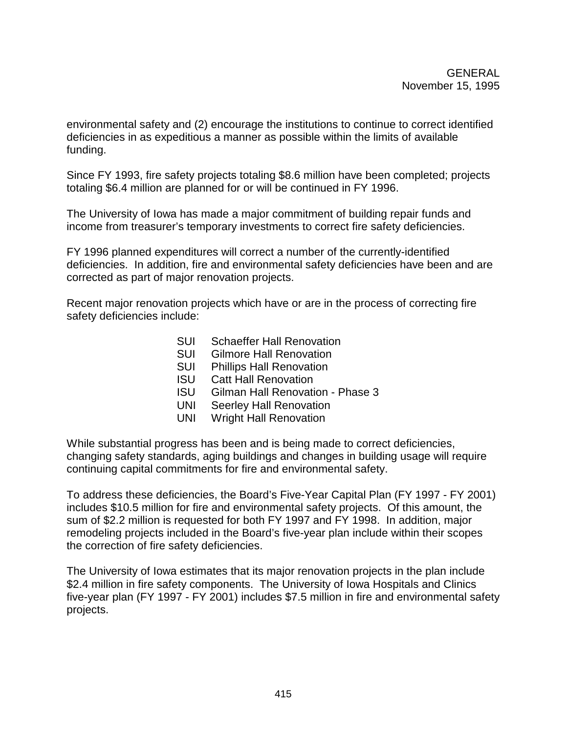environmental safety and (2) encourage the institutions to continue to correct identified deficiencies in as expeditious a manner as possible within the limits of available funding.

Since FY 1993, fire safety projects totaling $8.6 million have been completed; projects totaling $6.4 million are planned for or will be continued in FY 1996.

The University of Iowa has made a major commitment of building repair funds and income from treasurer's temporary investments to correct fire safety deficiencies.

FY 1996 planned expenditures will correct a number of the currently-identified deficiencies. In addition, fire and environmental safety deficiencies have been and are corrected as part of major renovation projects.

Recent major renovation projects which have or are in the process of correcting fire safety deficiencies include:

- SUI Schaeffer Hall Renovation
- SUI Gilmore Hall Renovation
- SUI Phillips Hall Renovation
- ISU Catt Hall Renovation
- ISU Gilman Hall Renovation - Phase 3
- UNI Seerley Hall Renovation
- UNI Wright Hall Renovation

While substantial progress has been and is being made to correct deficiencies, changing safety standards, aging buildings and changes in building usage will require continuing capital commitments for fire and environmental safety.

To address these deficiencies, the Board's Five-Year Capital Plan (FY 1997 - FY 2001) includes $10.5 million for fire and environmental safety projects. Of this amount, the sum of $2.2 million is requested for both FY 1997 and FY 1998. In addition, major remodeling projects included in the Board's five-year plan include within their scopes the correction of fire safety deficiencies.

The University of Iowa estimates that its major renovation projects in the plan include $2.4 million in fire safety components. The University of Iowa Hospitals and Clinics five-year plan (FY 1997 - FY 2001) includes $7.5 million in fire and environmental safety projects.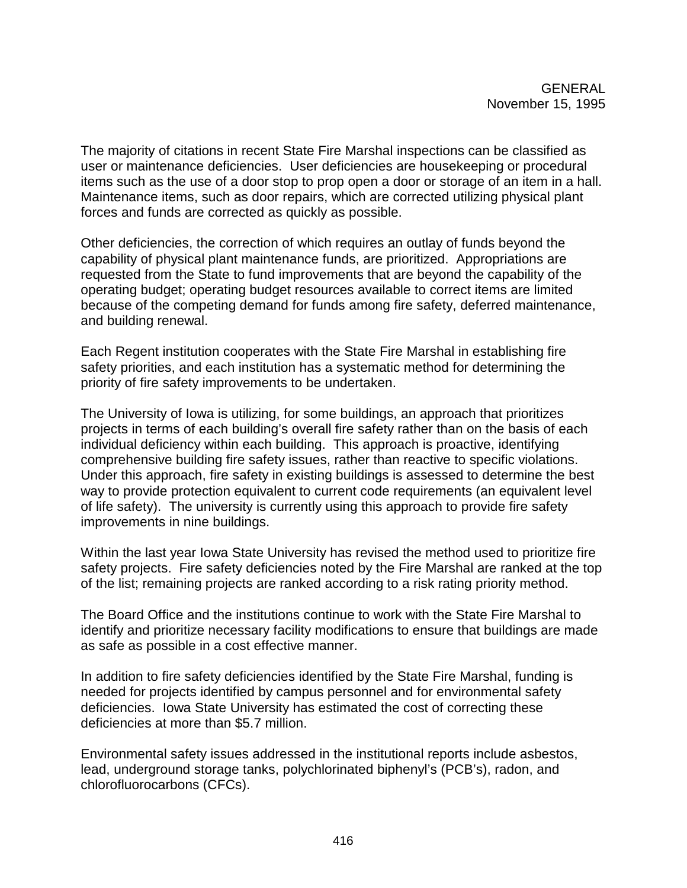GENERAL
November 15, 1995

The majority of citations in recent State Fire Marshal inspections can be classified as user or maintenance deficiencies. User deficiencies are housekeeping or procedural items such as the use of a door stop to prop open a door or storage of an item in a hall. Maintenance items, such as door repairs, which are corrected utilizing physical plant forces and funds are corrected as quickly as possible.

Other deficiencies, the correction of which requires an outlay of funds beyond the capability of physical plant maintenance funds, are prioritized. Appropriations are requested from the State to fund improvements that are beyond the capability of the operating budget; operating budget resources available to correct items are limited because of the competing demand for funds among fire safety, deferred maintenance, and building renewal.

Each Regent institution cooperates with the State Fire Marshal in establishing fire safety priorities, and each institution has a systematic method for determining the priority of fire safety improvements to be undertaken.

The University of Iowa is utilizing, for some buildings, an approach that prioritizes projects in terms of each building's overall fire safety rather than on the basis of each individual deficiency within each building. This approach is proactive, identifying comprehensive building fire safety issues, rather than reactive to specific violations. Under this approach, fire safety in existing buildings is assessed to determine the best way to provide protection equivalent to current code requirements (an equivalent level of life safety). The university is currently using this approach to provide fire safety improvements in nine buildings.

Within the last year Iowa State University has revised the method used to prioritize fire safety projects. Fire safety deficiencies noted by the Fire Marshal are ranked at the top of the list; remaining projects are ranked according to a risk rating priority method.

The Board Office and the institutions continue to work with the State Fire Marshal to identify and prioritize necessary facility modifications to ensure that buildings are made as safe as possible in a cost effective manner.

In addition to fire safety deficiencies identified by the State Fire Marshal, funding is needed for projects identified by campus personnel and for environmental safety deficiencies. Iowa State University has estimated the cost of correcting these deficiencies at more than $5.7 million.

Environmental safety issues addressed in the institutional reports include asbestos, lead, underground storage tanks, polychlorinated biphenyl's (PCB's), radon, and chlorofluorocarbons (CFCs).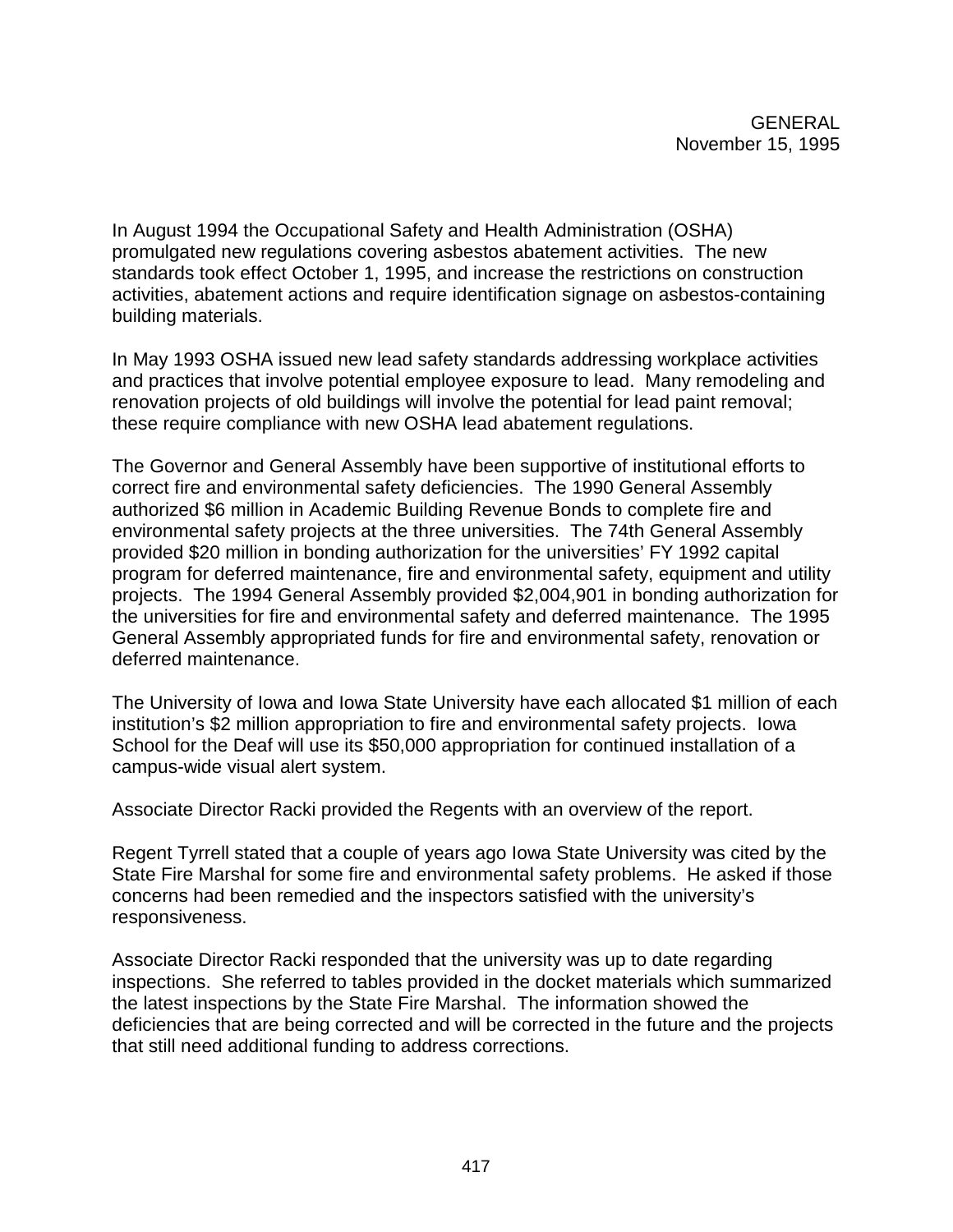In August 1994 the Occupational Safety and Health Administration (OSHA) promulgated new regulations covering asbestos abatement activities. The new standards took effect October 1, 1995, and increase the restrictions on construction activities, abatement actions and require identification signage on asbestos-containing building materials.

In May 1993 OSHA issued new lead safety standards addressing workplace activities and practices that involve potential employee exposure to lead. Many remodeling and renovation projects of old buildings will involve the potential for lead paint removal; these require compliance with new OSHA lead abatement regulations.

The Governor and General Assembly have been supportive of institutional efforts to correct fire and environmental safety deficiencies. The 1990 General Assembly authorized $6 million in Academic Building Revenue Bonds to complete fire and environmental safety projects at the three universities. The 74th General Assembly provided $20 million in bonding authorization for the universities' FY 1992 capital program for deferred maintenance, fire and environmental safety, equipment and utility projects. The 1994 General Assembly provided $2,004,901 in bonding authorization for the universities for fire and environmental safety and deferred maintenance. The 1995 General Assembly appropriated funds for fire and environmental safety, renovation or deferred maintenance.

The University of Iowa and Iowa State University have each allocated $1 million of each institution's $2 million appropriation to fire and environmental safety projects. Iowa School for the Deaf will use its $50,000 appropriation for continued installation of a campus-wide visual alert system.

Associate Director Racki provided the Regents with an overview of the report.

Regent Tyrrell stated that a couple of years ago Iowa State University was cited by the State Fire Marshal for some fire and environmental safety problems. He asked if those concerns had been remedied and the inspectors satisfied with the university's responsiveness.

Associate Director Racki responded that the university was up to date regarding inspections. She referred to tables provided in the docket materials which summarized the latest inspections by the State Fire Marshal. The information showed the deficiencies that are being corrected and will be corrected in the future and the projects that still need additional funding to address corrections.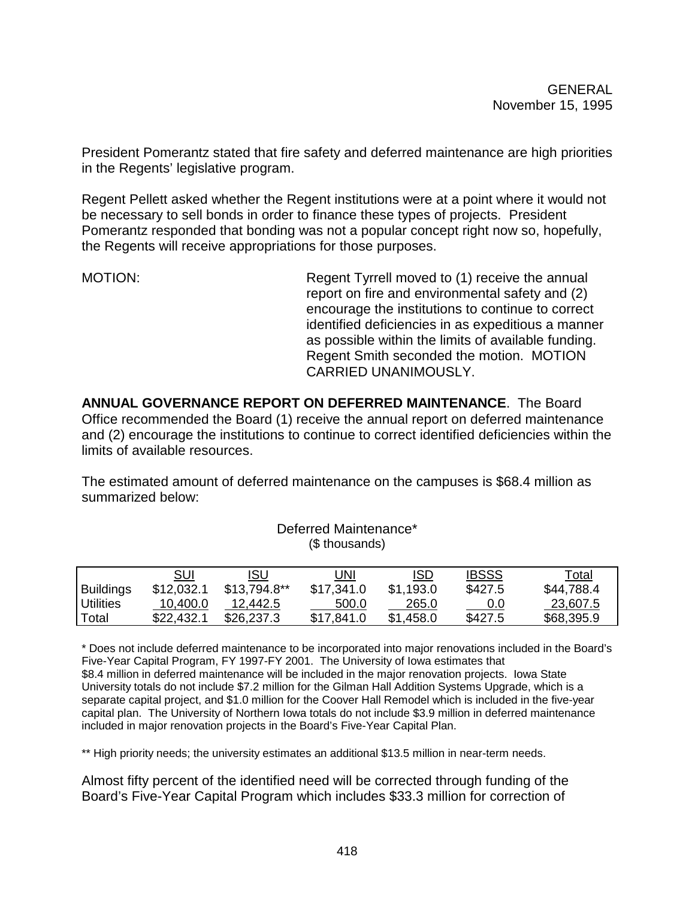President Pomerantz stated that fire safety and deferred maintenance are high priorities in the Regents' legislative program.

Regent Pellett asked whether the Regent institutions were at a point where it would not be necessary to sell bonds in order to finance these types of projects. President Pomerantz responded that bonding was not a popular concept right now so, hopefully, the Regents will receive appropriations for those purposes.

MOTION: Regent Tyrrell moved to (1) receive the annual report on fire and environmental safety and (2) encourage the institutions to continue to correct identified deficiencies in as expeditious a manner as possible within the limits of available funding. Regent Smith seconded the motion. MOTION CARRIED UNANIMOUSLY.

**ANNUAL GOVERNANCE REPORT ON DEFERRED MAINTENANCE**. The Board Office recommended the Board (1) receive the annual report on deferred maintenance and (2) encourage the institutions to continue to correct identified deficiencies within the limits of available resources.

The estimated amount of deferred maintenance on the campuses is $68.4 million as summarized below:

Deferred Maintenance*
($ thousands)

| | SUI | ISU | UNI | ISD | IBSSS | Total |
|---|---|---|---|---|---|---|
| Buildings | $12,032.1 | $13,794.8** | $17,341.0 | $1,193.0 | $427.5 | $44,788.4 |
| Utilities | 10,400.0 | 12,442.5 | 500.0 | 265.0 | 0.0 | 23,607.5 |
| Total | $22,432.1 | $26,237.3 | $17,841.0 | $1,458.0 | $427.5 | $68,395.9 |

* Does not include deferred maintenance to be incorporated into major renovations included in the Board's Five-Year Capital Program, FY 1997-FY 2001. The University of Iowa estimates that $8.4 million in deferred maintenance will be included in the major renovation projects. Iowa State University totals do not include $7.2 million for the Gilman Hall Addition Systems Upgrade, which is a separate capital project, and $1.0 million for the Coover Hall Remodel which is included in the five-year capital plan. The University of Northern Iowa totals do not include $3.9 million in deferred maintenance included in major renovation projects in the Board's Five-Year Capital Plan.

** High priority needs; the university estimates an additional $13.5 million in near-term needs.

Almost fifty percent of the identified need will be corrected through funding of the Board's Five-Year Capital Program which includes $33.3 million for correction of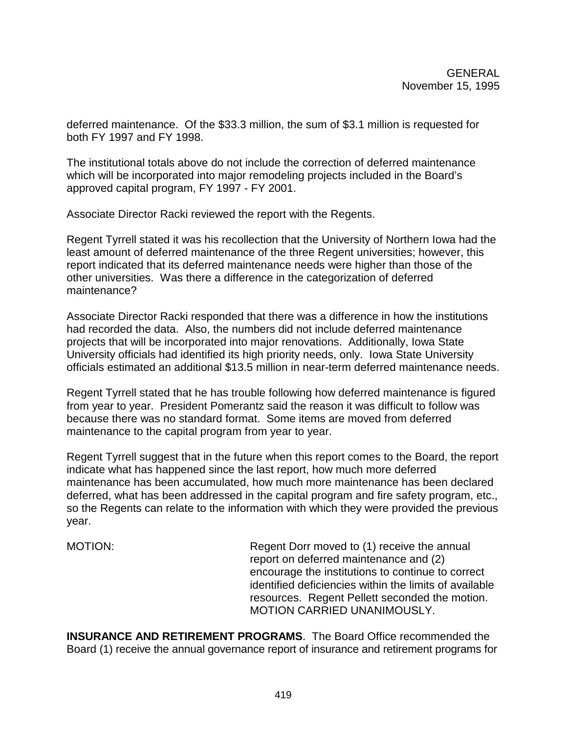deferred maintenance. Of the $33.3 million, the sum of $3.1 million is requested for both FY 1997 and FY 1998.

The institutional totals above do not include the correction of deferred maintenance which will be incorporated into major remodeling projects included in the Board's approved capital program, FY 1997 - FY 2001.

Associate Director Racki reviewed the report with the Regents.

Regent Tyrrell stated it was his recollection that the University of Northern Iowa had the least amount of deferred maintenance of the three Regent universities; however, this report indicated that its deferred maintenance needs were higher than those of the other universities. Was there a difference in the categorization of deferred maintenance?

Associate Director Racki responded that there was a difference in how the institutions had recorded the data. Also, the numbers did not include deferred maintenance projects that will be incorporated into major renovations. Additionally, Iowa State University officials had identified its high priority needs, only. Iowa State University officials estimated an additional $13.5 million in near-term deferred maintenance needs.

Regent Tyrrell stated that he has trouble following how deferred maintenance is figured from year to year. President Pomerantz said the reason it was difficult to follow was because there was no standard format. Some items are moved from deferred maintenance to the capital program from year to year.

Regent Tyrrell suggest that in the future when this report comes to the Board, the report indicate what has happened since the last report, how much more deferred maintenance has been accumulated, how much more maintenance has been declared deferred, what has been addressed in the capital program and fire safety program, etc., so the Regents can relate to the information with which they were provided the previous year.

MOTION: Regent Dorr moved to (1) receive the annual report on deferred maintenance and (2) encourage the institutions to continue to correct identified deficiencies within the limits of available resources. Regent Pellett seconded the motion. MOTION CARRIED UNANIMOUSLY.

**INSURANCE AND RETIREMENT PROGRAMS**. The Board Office recommended the Board (1) receive the annual governance report of insurance and retirement programs for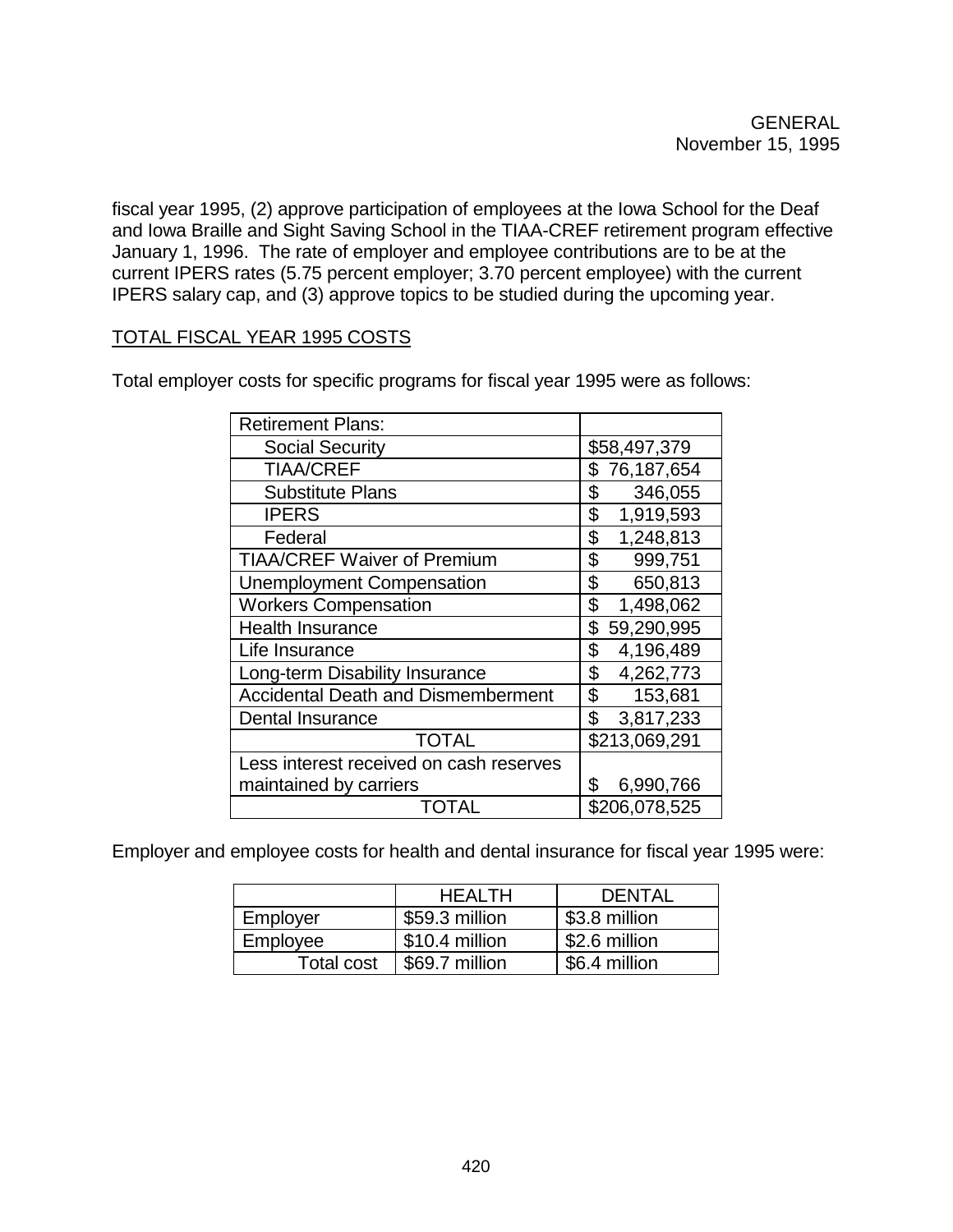fiscal year 1995, (2) approve participation of employees at the Iowa School for the Deaf and Iowa Braille and Sight Saving School in the TIAA-CREF retirement program effective January 1, 1996. The rate of employer and employee contributions are to be at the current IPERS rates (5.75 percent employer; 3.70 percent employee) with the current IPERS salary cap, and (3) approve topics to be studied during the upcoming year.

TOTAL FISCAL YEAR 1995 COSTS

Total employer costs for specific programs for fiscal year 1995 were as follows:

| Retirement Plans: | |
|---|---|
| Social Security | $58,497,379 |
| TIAA/CREF | $ 76,187,654 |
| Substitute Plans | $ 346,055 |
| IPERS | $ 1,919,593 |
| Federal | $ 1,248,813 |
| TIAA/CREF Waiver of Premium | $ 999,751 |
| Unemployment Compensation | $ 650,813 |
| Workers Compensation | $ 1,498,062 |
| Health Insurance | $ 59,290,995 |
| Life Insurance | $ 4,196,489 |
| Long-term Disability Insurance | $ 4,262,773 |
| Accidental Death and Dismemberment | $ 153,681 |
| Dental Insurance | $ 3,817,233 |
| TOTAL | $213,069,291 |
| Less interest received on cash reserves maintained by carriers | $ 6,990,766 |
| TOTAL | $206,078,525 |

Employer and employee costs for health and dental insurance for fiscal year 1995 were:

| | HEALTH | DENTAL |
|---|---|---|
| Employer | $59.3 million | $3.8 million |
| Employee | $10.4 million | $2.6 million |
| Total cost | $69.7 million | $6.4 million |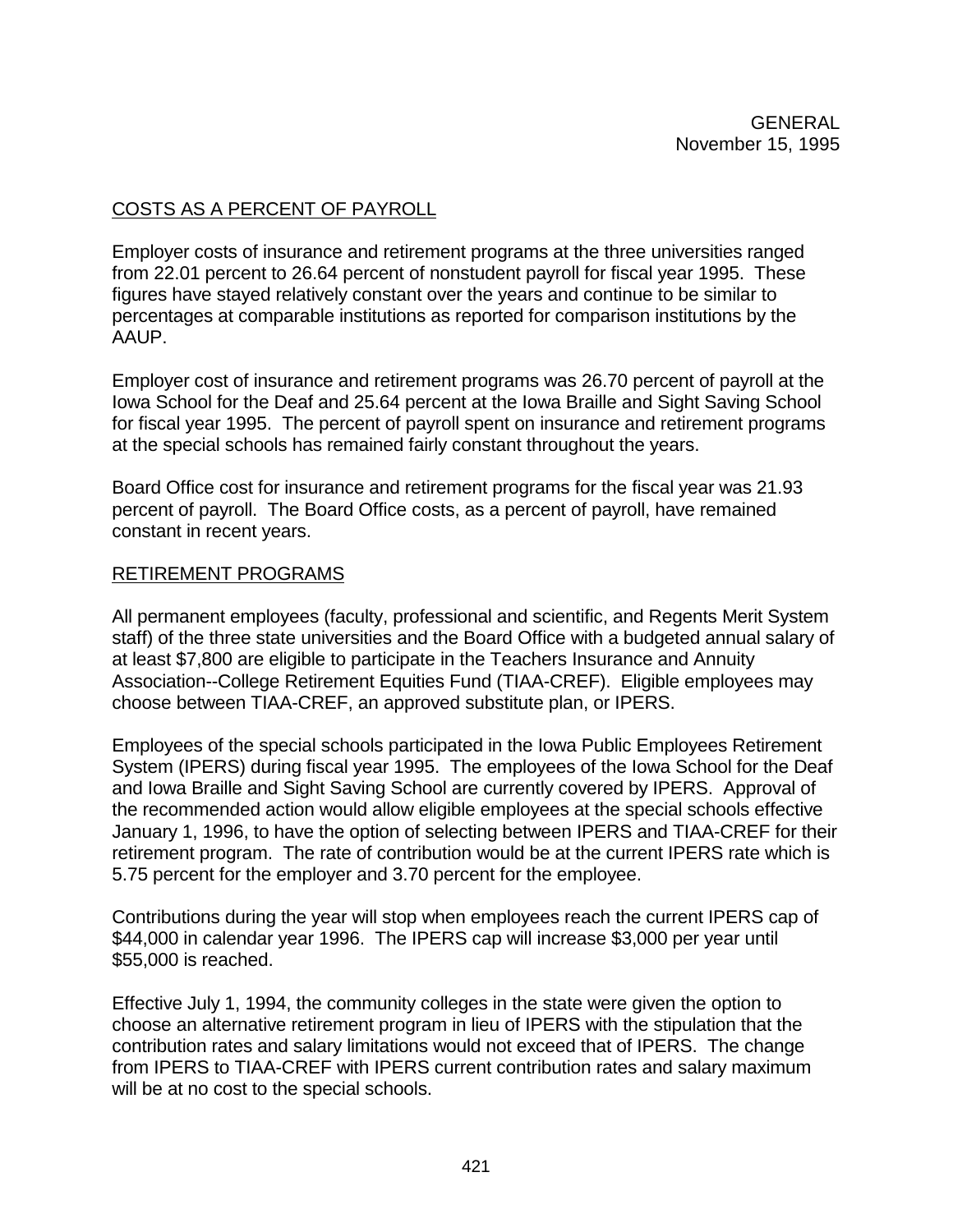GENERAL
November 15, 1995

## COSTS AS A PERCENT OF PAYROLL

Employer costs of insurance and retirement programs at the three universities ranged from 22.01 percent to 26.64 percent of nonstudent payroll for fiscal year 1995. These figures have stayed relatively constant over the years and continue to be similar to percentages at comparable institutions as reported for comparison institutions by the AAUP.

Employer cost of insurance and retirement programs was 26.70 percent of payroll at the Iowa School for the Deaf and 25.64 percent at the Iowa Braille and Sight Saving School for fiscal year 1995. The percent of payroll spent on insurance and retirement programs at the special schools has remained fairly constant throughout the years.

Board Office cost for insurance and retirement programs for the fiscal year was 21.93 percent of payroll. The Board Office costs, as a percent of payroll, have remained constant in recent years.

## RETIREMENT PROGRAMS

All permanent employees (faculty, professional and scientific, and Regents Merit System staff) of the three state universities and the Board Office with a budgeted annual salary of at least $7,800 are eligible to participate in the Teachers Insurance and Annuity Association--College Retirement Equities Fund (TIAA-CREF). Eligible employees may choose between TIAA-CREF, an approved substitute plan, or IPERS.

Employees of the special schools participated in the Iowa Public Employees Retirement System (IPERS) during fiscal year 1995. The employees of the Iowa School for the Deaf and Iowa Braille and Sight Saving School are currently covered by IPERS. Approval of the recommended action would allow eligible employees at the special schools effective January 1, 1996, to have the option of selecting between IPERS and TIAA-CREF for their retirement program. The rate of contribution would be at the current IPERS rate which is 5.75 percent for the employer and 3.70 percent for the employee.

Contributions during the year will stop when employees reach the current IPERS cap of $44,000 in calendar year 1996. The IPERS cap will increase $3,000 per year until $55,000 is reached.

Effective July 1, 1994, the community colleges in the state were given the option to choose an alternative retirement program in lieu of IPERS with the stipulation that the contribution rates and salary limitations would not exceed that of IPERS. The change from IPERS to TIAA-CREF with IPERS current contribution rates and salary maximum will be at no cost to the special schools.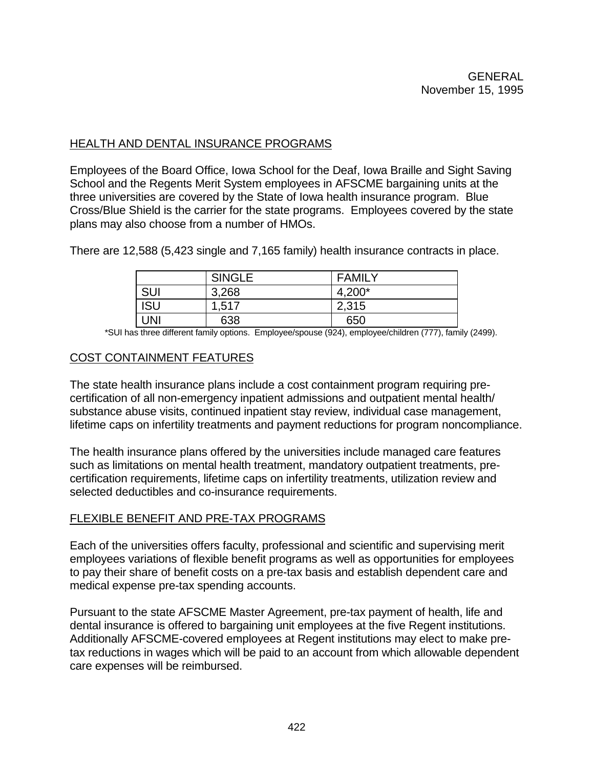GENERAL
November 15, 1995

## HEALTH AND DENTAL INSURANCE PROGRAMS

Employees of the Board Office, Iowa School for the Deaf, Iowa Braille and Sight Saving School and the Regents Merit System employees in AFSCME bargaining units at the three universities are covered by the State of Iowa health insurance program. Blue Cross/Blue Shield is the carrier for the state programs. Employees covered by the state plans may also choose from a number of HMOs.

There are 12,588 (5,423 single and 7,165 family) health insurance contracts in place.

| | SINGLE | FAMILY |
|---|---|---|
| SUI | 3,268 | 4,200* |
| ISU | 1,517 | 2,315 |
| UNI | 638 | 650 |

*SUI has three different family options. Employee/spouse (924), employee/children (777), family (2499).

## COST CONTAINMENT FEATURES

The state health insurance plans include a cost containment program requiring pre-certification of all non-emergency inpatient admissions and outpatient mental health/ substance abuse visits, continued inpatient stay review, individual case management, lifetime caps on infertility treatments and payment reductions for program noncompliance.

The health insurance plans offered by the universities include managed care features such as limitations on mental health treatment, mandatory outpatient treatments, pre-certification requirements, lifetime caps on infertility treatments, utilization review and selected deductibles and co-insurance requirements.

## FLEXIBLE BENEFIT AND PRE-TAX PROGRAMS

Each of the universities offers faculty, professional and scientific and supervising merit employees variations of flexible benefit programs as well as opportunities for employees to pay their share of benefit costs on a pre-tax basis and establish dependent care and medical expense pre-tax spending accounts.

Pursuant to the state AFSCME Master Agreement, pre-tax payment of health, life and dental insurance is offered to bargaining unit employees at the five Regent institutions. Additionally AFSCME-covered employees at Regent institutions may elect to make pre-tax reductions in wages which will be paid to an account from which allowable dependent care expenses will be reimbursed.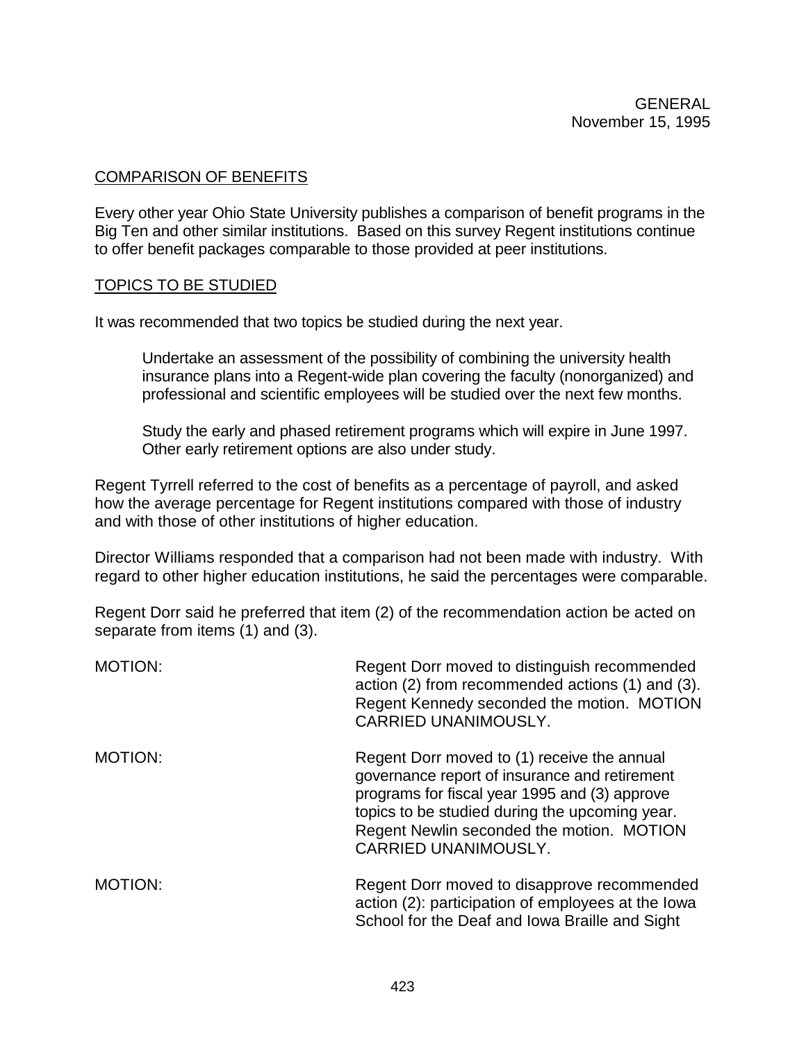GENERAL
November 15, 1995

COMPARISON OF BENEFITS

Every other year Ohio State University publishes a comparison of benefit programs in the Big Ten and other similar institutions. Based on this survey Regent institutions continue to offer benefit packages comparable to those provided at peer institutions.

TOPICS TO BE STUDIED

It was recommended that two topics be studied during the next year.

> Undertake an assessment of the possibility of combining the university health insurance plans into a Regent-wide plan covering the faculty (nonorganized) and professional and scientific employees will be studied over the next few months.
>
> Study the early and phased retirement programs which will expire in June 1997. Other early retirement options are also under study.

Regent Tyrrell referred to the cost of benefits as a percentage of payroll, and asked how the average percentage for Regent institutions compared with those of industry and with those of other institutions of higher education.

Director Williams responded that a comparison had not been made with industry. With regard to other higher education institutions, he said the percentages were comparable.

Regent Dorr said he preferred that item (2) of the recommendation action be acted on separate from items (1) and (3).

MOTION: Regent Dorr moved to distinguish recommended action (2) from recommended actions (1) and (3). Regent Kennedy seconded the motion. MOTION CARRIED UNANIMOUSLY.

MOTION: Regent Dorr moved to (1) receive the annual governance report of insurance and retirement programs for fiscal year 1995 and (3) approve topics to be studied during the upcoming year. Regent Newlin seconded the motion. MOTION CARRIED UNANIMOUSLY.

MOTION: Regent Dorr moved to disapprove recommended action (2): participation of employees at the Iowa School for the Deaf and Iowa Braille and Sight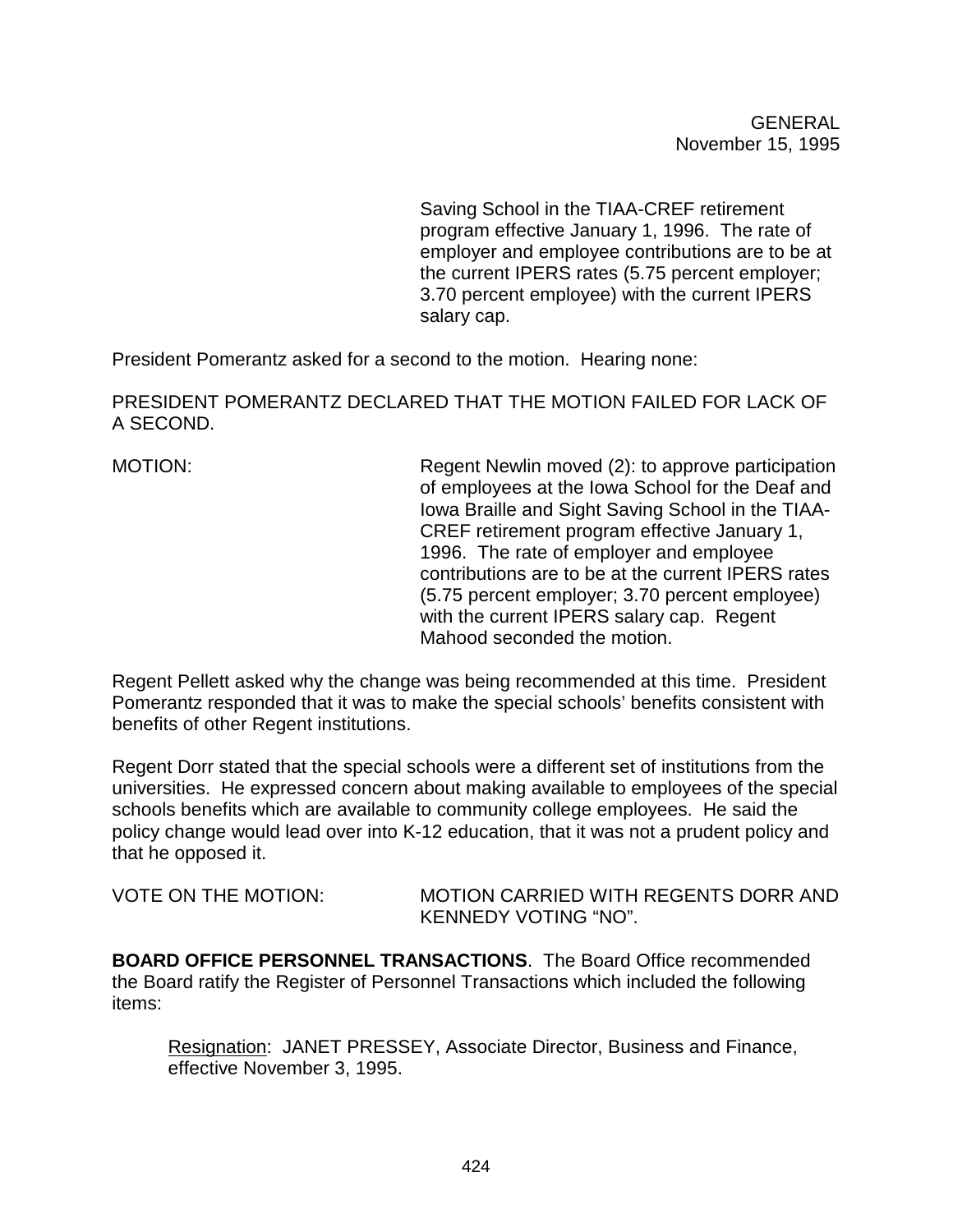Saving School in the TIAA-CREF retirement program effective January 1, 1996. The rate of employer and employee contributions are to be at the current IPERS rates (5.75 percent employer; 3.70 percent employee) with the current IPERS salary cap.

President Pomerantz asked for a second to the motion. Hearing none:

PRESIDENT POMERANTZ DECLARED THAT THE MOTION FAILED FOR LACK OF A SECOND.

MOTION: Regent Newlin moved (2): to approve participation of employees at the Iowa School for the Deaf and Iowa Braille and Sight Saving School in the TIAA-CREF retirement program effective January 1, 1996. The rate of employer and employee contributions are to be at the current IPERS rates (5.75 percent employer; 3.70 percent employee) with the current IPERS salary cap. Regent Mahood seconded the motion.

Regent Pellett asked why the change was being recommended at this time. President Pomerantz responded that it was to make the special schools' benefits consistent with benefits of other Regent institutions.

Regent Dorr stated that the special schools were a different set of institutions from the universities. He expressed concern about making available to employees of the special schools benefits which are available to community college employees. He said the policy change would lead over into K-12 education, that it was not a prudent policy and that he opposed it.

VOTE ON THE MOTION: MOTION CARRIED WITH REGENTS DORR AND KENNEDY VOTING "NO".

**BOARD OFFICE PERSONNEL TRANSACTIONS**. The Board Office recommended the Board ratify the Register of Personnel Transactions which included the following items:

Resignation: JANET PRESSEY, Associate Director, Business and Finance, effective November 3, 1995.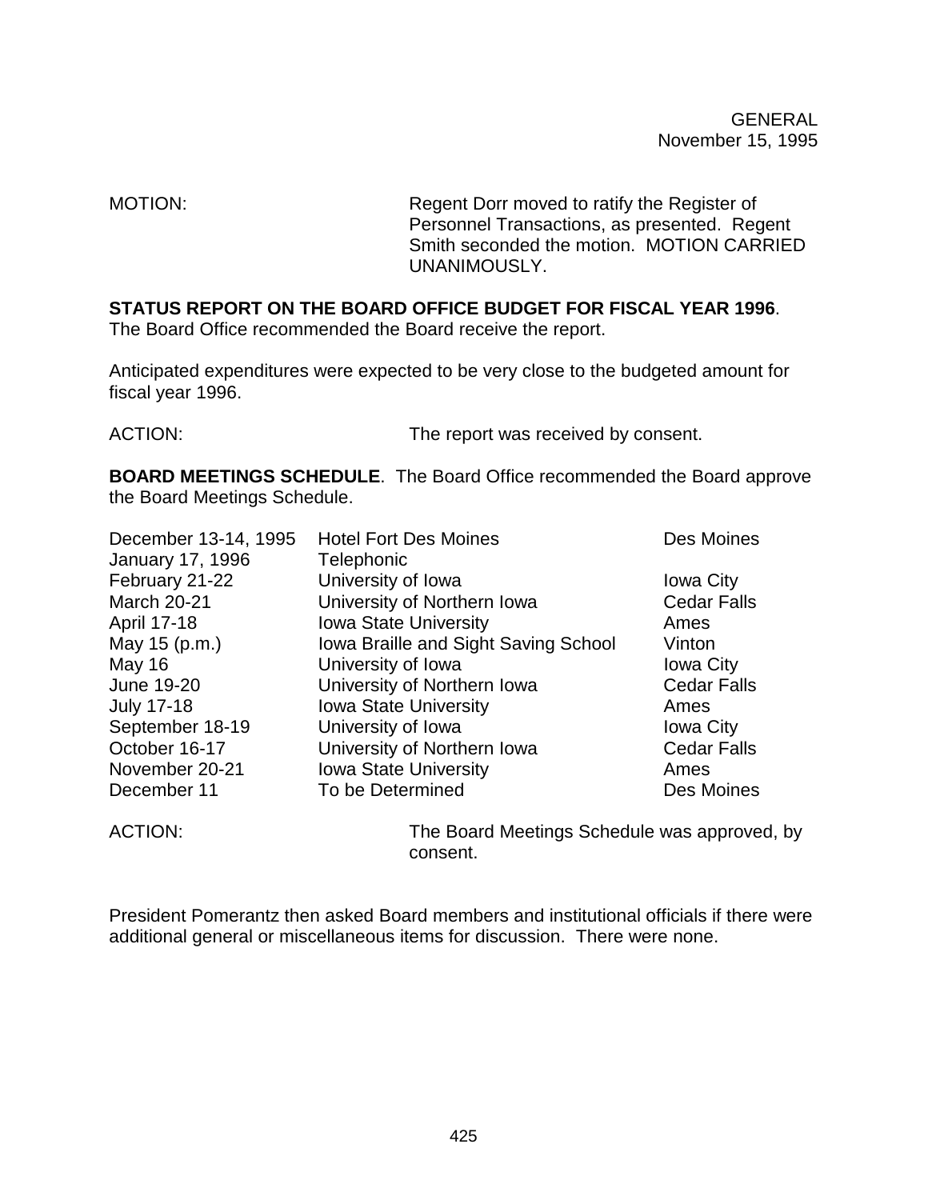GENERAL
November 15, 1995

MOTION: Regent Dorr moved to ratify the Register of Personnel Transactions, as presented. Regent Smith seconded the motion. MOTION CARRIED UNANIMOUSLY.

**STATUS REPORT ON THE BOARD OFFICE BUDGET FOR FISCAL YEAR 1996**. The Board Office recommended the Board receive the report.

Anticipated expenditures were expected to be very close to the budgeted amount for fiscal year 1996.

ACTION: The report was received by consent.

**BOARD MEETINGS SCHEDULE**. The Board Office recommended the Board approve the Board Meetings Schedule.

| | | |
|---|---|---|
| December 13-14, 1995 | Hotel Fort Des Moines | Des Moines |
| January 17, 1996 | Telephonic | |
| February 21-22 | University of Iowa | Iowa City |
| March 20-21 | University of Northern Iowa | Cedar Falls |
| April 17-18 | Iowa State University | Ames |
| May 15 (p.m.) | Iowa Braille and Sight Saving School | Vinton |
| May 16 | University of Iowa | Iowa City |
| June 19-20 | University of Northern Iowa | Cedar Falls |
| July 17-18 | Iowa State University | Ames |
| September 18-19 | University of Iowa | Iowa City |
| October 16-17 | University of Northern Iowa | Cedar Falls |
| November 20-21 | Iowa State University | Ames |
| December 11 | To be Determined | Des Moines |

ACTION: The Board Meetings Schedule was approved, by consent.

President Pomerantz then asked Board members and institutional officials if there were additional general or miscellaneous items for discussion. There were none.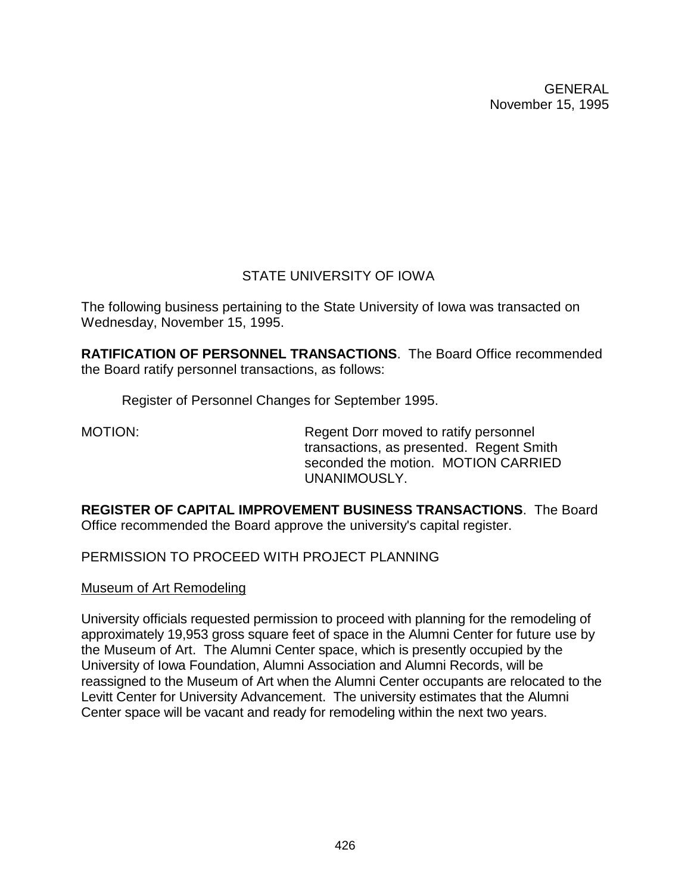GENERAL
November 15, 1995

## STATE UNIVERSITY OF IOWA

The following business pertaining to the State University of Iowa was transacted on Wednesday, November 15, 1995.

**RATIFICATION OF PERSONNEL TRANSACTIONS**. The Board Office recommended the Board ratify personnel transactions, as follows:

Register of Personnel Changes for September 1995.

MOTION: Regent Dorr moved to ratify personnel transactions, as presented. Regent Smith seconded the motion. MOTION CARRIED UNANIMOUSLY.

**REGISTER OF CAPITAL IMPROVEMENT BUSINESS TRANSACTIONS**. The Board Office recommended the Board approve the university's capital register.

PERMISSION TO PROCEED WITH PROJECT PLANNING

Museum of Art Remodeling

University officials requested permission to proceed with planning for the remodeling of approximately 19,953 gross square feet of space in the Alumni Center for future use by the Museum of Art. The Alumni Center space, which is presently occupied by the University of Iowa Foundation, Alumni Association and Alumni Records, will be reassigned to the Museum of Art when the Alumni Center occupants are relocated to the Levitt Center for University Advancement. The university estimates that the Alumni Center space will be vacant and ready for remodeling within the next two years.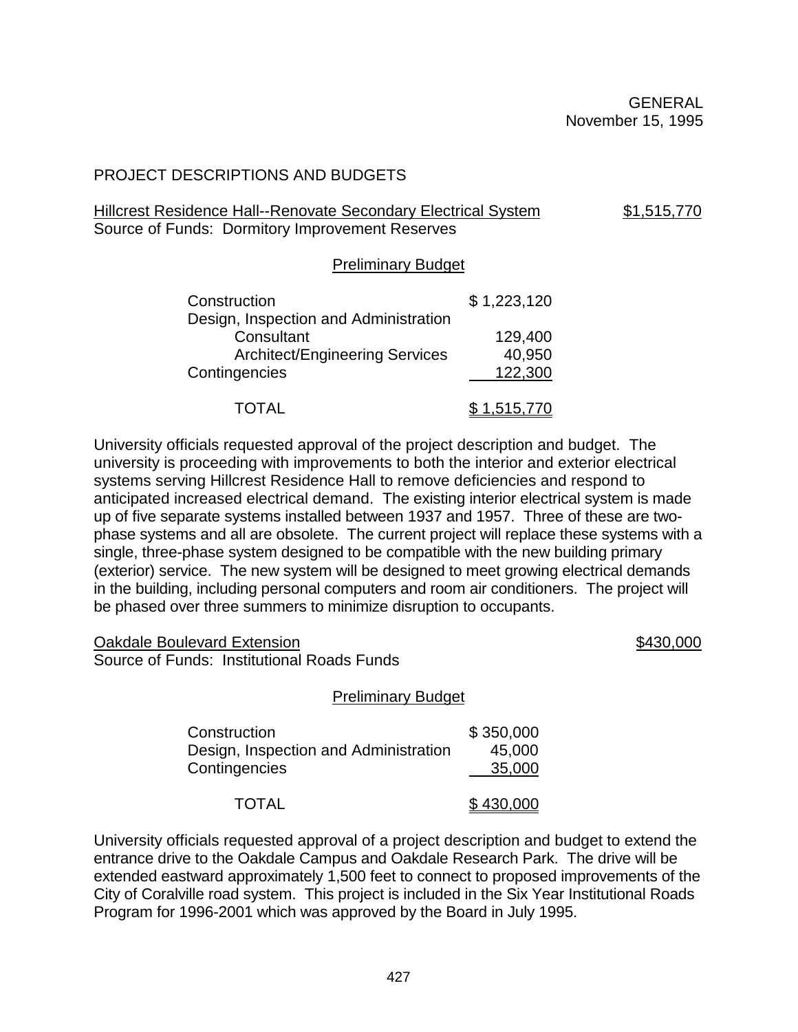GENERAL
November 15, 1995

## PROJECT DESCRIPTIONS AND BUDGETS

Hillcrest Residence Hall--Renovate Secondary Electrical System — $1,515,770
Source of Funds: Dormitory Improvement Reserves

### Preliminary Budget

| | |
|---|---|
| Construction | $ 1,223,120 |
| Design, Inspection and Administration | |
| Consultant | 129,400 |
| Architect/Engineering Services | 40,950 |
| Contingencies | 122,300 |
| TOTAL | $ 1,515,770 |

University officials requested approval of the project description and budget. The university is proceeding with improvements to both the interior and exterior electrical systems serving Hillcrest Residence Hall to remove deficiencies and respond to anticipated increased electrical demand. The existing interior electrical system is made up of five separate systems installed between 1937 and 1957. Three of these are two-phase systems and all are obsolete. The current project will replace these systems with a single, three-phase system designed to be compatible with the new building primary (exterior) service. The new system will be designed to meet growing electrical demands in the building, including personal computers and room air conditioners. The project will be phased over three summers to minimize disruption to occupants.

Oakdale Boulevard Extension — $430,000
Source of Funds: Institutional Roads Funds

### Preliminary Budget

| | |
|---|---|
| Construction | $ 350,000 |
| Design, Inspection and Administration | 45,000 |
| Contingencies | 35,000 |
| TOTAL | $ 430,000 |

University officials requested approval of a project description and budget to extend the entrance drive to the Oakdale Campus and Oakdale Research Park. The drive will be extended eastward approximately 1,500 feet to connect to proposed improvements of the City of Coralville road system. This project is included in the Six Year Institutional Roads Program for 1996-2001 which was approved by the Board in July 1995.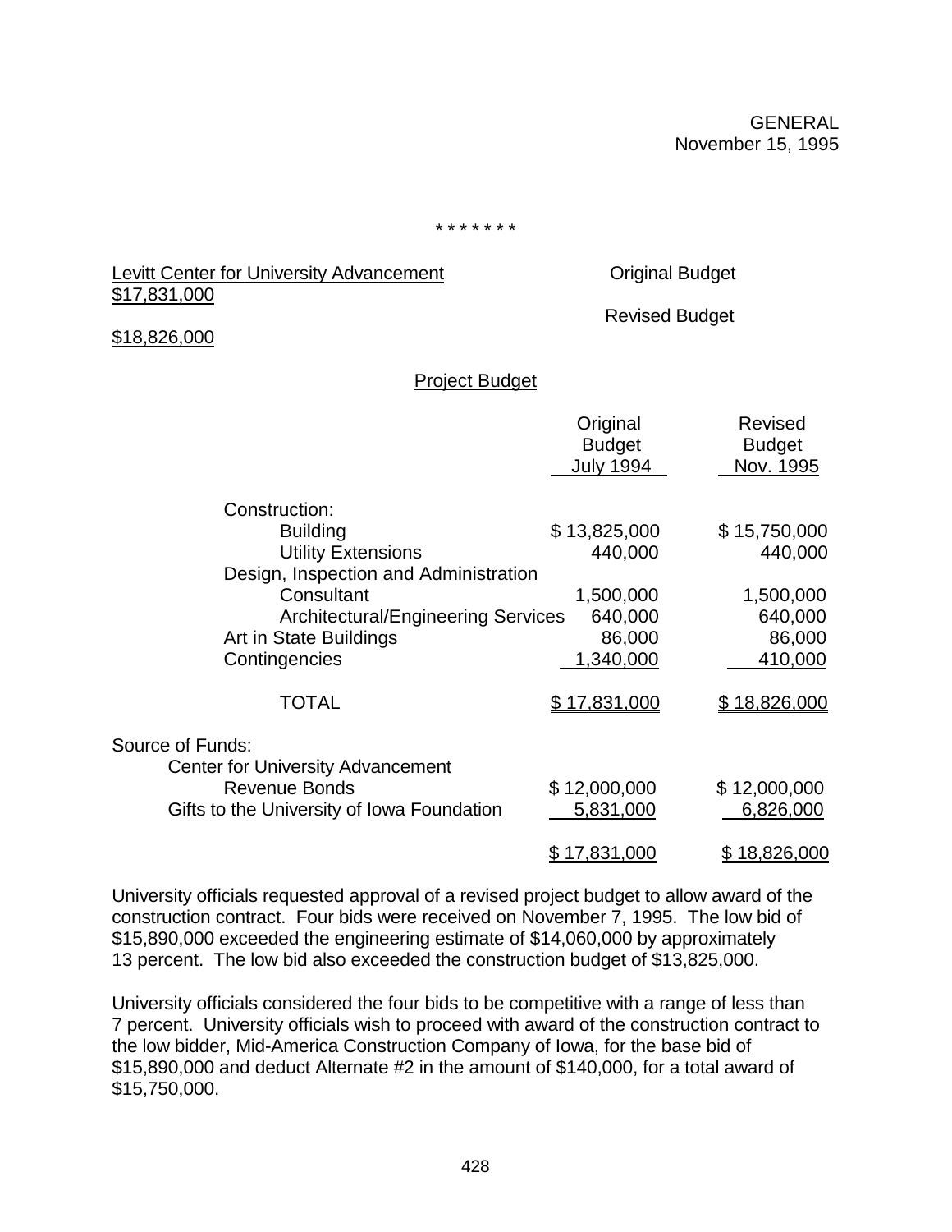GENERAL
November 15, 1995

\* \* \* \* \* \* \*

Levitt Center for University Advancement — Original Budget $17,831,000

Revised Budget $18,826,000

Project Budget

| | Original Budget July 1994 | Revised Budget Nov. 1995 |
|---|---|---|
| Construction: | | |
| Building | $ 13,825,000 | $ 15,750,000 |
| Utility Extensions | 440,000 | 440,000 |
| Design, Inspection and Administration | | |
| Consultant | 1,500,000 | 1,500,000 |
| Architectural/Engineering Services | 640,000 | 640,000 |
| Art in State Buildings | 86,000 | 86,000 |
| Contingencies | 1,340,000 | 410,000 |
| TOTAL | $ 17,831,000 | $ 18,826,000 |
| Source of Funds: | | |
| Center for University Advancement Revenue Bonds | $ 12,000,000 | $ 12,000,000 |
| Gifts to the University of Iowa Foundation | 5,831,000 | 6,826,000 |
| | $ 17,831,000 | $ 18,826,000 |

University officials requested approval of a revised project budget to allow award of the construction contract. Four bids were received on November 7, 1995. The low bid of $15,890,000 exceeded the engineering estimate of $14,060,000 by approximately 13 percent. The low bid also exceeded the construction budget of $13,825,000.

University officials considered the four bids to be competitive with a range of less than 7 percent. University officials wish to proceed with award of the construction contract to the low bidder, Mid-America Construction Company of Iowa, for the base bid of $15,890,000 and deduct Alternate #2 in the amount of $140,000, for a total award of $15,750,000.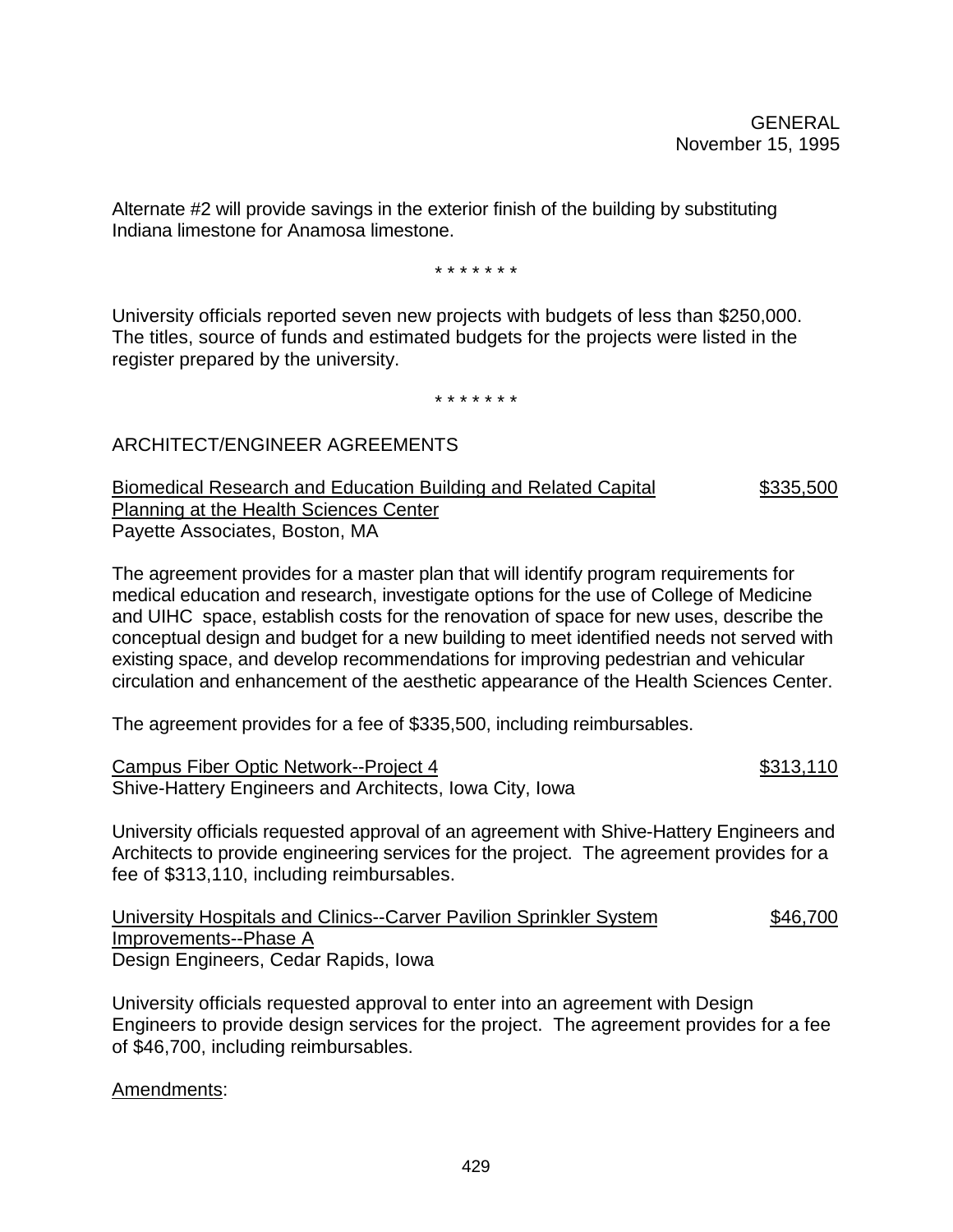Alternate #2 will provide savings in the exterior finish of the building by substituting Indiana limestone for Anamosa limestone.

\* \* \* \* \* \* \*

University officials reported seven new projects with budgets of less than $250,000. The titles, source of funds and estimated budgets for the projects were listed in the register prepared by the university.

\* \* \* \* \* \* \*

ARCHITECT/ENGINEER AGREEMENTS

<u>Biomedical Research and Education Building and Related Capital Planning at the Health Sciences Center</u> — <u>$335,500</u>
Payette Associates, Boston, MA

The agreement provides for a master plan that will identify program requirements for medical education and research, investigate options for the use of College of Medicine and UIHC space, establish costs for the renovation of space for new uses, describe the conceptual design and budget for a new building to meet identified needs not served with existing space, and develop recommendations for improving pedestrian and vehicular circulation and enhancement of the aesthetic appearance of the Health Sciences Center.

The agreement provides for a fee of $335,500, including reimbursables.

<u>Campus Fiber Optic Network--Project 4</u> — <u>$313,110</u>
Shive-Hattery Engineers and Architects, Iowa City, Iowa

University officials requested approval of an agreement with Shive-Hattery Engineers and Architects to provide engineering services for the project. The agreement provides for a fee of $313,110, including reimbursables.

<u>University Hospitals and Clinics--Carver Pavilion Sprinkler System Improvements--Phase A</u> — <u>$46,700</u>
Design Engineers, Cedar Rapids, Iowa

University officials requested approval to enter into an agreement with Design Engineers to provide design services for the project. The agreement provides for a fee of $46,700, including reimbursables.

<u>Amendments</u>: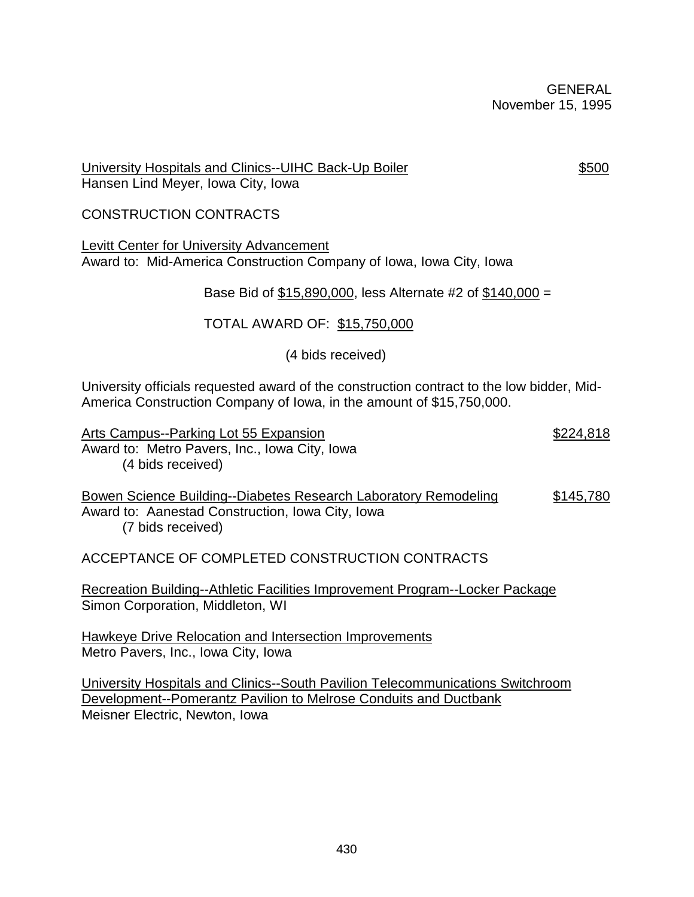University Hospitals and Clinics--UIHC Back-Up Boiler $500
Hansen Lind Meyer, Iowa City, Iowa

CONSTRUCTION CONTRACTS

Levitt Center for University Advancement
Award to: Mid-America Construction Company of Iowa, Iowa City, Iowa

Base Bid of $15,890,000, less Alternate #2 of $140,000 =

TOTAL AWARD OF: $15,750,000

(4 bids received)

University officials requested award of the construction contract to the low bidder, Mid-America Construction Company of Iowa, in the amount of $15,750,000.

Arts Campus--Parking Lot 55 Expansion $224,818
Award to: Metro Pavers, Inc., Iowa City, Iowa
(4 bids received)

Bowen Science Building--Diabetes Research Laboratory Remodeling $145,780
Award to: Aanestad Construction, Iowa City, Iowa
(7 bids received)

ACCEPTANCE OF COMPLETED CONSTRUCTION CONTRACTS

Recreation Building--Athletic Facilities Improvement Program--Locker Package
Simon Corporation, Middleton, WI

Hawkeye Drive Relocation and Intersection Improvements
Metro Pavers, Inc., Iowa City, Iowa

University Hospitals and Clinics--South Pavilion Telecommunications Switchroom Development--Pomerantz Pavilion to Melrose Conduits and Ductbank
Meisner Electric, Newton, Iowa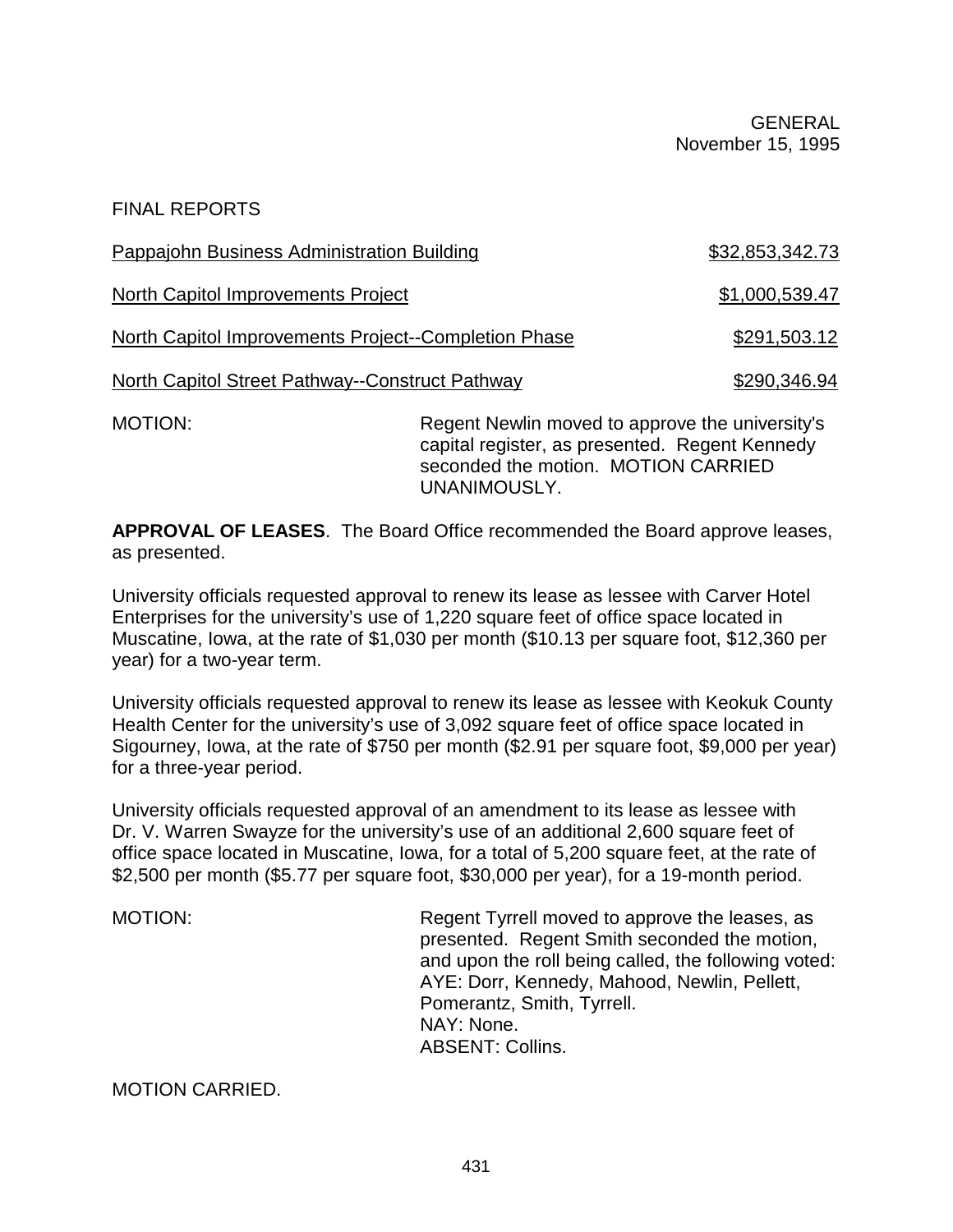GENERAL
November 15, 1995

FINAL REPORTS

| | |
|---|---|
| <u>Pappajohn Business Administration Building</u> | <u>$32,853,342.73</u> |
| <u>North Capitol Improvements Project</u> | <u>$1,000,539.47</u> |
| <u>North Capitol Improvements Project--Completion Phase</u> | <u>$291,503.12</u> |
| <u>North Capitol Street Pathway--Construct Pathway</u> | <u>$290,346.94</u> |

MOTION: Regent Newlin moved to approve the university's capital register, as presented. Regent Kennedy seconded the motion. MOTION CARRIED UNANIMOUSLY.

**APPROVAL OF LEASES**. The Board Office recommended the Board approve leases, as presented.

University officials requested approval to renew its lease as lessee with Carver Hotel Enterprises for the university's use of 1,220 square feet of office space located in Muscatine, Iowa, at the rate of $1,030 per month ($10.13 per square foot, $12,360 per year) for a two-year term.

University officials requested approval to renew its lease as lessee with Keokuk County Health Center for the university's use of 3,092 square feet of office space located in Sigourney, Iowa, at the rate of $750 per month ($2.91 per square foot, $9,000 per year) for a three-year period.

University officials requested approval of an amendment to its lease as lessee with Dr. V. Warren Swayze for the university's use of an additional 2,600 square feet of office space located in Muscatine, Iowa, for a total of 5,200 square feet, at the rate of $2,500 per month ($5.77 per square foot, $30,000 per year), for a 19-month period.

MOTION: Regent Tyrrell moved to approve the leases, as presented. Regent Smith seconded the motion, and upon the roll being called, the following voted:
AYE: Dorr, Kennedy, Mahood, Newlin, Pellett, Pomerantz, Smith, Tyrrell.
NAY: None.
ABSENT: Collins.

MOTION CARRIED.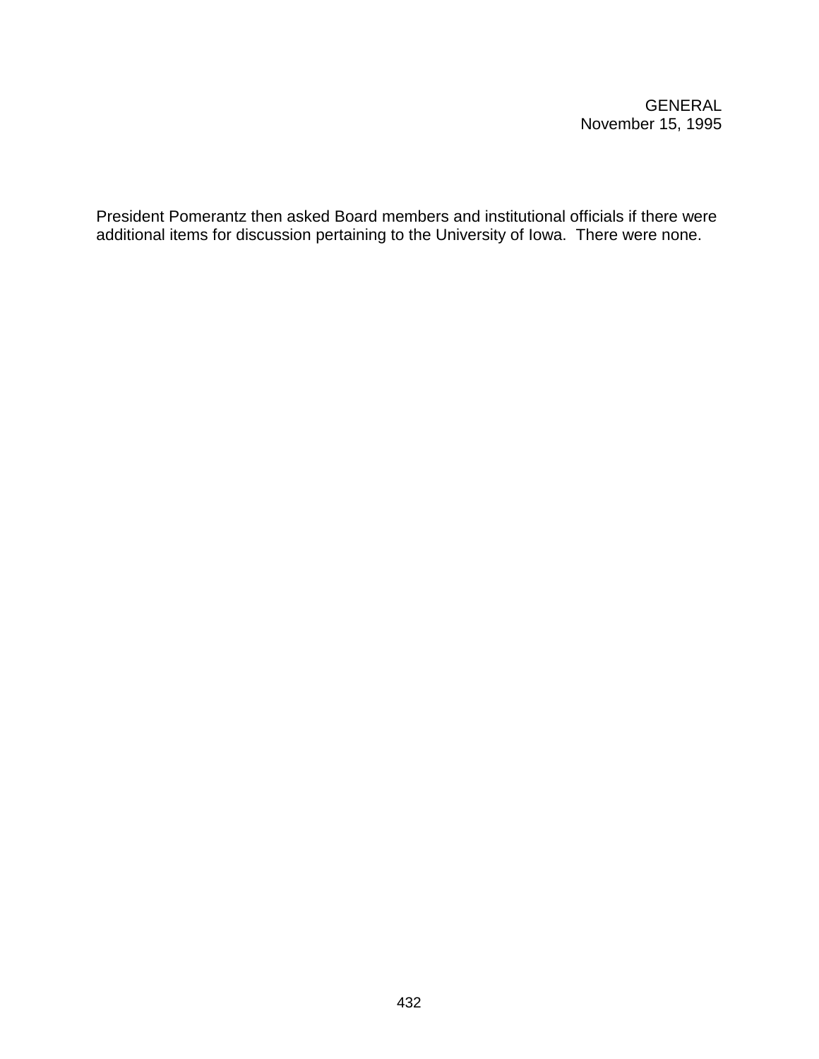GENERAL
November 15, 1995

President Pomerantz then asked Board members and institutional officials if there were additional items for discussion pertaining to the University of Iowa. There were none.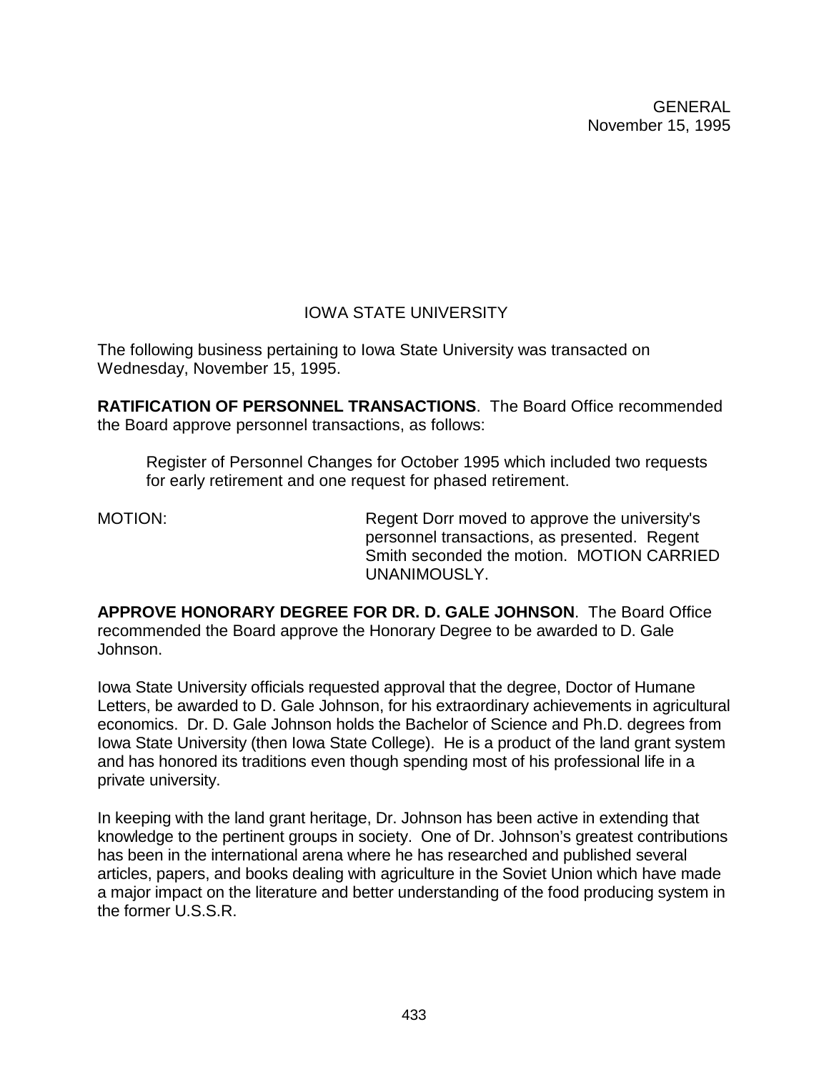GENERAL
November 15, 1995

## IOWA STATE UNIVERSITY

The following business pertaining to Iowa State University was transacted on Wednesday, November 15, 1995.

**RATIFICATION OF PERSONNEL TRANSACTIONS**. The Board Office recommended the Board approve personnel transactions, as follows:

> Register of Personnel Changes for October 1995 which included two requests for early retirement and one request for phased retirement.

MOTION: Regent Dorr moved to approve the university's personnel transactions, as presented. Regent Smith seconded the motion. MOTION CARRIED UNANIMOUSLY.

**APPROVE HONORARY DEGREE FOR DR. D. GALE JOHNSON**. The Board Office recommended the Board approve the Honorary Degree to be awarded to D. Gale Johnson.

Iowa State University officials requested approval that the degree, Doctor of Humane Letters, be awarded to D. Gale Johnson, for his extraordinary achievements in agricultural economics. Dr. D. Gale Johnson holds the Bachelor of Science and Ph.D. degrees from Iowa State University (then Iowa State College). He is a product of the land grant system and has honored its traditions even though spending most of his professional life in a private university.

In keeping with the land grant heritage, Dr. Johnson has been active in extending that knowledge to the pertinent groups in society. One of Dr. Johnson's greatest contributions has been in the international arena where he has researched and published several articles, papers, and books dealing with agriculture in the Soviet Union which have made a major impact on the literature and better understanding of the food producing system in the former U.S.S.R.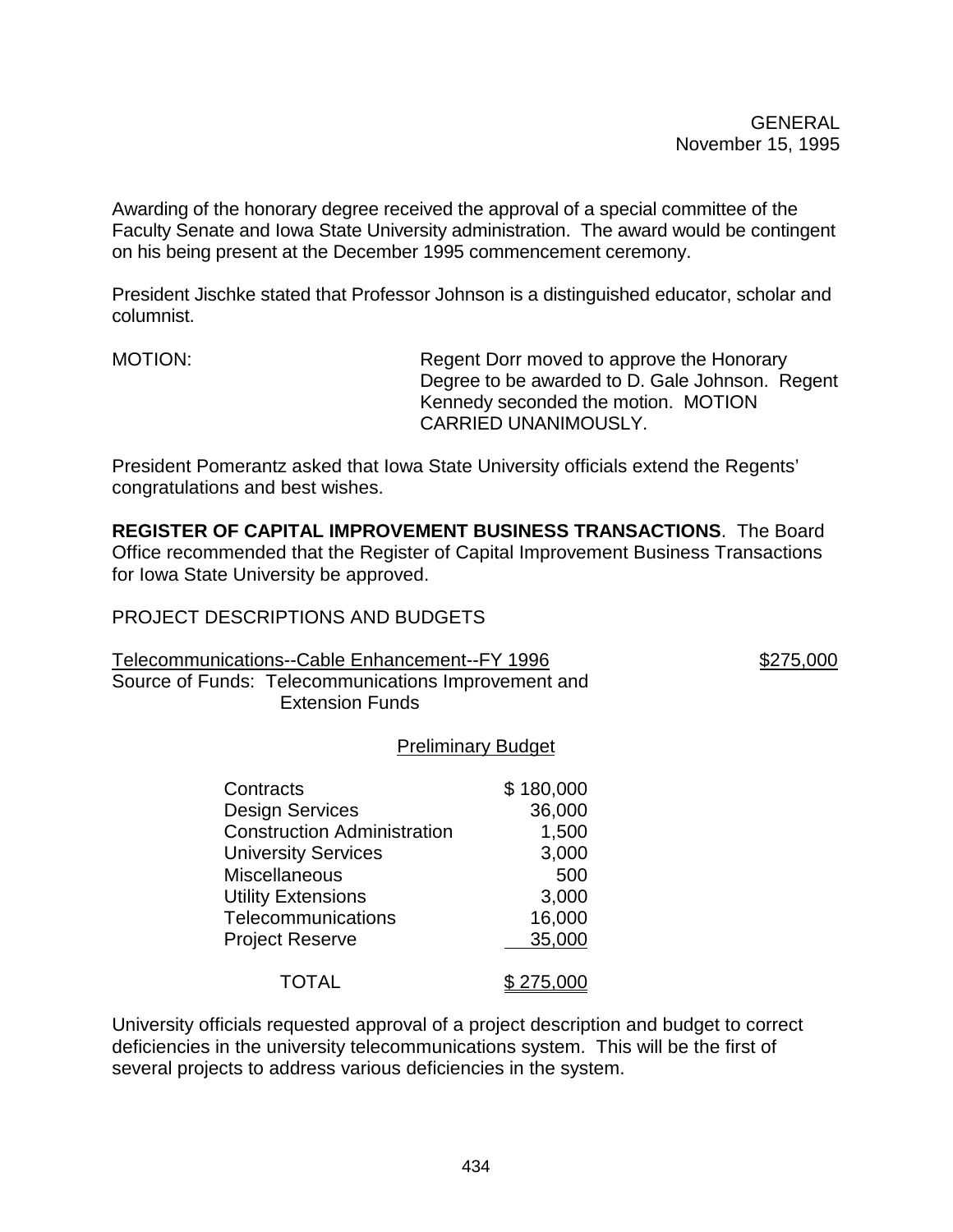Awarding of the honorary degree received the approval of a special committee of the Faculty Senate and Iowa State University administration. The award would be contingent on his being present at the December 1995 commencement ceremony.

President Jischke stated that Professor Johnson is a distinguished educator, scholar and columnist.

MOTION: Regent Dorr moved to approve the Honorary Degree to be awarded to D. Gale Johnson. Regent Kennedy seconded the motion. MOTION CARRIED UNANIMOUSLY.

President Pomerantz asked that Iowa State University officials extend the Regents' congratulations and best wishes.

**REGISTER OF CAPITAL IMPROVEMENT BUSINESS TRANSACTIONS**. The Board Office recommended that the Register of Capital Improvement Business Transactions for Iowa State University be approved.

PROJECT DESCRIPTIONS AND BUDGETS

Telecommunications--Cable Enhancement--FY 1996 — $275,000

Source of Funds: Telecommunications Improvement and Extension Funds

Preliminary Budget

| Item | Amount |
|---|---|
| Contracts | $ 180,000 |
| Design Services | 36,000 |
| Construction Administration | 1,500 |
| University Services | 3,000 |
| Miscellaneous | 500 |
| Utility Extensions | 3,000 |
| Telecommunications | 16,000 |
| Project Reserve | 35,000 |
| TOTAL | $ 275,000 |

University officials requested approval of a project description and budget to correct deficiencies in the university telecommunications system. This will be the first of several projects to address various deficiencies in the system.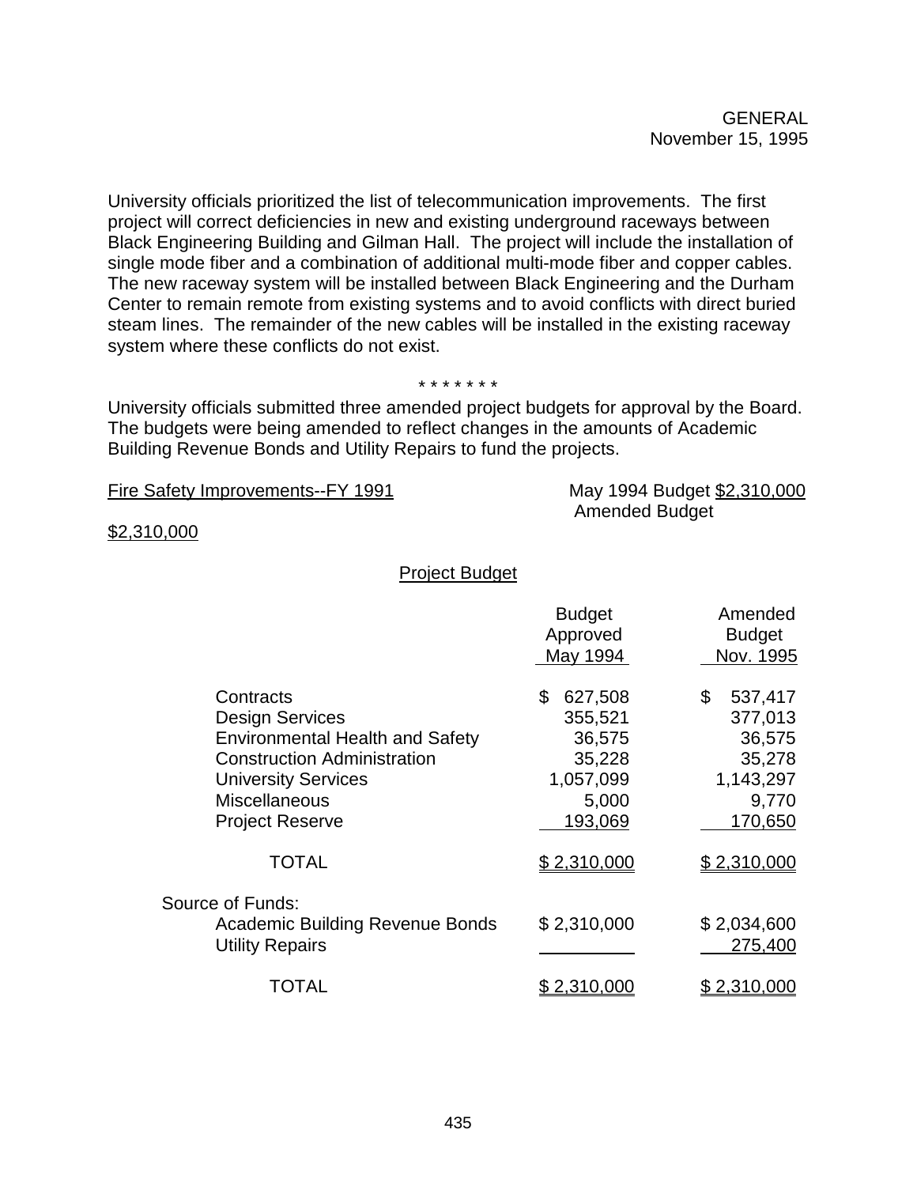GENERAL
November 15, 1995

University officials prioritized the list of telecommunication improvements. The first project will correct deficiencies in new and existing underground raceways between Black Engineering Building and Gilman Hall. The project will include the installation of single mode fiber and a combination of additional multi-mode fiber and copper cables. The new raceway system will be installed between Black Engineering and the Durham Center to remain remote from existing systems and to avoid conflicts with direct buried steam lines. The remainder of the new cables will be installed in the existing raceway system where these conflicts do not exist.

\* \* \* \* \* \* \*

University officials submitted three amended project budgets for approval by the Board. The budgets were being amended to reflect changes in the amounts of Academic Building Revenue Bonds and Utility Repairs to fund the projects.

Fire Safety Improvements--FY 1991 — May 1994 Budget $2,310,000
Amended Budget $2,310,000

Project Budget

| | Budget Approved May 1994 | Amended Budget Nov. 1995 |
|---|---|---|
| Contracts | $ 627,508 | $ 537,417 |
| Design Services | 355,521 | 377,013 |
| Environmental Health and Safety | 36,575 | 36,575 |
| Construction Administration | 35,228 | 35,278 |
| University Services | 1,057,099 | 1,143,297 |
| Miscellaneous | 5,000 | 9,770 |
| Project Reserve | 193,069 | 170,650 |
| TOTAL | $ 2,310,000 | $ 2,310,000 |
| Source of Funds: | | |
| Academic Building Revenue Bonds | $ 2,310,000 | $ 2,034,600 |
| Utility Repairs | | 275,400 |
| TOTAL | $ 2,310,000 | $ 2,310,000 |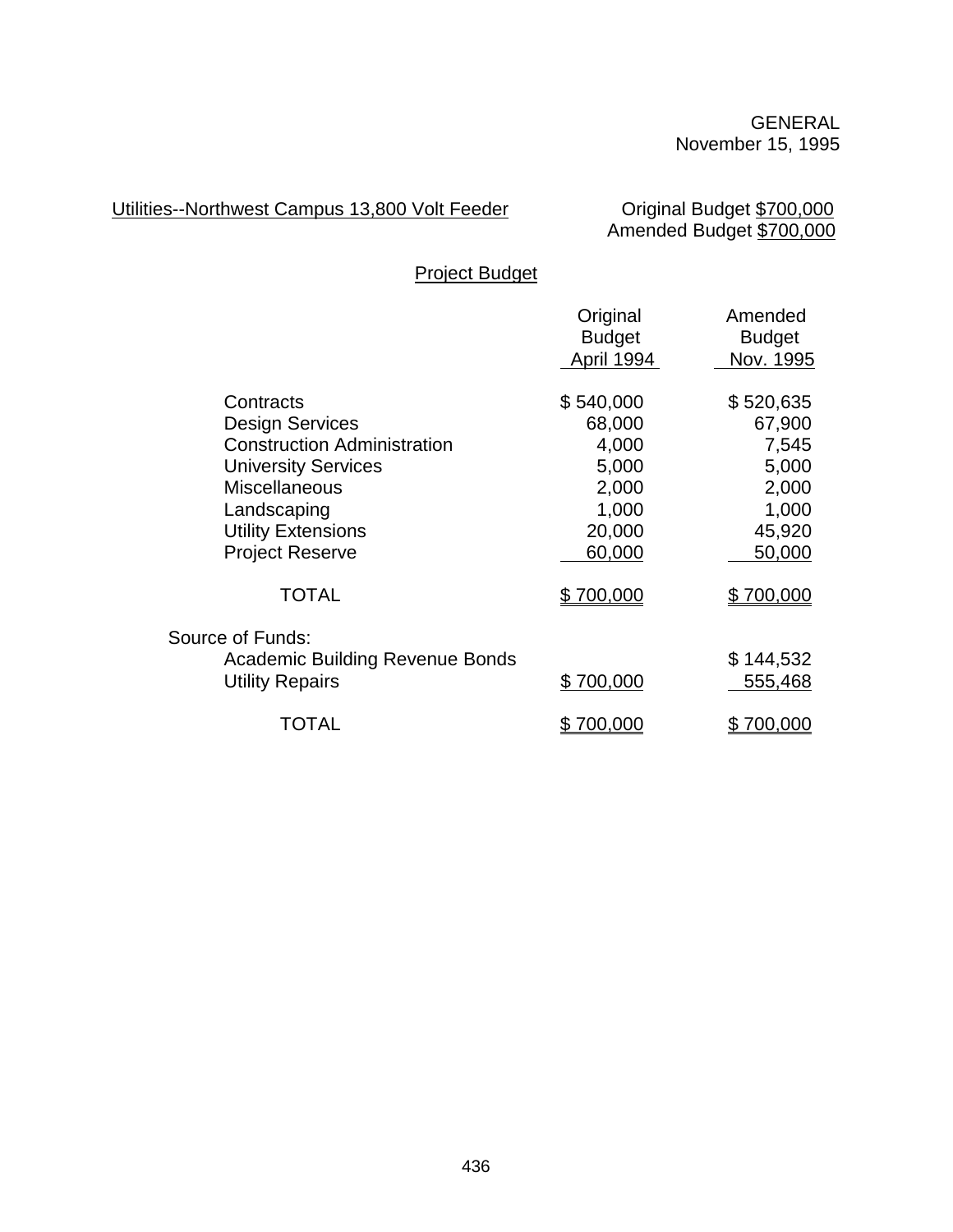GENERAL
November 15, 1995

Utilities--Northwest Campus 13,800 Volt Feeder

Original Budget $700,000
Amended Budget $700,000

Project Budget

| | Original Budget April 1994 | Amended Budget Nov. 1995 |
|---|---|---|
| Contracts | $ 540,000 | $ 520,635 |
| Design Services | 68,000 | 67,900 |
| Construction Administration | 4,000 | 7,545 |
| University Services | 5,000 | 5,000 |
| Miscellaneous | 2,000 | 2,000 |
| Landscaping | 1,000 | 1,000 |
| Utility Extensions | 20,000 | 45,920 |
| Project Reserve | 60,000 | 50,000 |
| TOTAL | $ 700,000 | $ 700,000 |
| Source of Funds: | | |
| Academic Building Revenue Bonds | | $ 144,532 |
| Utility Repairs | $ 700,000 | 555,468 |
| TOTAL | $ 700,000 | $ 700,000 |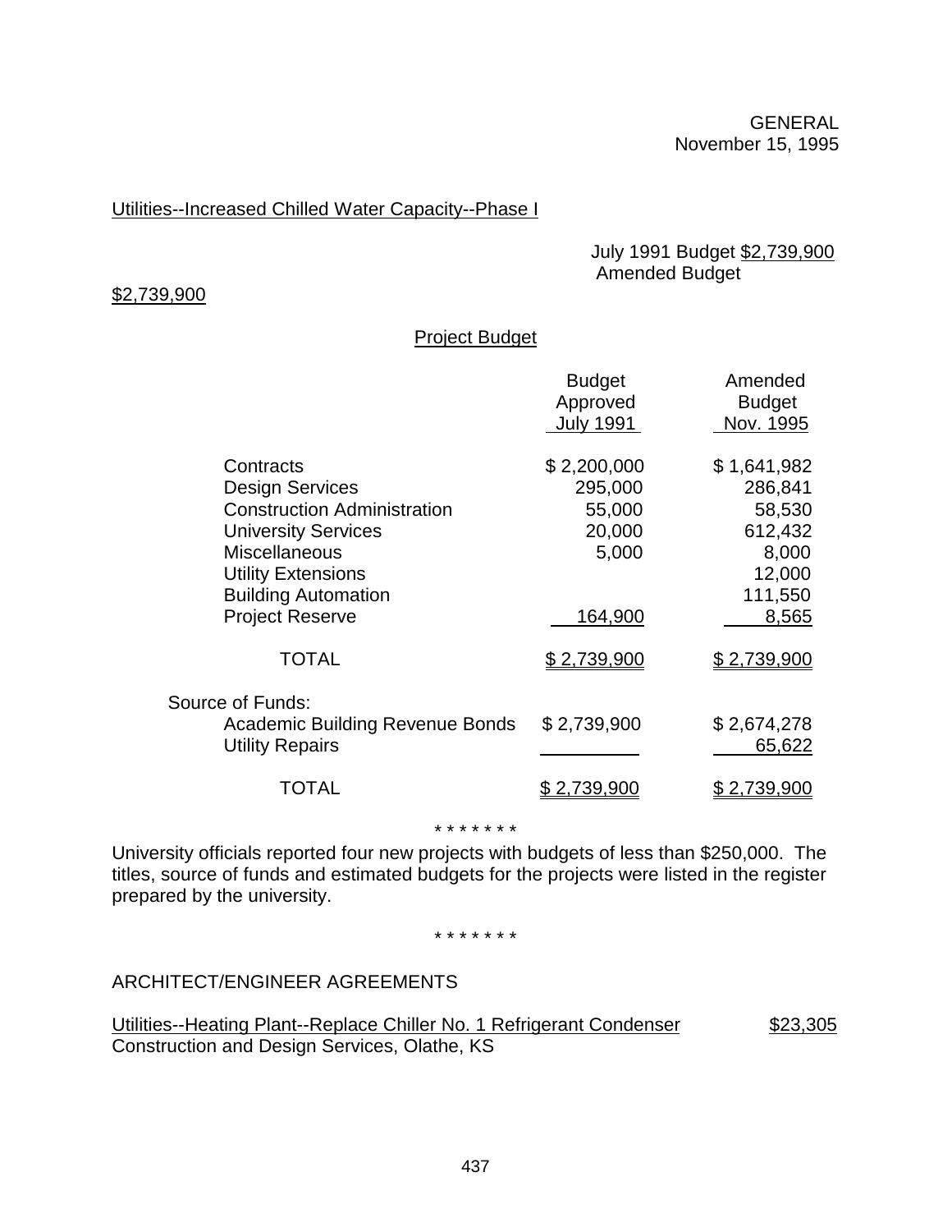GENERAL
November 15, 1995

Utilities--Increased Chilled Water Capacity--Phase I

July 1991 Budget $2,739,900
Amended Budget $2,739,900

Project Budget

| | Budget Approved July 1991 | Amended Budget Nov. 1995 |
|---|---|---|
| Contracts | $ 2,200,000 | $ 1,641,982 |
| Design Services | 295,000 | 286,841 |
| Construction Administration | 55,000 | 58,530 |
| University Services | 20,000 | 612,432 |
| Miscellaneous | 5,000 | 8,000 |
| Utility Extensions | | 12,000 |
| Building Automation | | 111,550 |
| Project Reserve | 164,900 | 8,565 |
| TOTAL | $ 2,739,900 | $ 2,739,900 |
| Source of Funds: | | |
| Academic Building Revenue Bonds | $ 2,739,900 | $ 2,674,278 |
| Utility Repairs | | 65,622 |
| TOTAL | $ 2,739,900 | $ 2,739,900 |

\* \* \* \* \* \* \*

University officials reported four new projects with budgets of less than $250,000. The titles, source of funds and estimated budgets for the projects were listed in the register prepared by the university.

\* \* \* \* \* \* \*

ARCHITECT/ENGINEER AGREEMENTS

Utilities--Heating Plant--Replace Chiller No. 1 Refrigerant Condenser $23,305
Construction and Design Services, Olathe, KS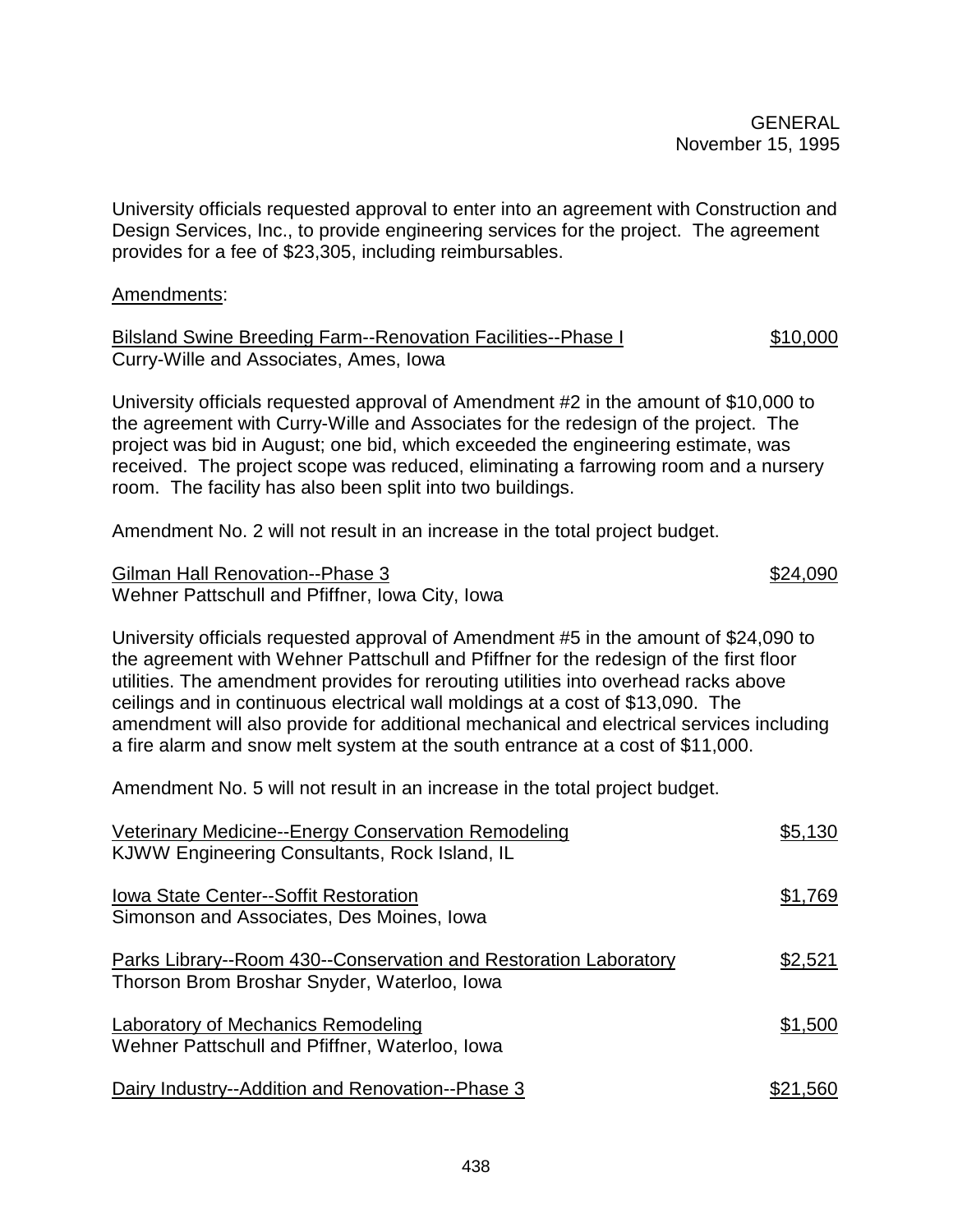University officials requested approval to enter into an agreement with Construction and Design Services, Inc., to provide engineering services for the project. The agreement provides for a fee of $23,305, including reimbursables.

Amendments:

Bilsland Swine Breeding Farm--Renovation Facilities--Phase I — $10,000
Curry-Wille and Associates, Ames, Iowa

University officials requested approval of Amendment #2 in the amount of $10,000 to the agreement with Curry-Wille and Associates for the redesign of the project. The project was bid in August; one bid, which exceeded the engineering estimate, was received. The project scope was reduced, eliminating a farrowing room and a nursery room. The facility has also been split into two buildings.

Amendment No. 2 will not result in an increase in the total project budget.

Gilman Hall Renovation--Phase 3 — $24,090
Wehner Pattschull and Pfiffner, Iowa City, Iowa

University officials requested approval of Amendment #5 in the amount of $24,090 to the agreement with Wehner Pattschull and Pfiffner for the redesign of the first floor utilities. The amendment provides for rerouting utilities into overhead racks above ceilings and in continuous electrical wall moldings at a cost of $13,090. The amendment will also provide for additional mechanical and electrical services including a fire alarm and snow melt system at the south entrance at a cost of $11,000.

Amendment No. 5 will not result in an increase in the total project budget.

Veterinary Medicine--Energy Conservation Remodeling — $5,130
KJWW Engineering Consultants, Rock Island, IL

Iowa State Center--Soffit Restoration — $1,769
Simonson and Associates, Des Moines, Iowa

Parks Library--Room 430--Conservation and Restoration Laboratory — $2,521
Thorson Brom Broshar Snyder, Waterloo, Iowa

Laboratory of Mechanics Remodeling — $1,500
Wehner Pattschull and Pfiffner, Waterloo, Iowa

Dairy Industry--Addition and Renovation--Phase 3 — $21,560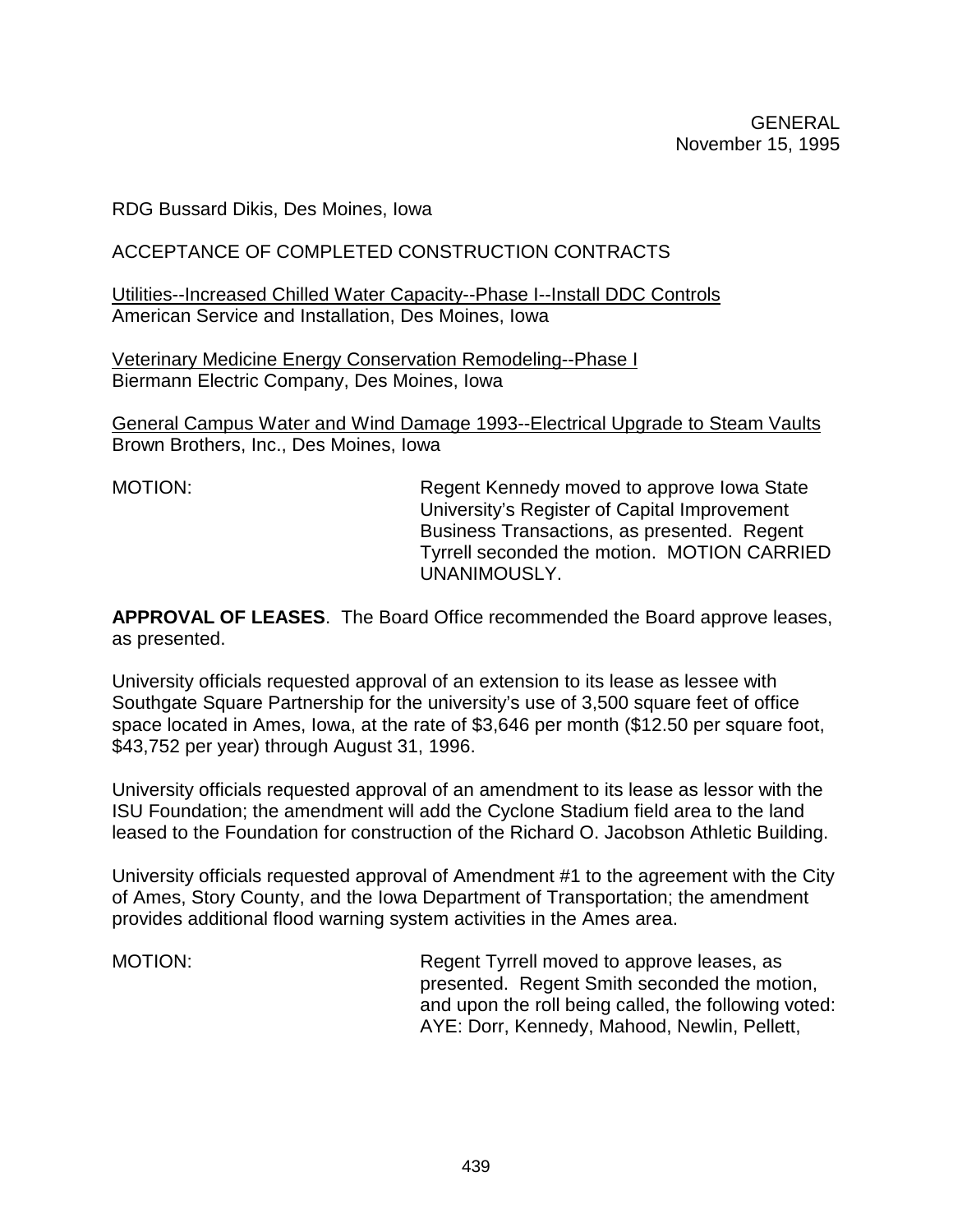RDG Bussard Dikis, Des Moines, Iowa

ACCEPTANCE OF COMPLETED CONSTRUCTION CONTRACTS

Utilities--Increased Chilled Water Capacity--Phase I--Install DDC Controls
American Service and Installation, Des Moines, Iowa

Veterinary Medicine Energy Conservation Remodeling--Phase I
Biermann Electric Company, Des Moines, Iowa

General Campus Water and Wind Damage 1993--Electrical Upgrade to Steam Vaults
Brown Brothers, Inc., Des Moines, Iowa

MOTION: Regent Kennedy moved to approve Iowa State University's Register of Capital Improvement Business Transactions, as presented. Regent Tyrrell seconded the motion. MOTION CARRIED UNANIMOUSLY.

**APPROVAL OF LEASES**. The Board Office recommended the Board approve leases, as presented.

University officials requested approval of an extension to its lease as lessee with Southgate Square Partnership for the university's use of 3,500 square feet of office space located in Ames, Iowa, at the rate of $3,646 per month ($12.50 per square foot, $43,752 per year) through August 31, 1996.

University officials requested approval of an amendment to its lease as lessor with the ISU Foundation; the amendment will add the Cyclone Stadium field area to the land leased to the Foundation for construction of the Richard O. Jacobson Athletic Building.

University officials requested approval of Amendment #1 to the agreement with the City of Ames, Story County, and the Iowa Department of Transportation; the amendment provides additional flood warning system activities in the Ames area.

MOTION: Regent Tyrrell moved to approve leases, as presented. Regent Smith seconded the motion, and upon the roll being called, the following voted: AYE: Dorr, Kennedy, Mahood, Newlin, Pellett,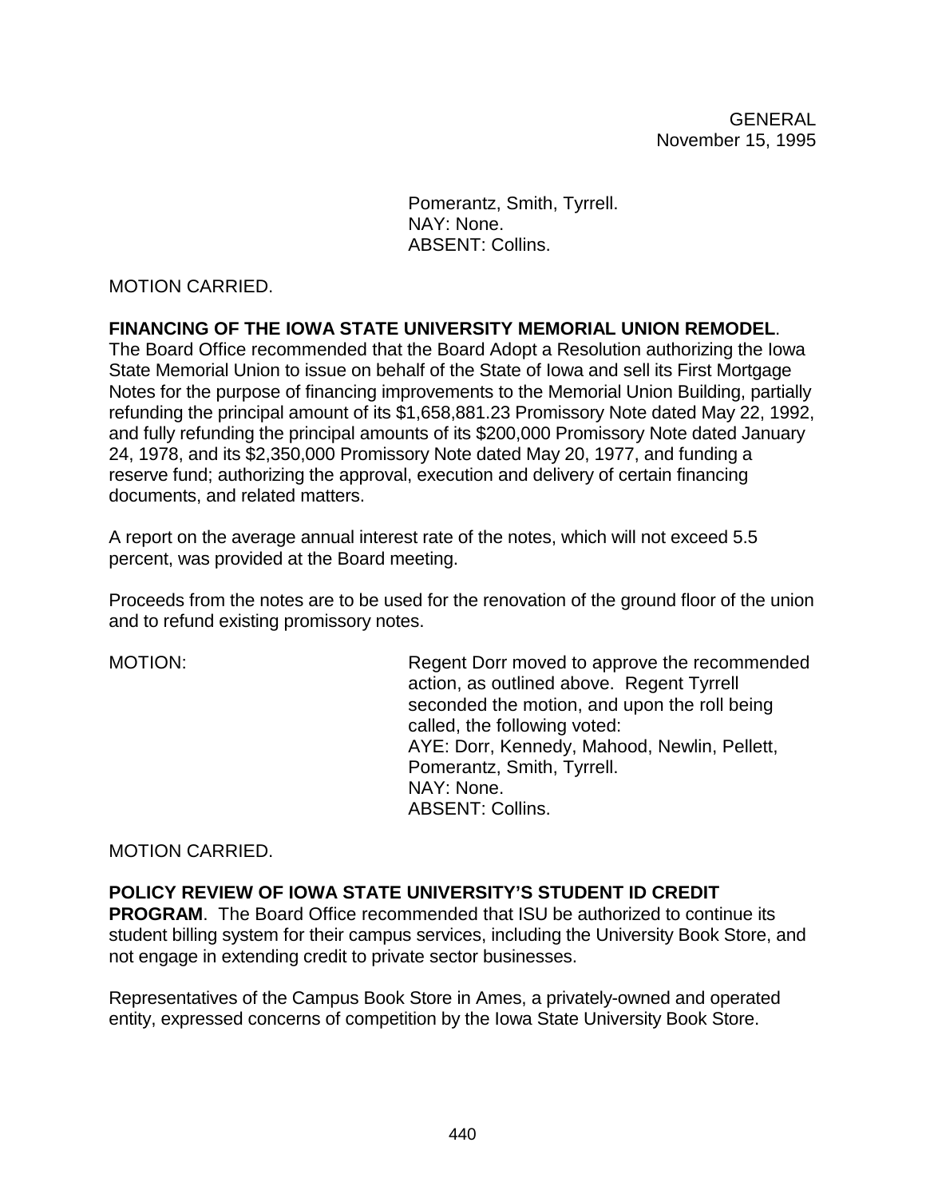Pomerantz, Smith, Tyrrell.
NAY: None.
ABSENT: Collins.

MOTION CARRIED.

**FINANCING OF THE IOWA STATE UNIVERSITY MEMORIAL UNION REMODEL**. The Board Office recommended that the Board Adopt a Resolution authorizing the Iowa State Memorial Union to issue on behalf of the State of Iowa and sell its First Mortgage Notes for the purpose of financing improvements to the Memorial Union Building, partially refunding the principal amount of its $1,658,881.23 Promissory Note dated May 22, 1992, and fully refunding the principal amounts of its $200,000 Promissory Note dated January 24, 1978, and its $2,350,000 Promissory Note dated May 20, 1977, and funding a reserve fund; authorizing the approval, execution and delivery of certain financing documents, and related matters.

A report on the average annual interest rate of the notes, which will not exceed 5.5 percent, was provided at the Board meeting.

Proceeds from the notes are to be used for the renovation of the ground floor of the union and to refund existing promissory notes.

MOTION: Regent Dorr moved to approve the recommended action, as outlined above. Regent Tyrrell seconded the motion, and upon the roll being called, the following voted:
AYE: Dorr, Kennedy, Mahood, Newlin, Pellett, Pomerantz, Smith, Tyrrell.
NAY: None.
ABSENT: Collins.

MOTION CARRIED.

**POLICY REVIEW OF IOWA STATE UNIVERSITY'S STUDENT ID CREDIT PROGRAM**. The Board Office recommended that ISU be authorized to continue its student billing system for their campus services, including the University Book Store, and not engage in extending credit to private sector businesses.

Representatives of the Campus Book Store in Ames, a privately-owned and operated entity, expressed concerns of competition by the Iowa State University Book Store.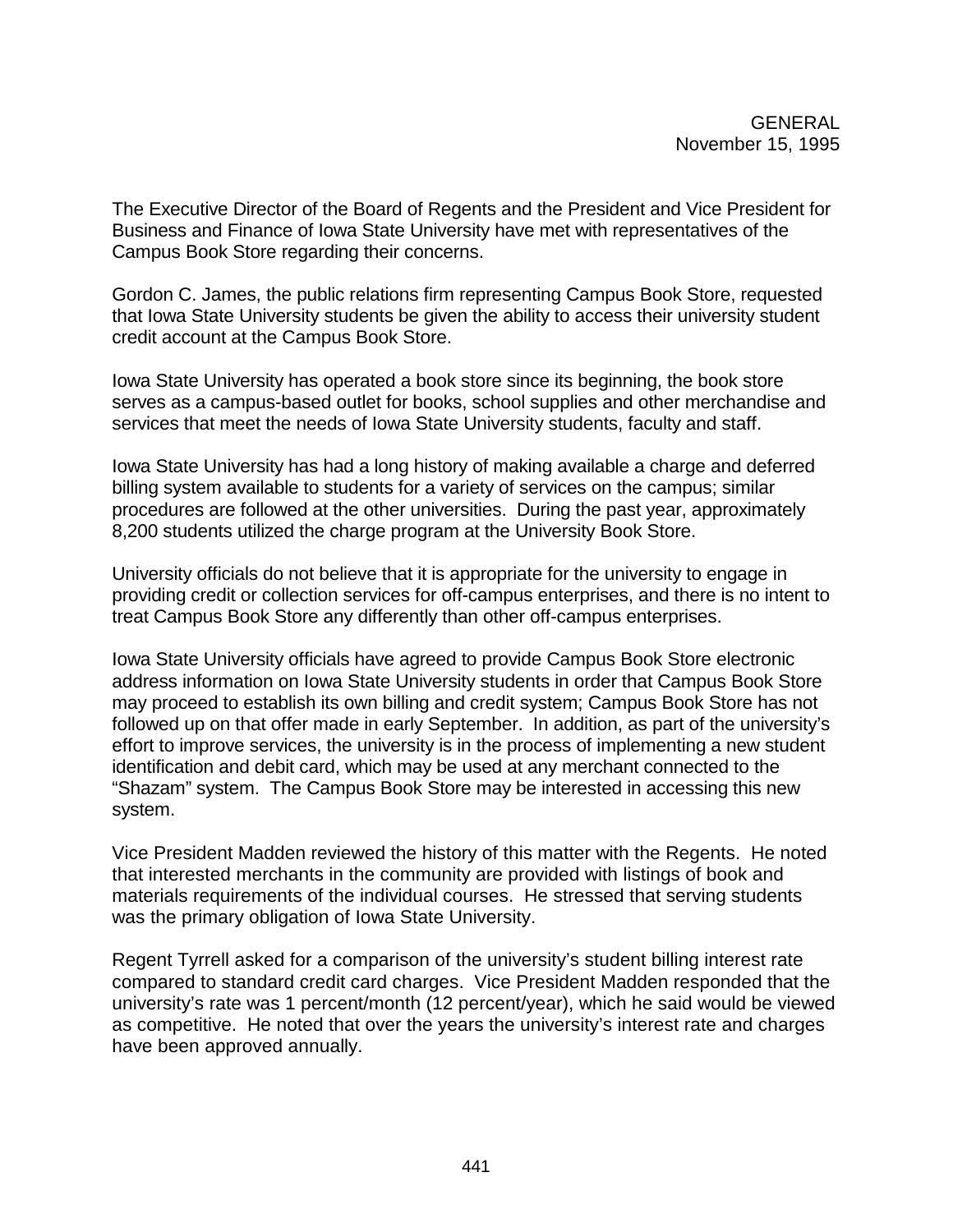The Executive Director of the Board of Regents and the President and Vice President for Business and Finance of Iowa State University have met with representatives of the Campus Book Store regarding their concerns.

Gordon C. James, the public relations firm representing Campus Book Store, requested that Iowa State University students be given the ability to access their university student credit account at the Campus Book Store.

Iowa State University has operated a book store since its beginning, the book store serves as a campus-based outlet for books, school supplies and other merchandise and services that meet the needs of Iowa State University students, faculty and staff.

Iowa State University has had a long history of making available a charge and deferred billing system available to students for a variety of services on the campus; similar procedures are followed at the other universities. During the past year, approximately 8,200 students utilized the charge program at the University Book Store.

University officials do not believe that it is appropriate for the university to engage in providing credit or collection services for off-campus enterprises, and there is no intent to treat Campus Book Store any differently than other off-campus enterprises.

Iowa State University officials have agreed to provide Campus Book Store electronic address information on Iowa State University students in order that Campus Book Store may proceed to establish its own billing and credit system; Campus Book Store has not followed up on that offer made in early September. In addition, as part of the university's effort to improve services, the university is in the process of implementing a new student identification and debit card, which may be used at any merchant connected to the "Shazam" system. The Campus Book Store may be interested in accessing this new system.

Vice President Madden reviewed the history of this matter with the Regents. He noted that interested merchants in the community are provided with listings of book and materials requirements of the individual courses. He stressed that serving students was the primary obligation of Iowa State University.

Regent Tyrrell asked for a comparison of the university's student billing interest rate compared to standard credit card charges. Vice President Madden responded that the university's rate was 1 percent/month (12 percent/year), which he said would be viewed as competitive. He noted that over the years the university's interest rate and charges have been approved annually.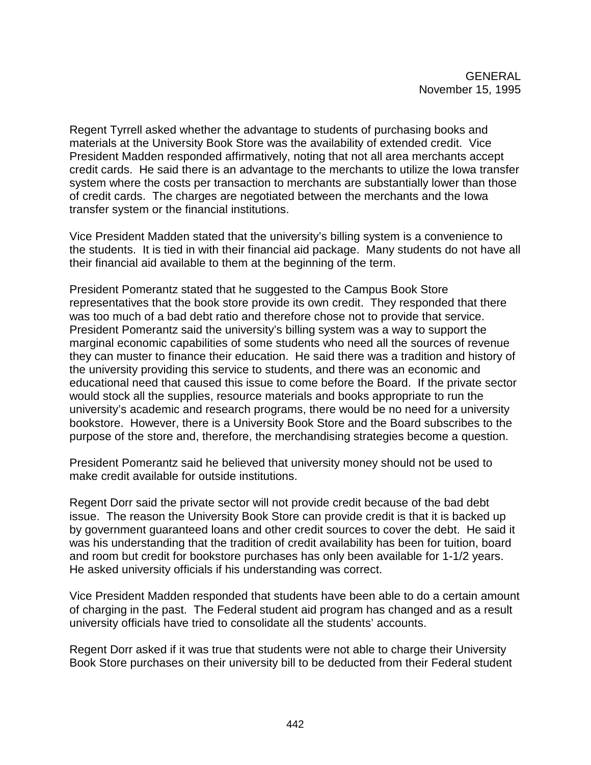Regent Tyrrell asked whether the advantage to students of purchasing books and materials at the University Book Store was the availability of extended credit. Vice President Madden responded affirmatively, noting that not all area merchants accept credit cards. He said there is an advantage to the merchants to utilize the Iowa transfer system where the costs per transaction to merchants are substantially lower than those of credit cards. The charges are negotiated between the merchants and the Iowa transfer system or the financial institutions.

Vice President Madden stated that the university's billing system is a convenience to the students. It is tied in with their financial aid package. Many students do not have all their financial aid available to them at the beginning of the term.

President Pomerantz stated that he suggested to the Campus Book Store representatives that the book store provide its own credit. They responded that there was too much of a bad debt ratio and therefore chose not to provide that service. President Pomerantz said the university's billing system was a way to support the marginal economic capabilities of some students who need all the sources of revenue they can muster to finance their education. He said there was a tradition and history of the university providing this service to students, and there was an economic and educational need that caused this issue to come before the Board. If the private sector would stock all the supplies, resource materials and books appropriate to run the university's academic and research programs, there would be no need for a university bookstore. However, there is a University Book Store and the Board subscribes to the purpose of the store and, therefore, the merchandising strategies become a question.

President Pomerantz said he believed that university money should not be used to make credit available for outside institutions.

Regent Dorr said the private sector will not provide credit because of the bad debt issue. The reason the University Book Store can provide credit is that it is backed up by government guaranteed loans and other credit sources to cover the debt. He said it was his understanding that the tradition of credit availability has been for tuition, board and room but credit for bookstore purchases has only been available for 1-1/2 years. He asked university officials if his understanding was correct.

Vice President Madden responded that students have been able to do a certain amount of charging in the past. The Federal student aid program has changed and as a result university officials have tried to consolidate all the students' accounts.

Regent Dorr asked if it was true that students were not able to charge their University Book Store purchases on their university bill to be deducted from their Federal student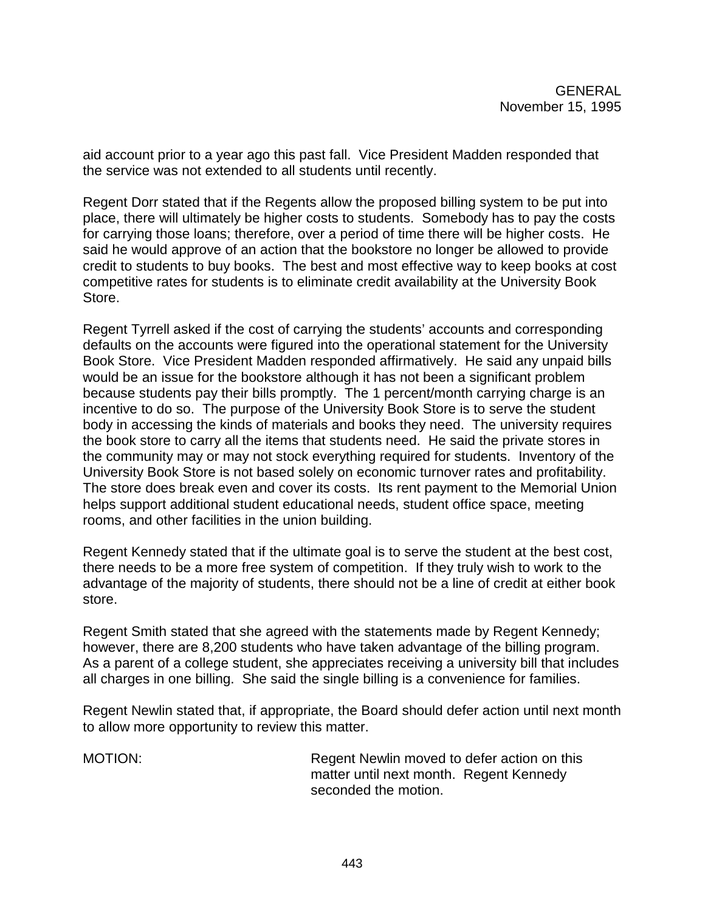aid account prior to a year ago this past fall. Vice President Madden responded that the service was not extended to all students until recently.

Regent Dorr stated that if the Regents allow the proposed billing system to be put into place, there will ultimately be higher costs to students. Somebody has to pay the costs for carrying those loans; therefore, over a period of time there will be higher costs. He said he would approve of an action that the bookstore no longer be allowed to provide credit to students to buy books. The best and most effective way to keep books at cost competitive rates for students is to eliminate credit availability at the University Book Store.

Regent Tyrrell asked if the cost of carrying the students' accounts and corresponding defaults on the accounts were figured into the operational statement for the University Book Store. Vice President Madden responded affirmatively. He said any unpaid bills would be an issue for the bookstore although it has not been a significant problem because students pay their bills promptly. The 1 percent/month carrying charge is an incentive to do so. The purpose of the University Book Store is to serve the student body in accessing the kinds of materials and books they need. The university requires the book store to carry all the items that students need. He said the private stores in the community may or may not stock everything required for students. Inventory of the University Book Store is not based solely on economic turnover rates and profitability. The store does break even and cover its costs. Its rent payment to the Memorial Union helps support additional student educational needs, student office space, meeting rooms, and other facilities in the union building.

Regent Kennedy stated that if the ultimate goal is to serve the student at the best cost, there needs to be a more free system of competition. If they truly wish to work to the advantage of the majority of students, there should not be a line of credit at either book store.

Regent Smith stated that she agreed with the statements made by Regent Kennedy; however, there are 8,200 students who have taken advantage of the billing program. As a parent of a college student, she appreciates receiving a university bill that includes all charges in one billing. She said the single billing is a convenience for families.

Regent Newlin stated that, if appropriate, the Board should defer action until next month to allow more opportunity to review this matter.

MOTION: Regent Newlin moved to defer action on this matter until next month. Regent Kennedy seconded the motion.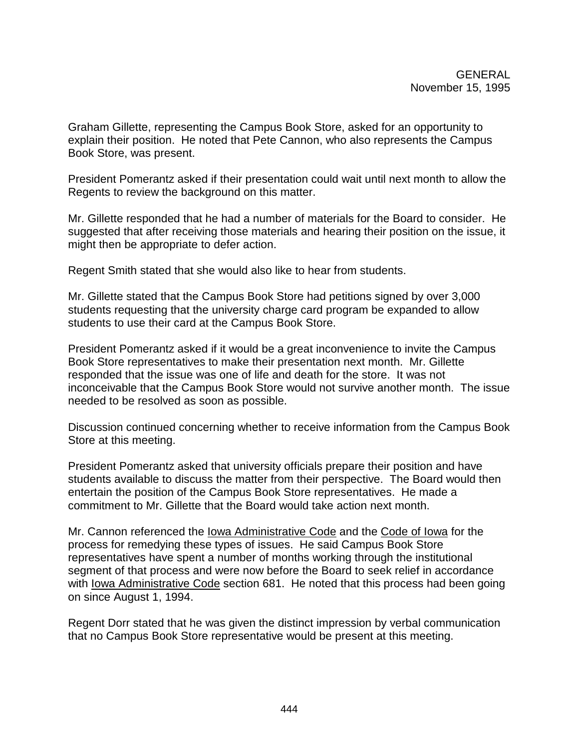Graham Gillette, representing the Campus Book Store, asked for an opportunity to explain their position. He noted that Pete Cannon, who also represents the Campus Book Store, was present.

President Pomerantz asked if their presentation could wait until next month to allow the Regents to review the background on this matter.

Mr. Gillette responded that he had a number of materials for the Board to consider. He suggested that after receiving those materials and hearing their position on the issue, it might then be appropriate to defer action.

Regent Smith stated that she would also like to hear from students.

Mr. Gillette stated that the Campus Book Store had petitions signed by over 3,000 students requesting that the university charge card program be expanded to allow students to use their card at the Campus Book Store.

President Pomerantz asked if it would be a great inconvenience to invite the Campus Book Store representatives to make their presentation next month. Mr. Gillette responded that the issue was one of life and death for the store. It was not inconceivable that the Campus Book Store would not survive another month. The issue needed to be resolved as soon as possible.

Discussion continued concerning whether to receive information from the Campus Book Store at this meeting.

President Pomerantz asked that university officials prepare their position and have students available to discuss the matter from their perspective. The Board would then entertain the position of the Campus Book Store representatives. He made a commitment to Mr. Gillette that the Board would take action next month.

Mr. Cannon referenced the Iowa Administrative Code and the Code of Iowa for the process for remedying these types of issues. He said Campus Book Store representatives have spent a number of months working through the institutional segment of that process and were now before the Board to seek relief in accordance with Iowa Administrative Code section 681. He noted that this process had been going on since August 1, 1994.

Regent Dorr stated that he was given the distinct impression by verbal communication that no Campus Book Store representative would be present at this meeting.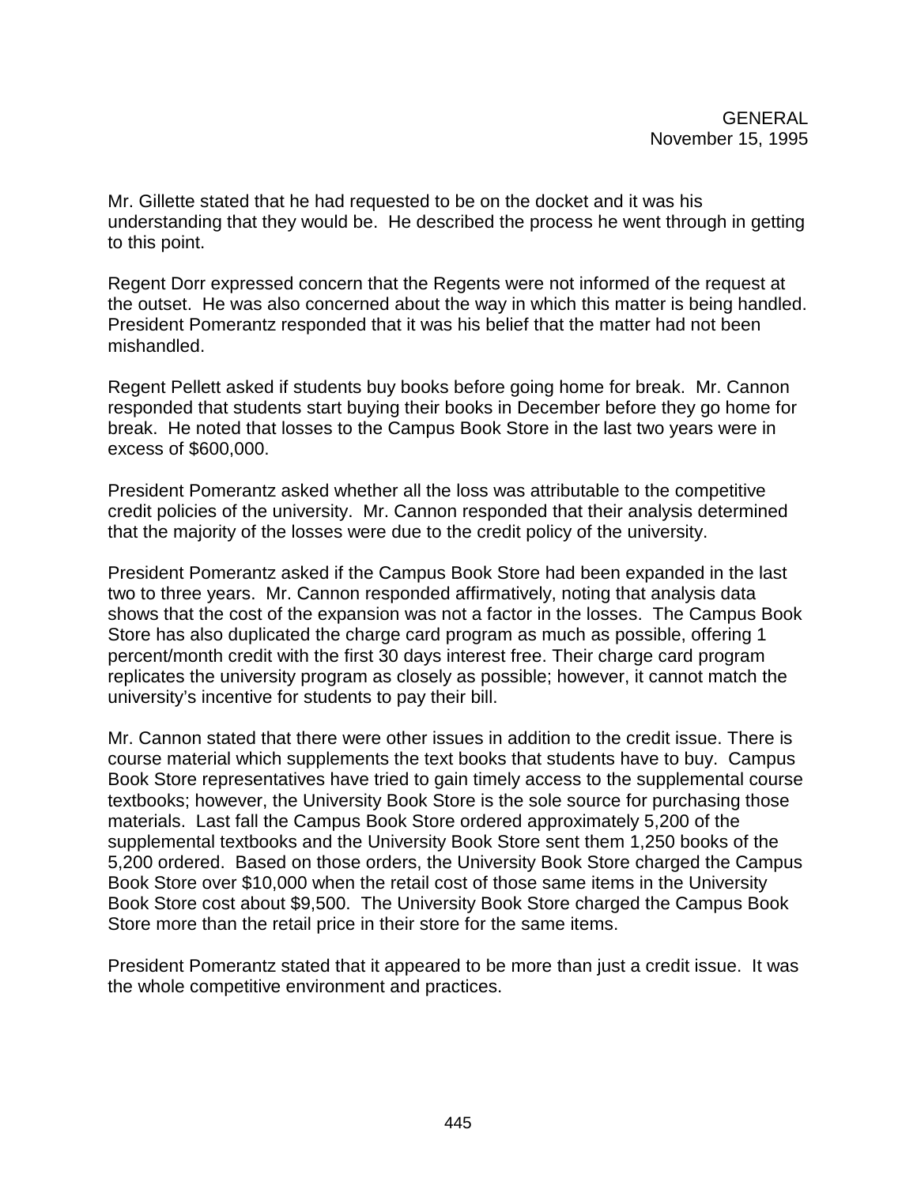Mr. Gillette stated that he had requested to be on the docket and it was his understanding that they would be. He described the process he went through in getting to this point.

Regent Dorr expressed concern that the Regents were not informed of the request at the outset. He was also concerned about the way in which this matter is being handled. President Pomerantz responded that it was his belief that the matter had not been mishandled.

Regent Pellett asked if students buy books before going home for break. Mr. Cannon responded that students start buying their books in December before they go home for break. He noted that losses to the Campus Book Store in the last two years were in excess of $600,000.

President Pomerantz asked whether all the loss was attributable to the competitive credit policies of the university. Mr. Cannon responded that their analysis determined that the majority of the losses were due to the credit policy of the university.

President Pomerantz asked if the Campus Book Store had been expanded in the last two to three years. Mr. Cannon responded affirmatively, noting that analysis data shows that the cost of the expansion was not a factor in the losses. The Campus Book Store has also duplicated the charge card program as much as possible, offering 1 percent/month credit with the first 30 days interest free. Their charge card program replicates the university program as closely as possible; however, it cannot match the university's incentive for students to pay their bill.

Mr. Cannon stated that there were other issues in addition to the credit issue. There is course material which supplements the text books that students have to buy. Campus Book Store representatives have tried to gain timely access to the supplemental course textbooks; however, the University Book Store is the sole source for purchasing those materials. Last fall the Campus Book Store ordered approximately 5,200 of the supplemental textbooks and the University Book Store sent them 1,250 books of the 5,200 ordered. Based on those orders, the University Book Store charged the Campus Book Store over $10,000 when the retail cost of those same items in the University Book Store cost about $9,500. The University Book Store charged the Campus Book Store more than the retail price in their store for the same items.

President Pomerantz stated that it appeared to be more than just a credit issue. It was the whole competitive environment and practices.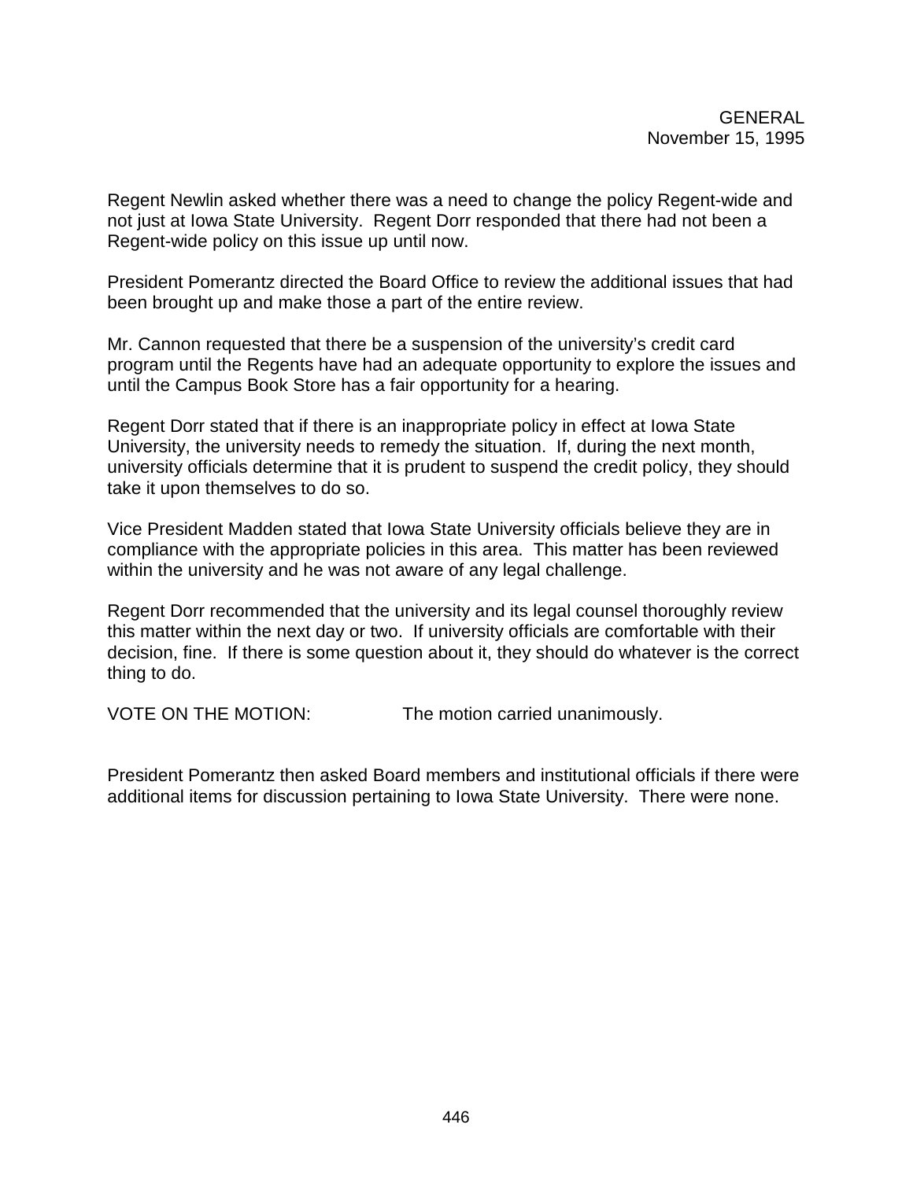Regent Newlin asked whether there was a need to change the policy Regent-wide and not just at Iowa State University. Regent Dorr responded that there had not been a Regent-wide policy on this issue up until now.

President Pomerantz directed the Board Office to review the additional issues that had been brought up and make those a part of the entire review.

Mr. Cannon requested that there be a suspension of the university's credit card program until the Regents have had an adequate opportunity to explore the issues and until the Campus Book Store has a fair opportunity for a hearing.

Regent Dorr stated that if there is an inappropriate policy in effect at Iowa State University, the university needs to remedy the situation. If, during the next month, university officials determine that it is prudent to suspend the credit policy, they should take it upon themselves to do so.

Vice President Madden stated that Iowa State University officials believe they are in compliance with the appropriate policies in this area. This matter has been reviewed within the university and he was not aware of any legal challenge.

Regent Dorr recommended that the university and its legal counsel thoroughly review this matter within the next day or two. If university officials are comfortable with their decision, fine. If there is some question about it, they should do whatever is the correct thing to do.

VOTE ON THE MOTION: The motion carried unanimously.

President Pomerantz then asked Board members and institutional officials if there were additional items for discussion pertaining to Iowa State University. There were none.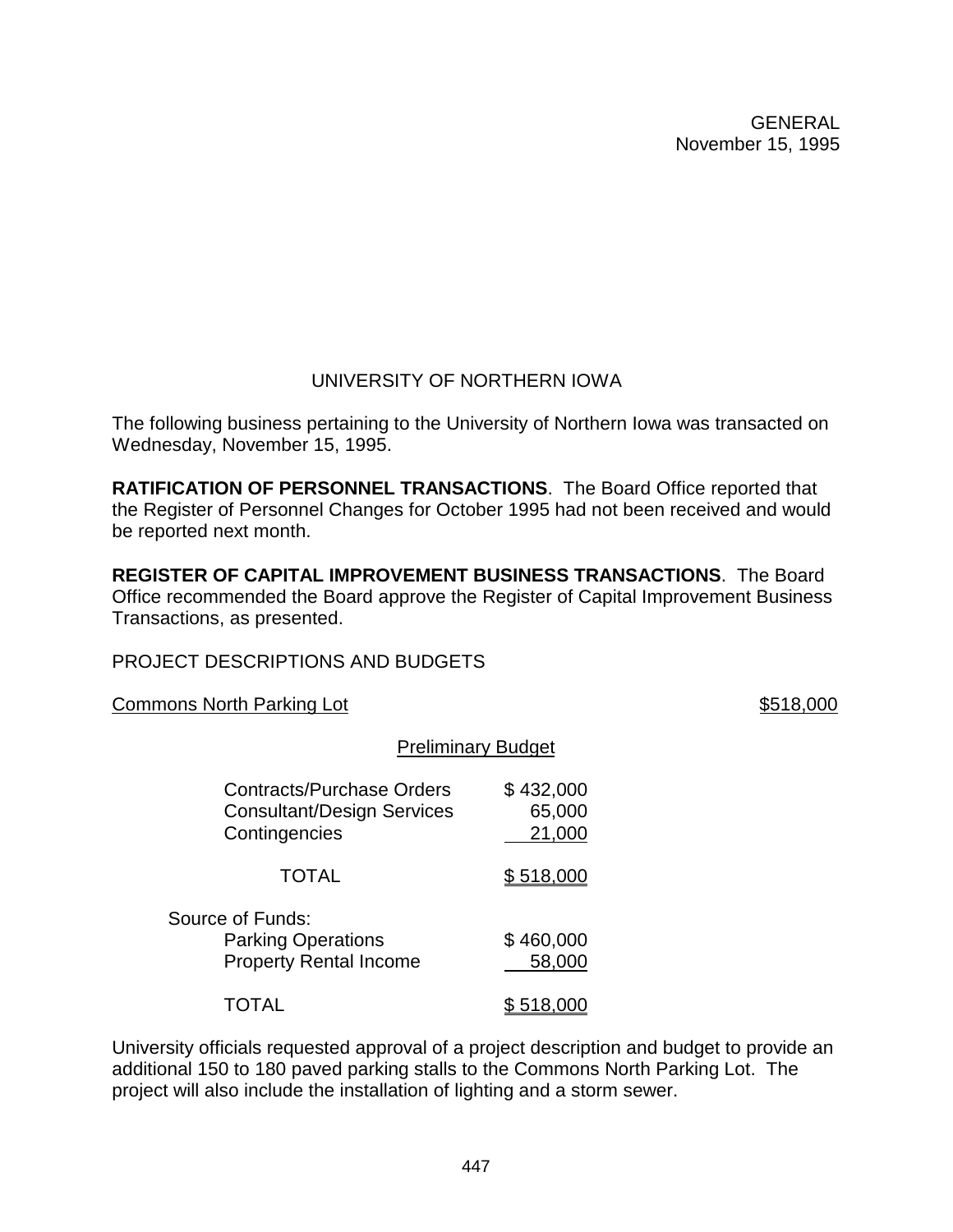GENERAL
November 15, 1995

## UNIVERSITY OF NORTHERN IOWA

The following business pertaining to the University of Northern Iowa was transacted on Wednesday, November 15, 1995.

**RATIFICATION OF PERSONNEL TRANSACTIONS**. The Board Office reported that the Register of Personnel Changes for October 1995 had not been received and would be reported next month.

**REGISTER OF CAPITAL IMPROVEMENT BUSINESS TRANSACTIONS**. The Board Office recommended the Board approve the Register of Capital Improvement Business Transactions, as presented.

PROJECT DESCRIPTIONS AND BUDGETS

Commons North Parking Lot — $518,000

Preliminary Budget

| | |
|---|---|
| Contracts/Purchase Orders | $ 432,000 |
| Consultant/Design Services | 65,000 |
| Contingencies | 21,000 |
| TOTAL | $ 518,000 |
| Source of Funds: | |
| Parking Operations | $ 460,000 |
| Property Rental Income | 58,000 |
| TOTAL | $ 518,000 |

University officials requested approval of a project description and budget to provide an additional 150 to 180 paved parking stalls to the Commons North Parking Lot. The project will also include the installation of lighting and a storm sewer.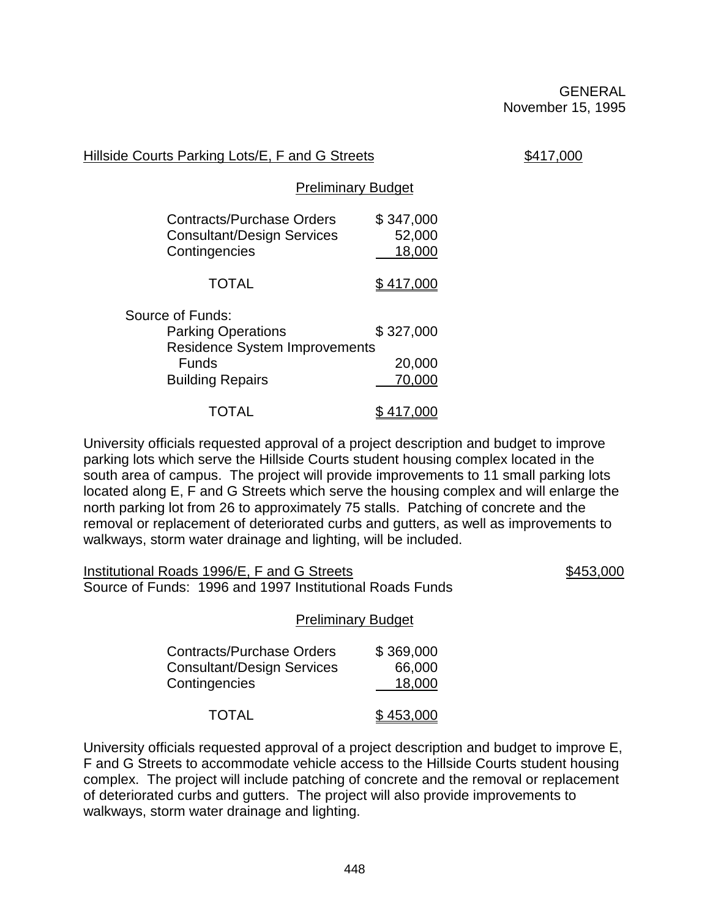GENERAL
November 15, 1995

Hillside Courts Parking Lots/E, F and G Streets $417,000

Preliminary Budget

| | |
|---|---|
| Contracts/Purchase Orders | $ 347,000 |
| Consultant/Design Services | 52,000 |
| Contingencies | 18,000 |
| TOTAL | $ 417,000 |

Source of Funds:

| | |
|---|---|
| Parking Operations | $ 327,000 |
| Residence System Improvements Funds | 20,000 |
| Building Repairs | 70,000 |
| TOTAL | $ 417,000 |

University officials requested approval of a project description and budget to improve parking lots which serve the Hillside Courts student housing complex located in the south area of campus. The project will provide improvements to 11 small parking lots located along E, F and G Streets which serve the housing complex and will enlarge the north parking lot from 26 to approximately 75 stalls. Patching of concrete and the removal or replacement of deteriorated curbs and gutters, as well as improvements to walkways, storm water drainage and lighting, will be included.

Institutional Roads 1996/E, F and G Streets $453,000
Source of Funds: 1996 and 1997 Institutional Roads Funds

Preliminary Budget

| | |
|---|---|
| Contracts/Purchase Orders | $ 369,000 |
| Consultant/Design Services | 66,000 |
| Contingencies | 18,000 |
| TOTAL | $ 453,000 |

University officials requested approval of a project description and budget to improve E, F and G Streets to accommodate vehicle access to the Hillside Courts student housing complex. The project will include patching of concrete and the removal or replacement of deteriorated curbs and gutters. The project will also provide improvements to walkways, storm water drainage and lighting.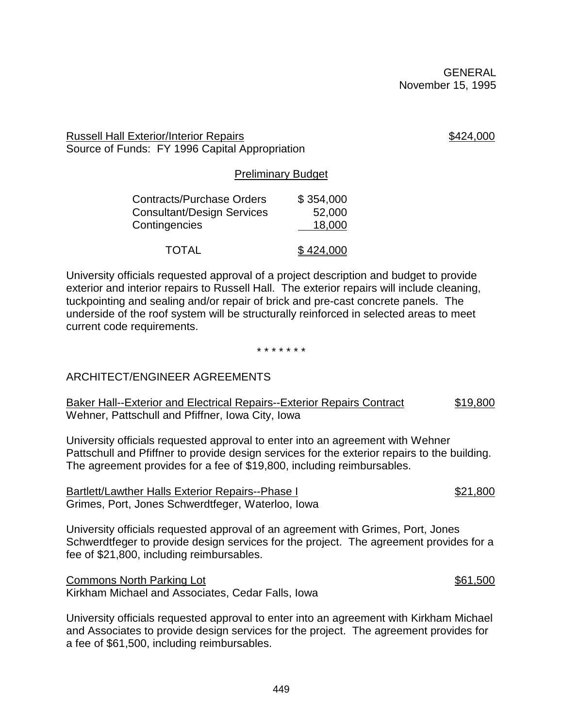GENERAL
November 15, 1995

Russell Hall Exterior/Interior Repairs $424,000
Source of Funds: FY 1996 Capital Appropriation

Preliminary Budget

| | |
|---|---|
| Contracts/Purchase Orders | $ 354,000 |
| Consultant/Design Services | 52,000 |
| Contingencies | 18,000 |
| TOTAL | $ 424,000 |

University officials requested approval of a project description and budget to provide exterior and interior repairs to Russell Hall. The exterior repairs will include cleaning, tuckpointing and sealing and/or repair of brick and pre-cast concrete panels. The underside of the roof system will be structurally reinforced in selected areas to meet current code requirements.

* * * * * * *

ARCHITECT/ENGINEER AGREEMENTS

Baker Hall--Exterior and Electrical Repairs--Exterior Repairs Contract $19,800
Wehner, Pattschull and Pfiffner, Iowa City, Iowa

University officials requested approval to enter into an agreement with Wehner Pattschull and Pfiffner to provide design services for the exterior repairs to the building. The agreement provides for a fee of $19,800, including reimbursables.

Bartlett/Lawther Halls Exterior Repairs--Phase I $21,800
Grimes, Port, Jones Schwerdtfeger, Waterloo, Iowa

University officials requested approval of an agreement with Grimes, Port, Jones Schwerdtfeger to provide design services for the project. The agreement provides for a fee of $21,800, including reimbursables.

Commons North Parking Lot $61,500
Kirkham Michael and Associates, Cedar Falls, Iowa

University officials requested approval to enter into an agreement with Kirkham Michael and Associates to provide design services for the project. The agreement provides for a fee of $61,500, including reimbursables.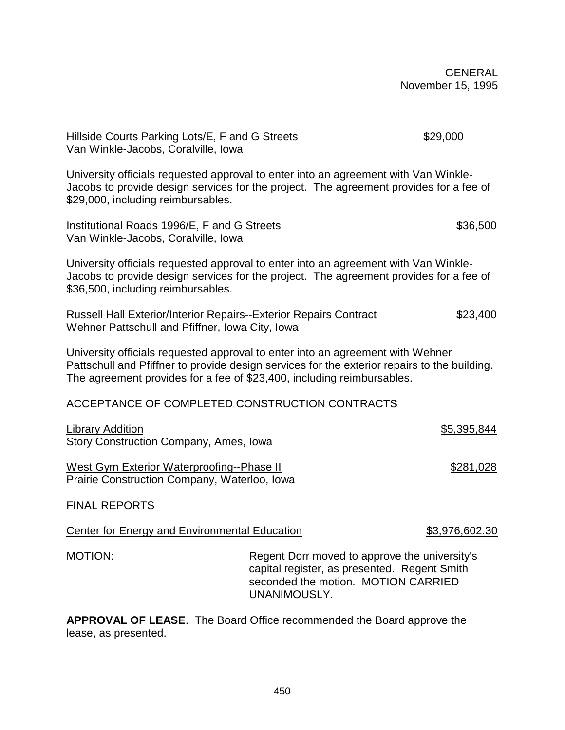Hillside Courts Parking Lots/E, F and G Streets — $29,000
Van Winkle-Jacobs, Coralville, Iowa

University officials requested approval to enter into an agreement with Van Winkle-Jacobs to provide design services for the project. The agreement provides for a fee of $29,000, including reimbursables.

Institutional Roads 1996/E, F and G Streets — $36,500
Van Winkle-Jacobs, Coralville, Iowa

University officials requested approval to enter into an agreement with Van Winkle-Jacobs to provide design services for the project. The agreement provides for a fee of $36,500, including reimbursables.

Russell Hall Exterior/Interior Repairs--Exterior Repairs Contract — $23,400
Wehner Pattschull and Pfiffner, Iowa City, Iowa

University officials requested approval to enter into an agreement with Wehner Pattschull and Pfiffner to provide design services for the exterior repairs to the building. The agreement provides for a fee of $23,400, including reimbursables.

ACCEPTANCE OF COMPLETED CONSTRUCTION CONTRACTS

Library Addition — $5,395,844
Story Construction Company, Ames, Iowa

West Gym Exterior Waterproofing--Phase II — $281,028
Prairie Construction Company, Waterloo, Iowa

FINAL REPORTS

Center for Energy and Environmental Education — $3,976,602.30

MOTION: Regent Dorr moved to approve the university's capital register, as presented. Regent Smith seconded the motion. MOTION CARRIED UNANIMOUSLY.

**APPROVAL OF LEASE**. The Board Office recommended the Board approve the lease, as presented.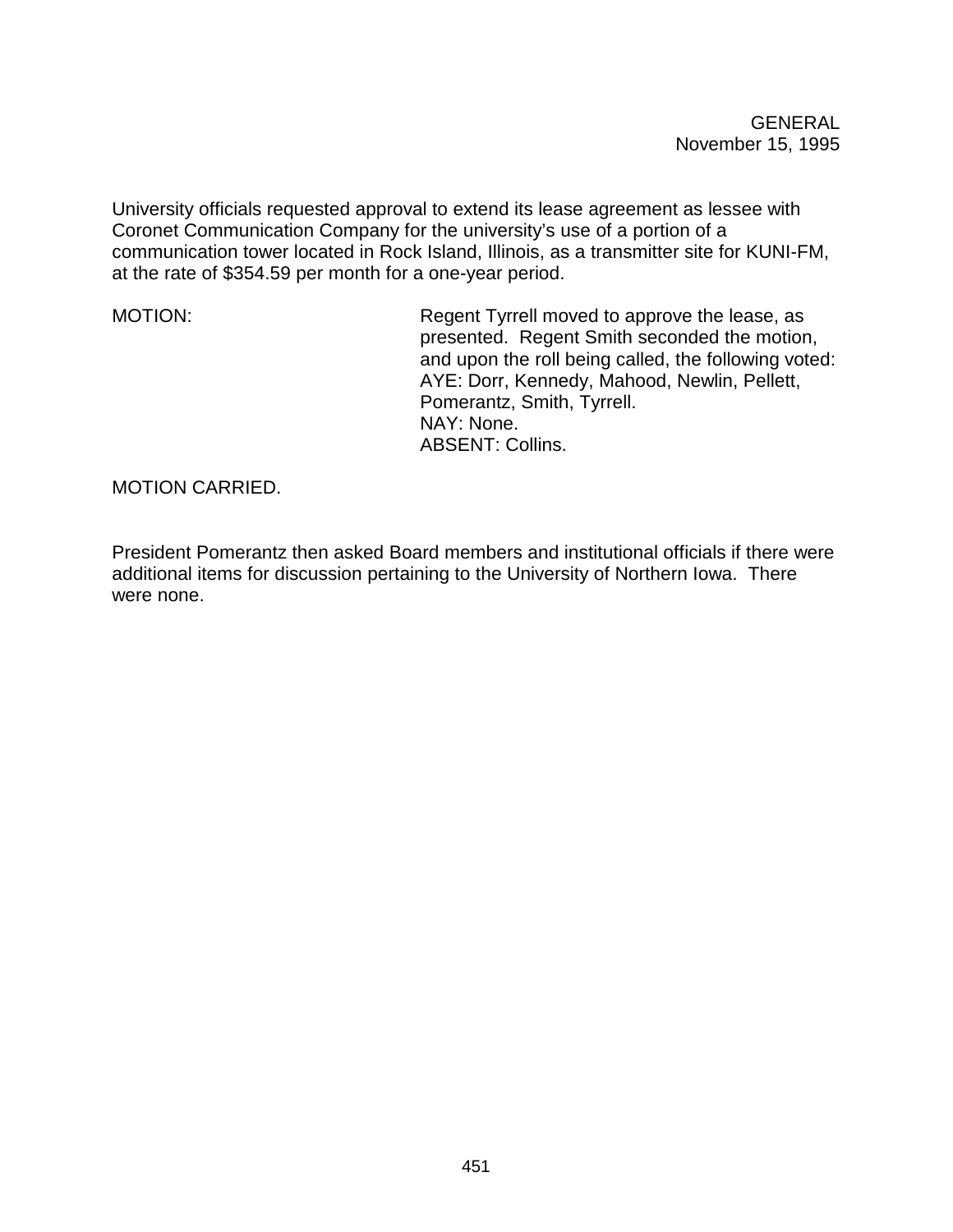University officials requested approval to extend its lease agreement as lessee with Coronet Communication Company for the university's use of a portion of a communication tower located in Rock Island, Illinois, as a transmitter site for KUNI-FM, at the rate of $354.59 per month for a one-year period.

MOTION: Regent Tyrrell moved to approve the lease, as presented. Regent Smith seconded the motion, and upon the roll being called, the following voted:
AYE: Dorr, Kennedy, Mahood, Newlin, Pellett, Pomerantz, Smith, Tyrrell.
NAY: None.
ABSENT: Collins.

MOTION CARRIED.

President Pomerantz then asked Board members and institutional officials if there were additional items for discussion pertaining to the University of Northern Iowa. There were none.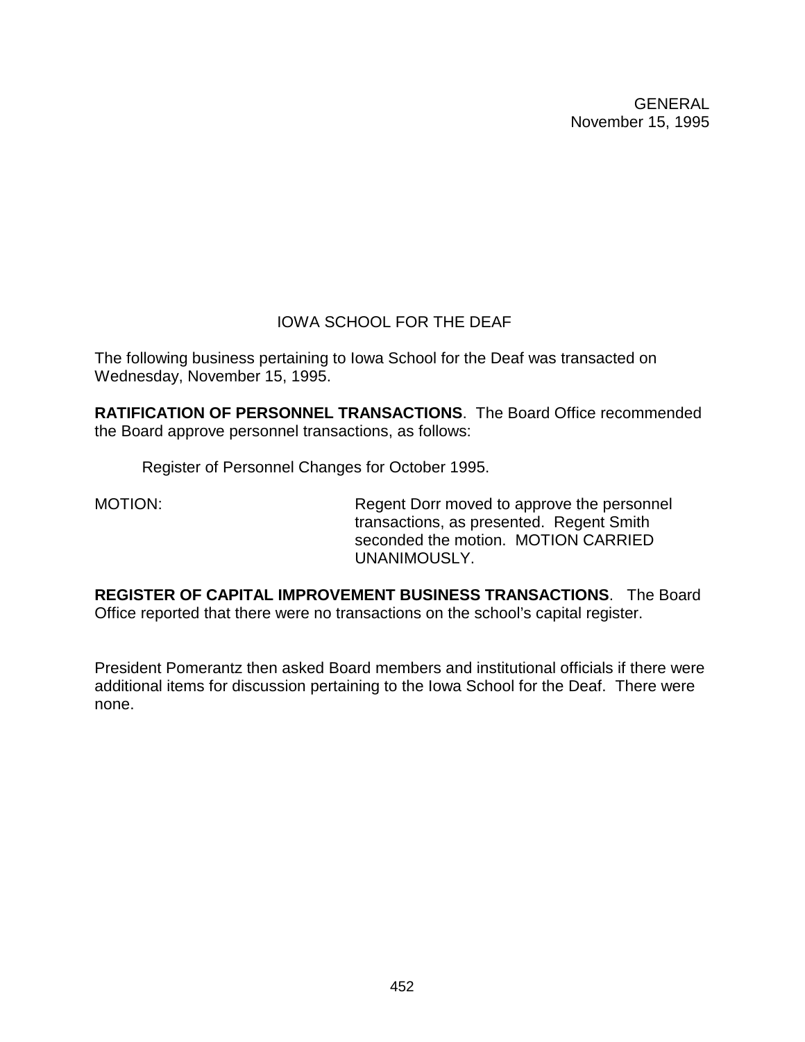GENERAL
November 15, 1995

## IOWA SCHOOL FOR THE DEAF

The following business pertaining to Iowa School for the Deaf was transacted on Wednesday, November 15, 1995.

**RATIFICATION OF PERSONNEL TRANSACTIONS**. The Board Office recommended the Board approve personnel transactions, as follows:

> Register of Personnel Changes for October 1995.

MOTION: Regent Dorr moved to approve the personnel transactions, as presented. Regent Smith seconded the motion. MOTION CARRIED UNANIMOUSLY.

**REGISTER OF CAPITAL IMPROVEMENT BUSINESS TRANSACTIONS**. The Board Office reported that there were no transactions on the school's capital register.

President Pomerantz then asked Board members and institutional officials if there were additional items for discussion pertaining to the Iowa School for the Deaf. There were none.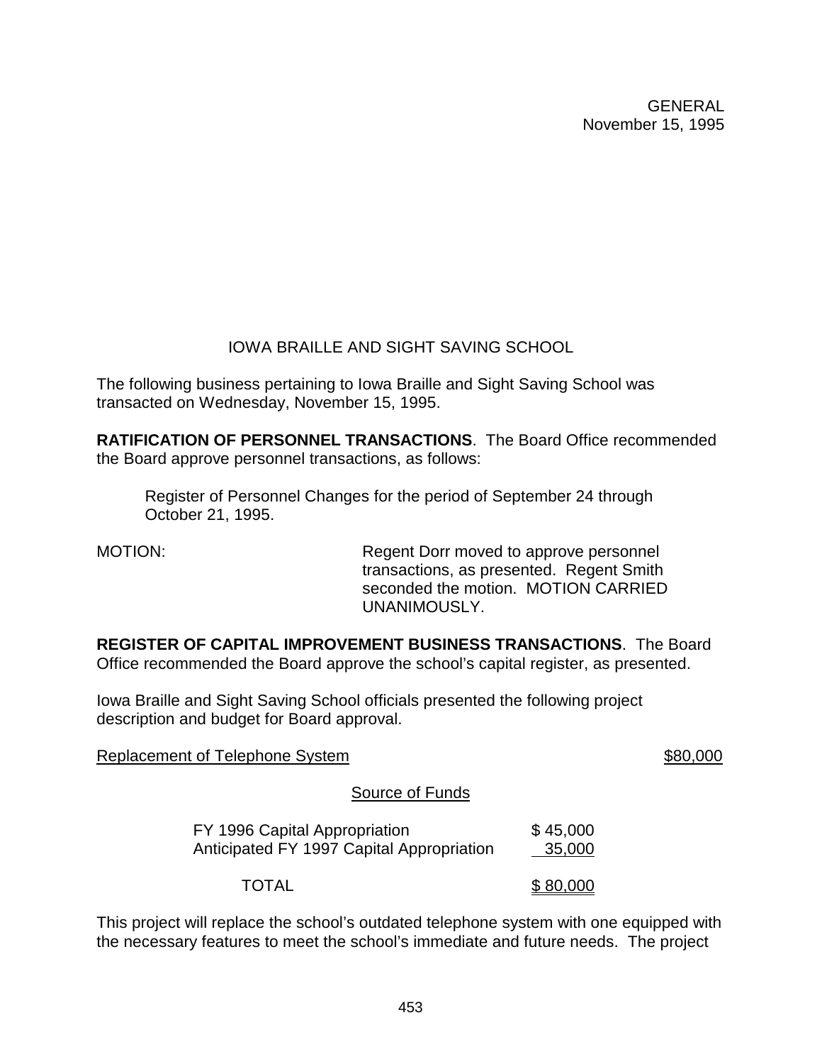## IOWA BRAILLE AND SIGHT SAVING SCHOOL

The following business pertaining to Iowa Braille and Sight Saving School was transacted on Wednesday, November 15, 1995.

**RATIFICATION OF PERSONNEL TRANSACTIONS**. The Board Office recommended the Board approve personnel transactions, as follows:

> Register of Personnel Changes for the period of September 24 through October 21, 1995.

MOTION: Regent Dorr moved to approve personnel transactions, as presented. Regent Smith seconded the motion. MOTION CARRIED UNANIMOUSLY.

**REGISTER OF CAPITAL IMPROVEMENT BUSINESS TRANSACTIONS**. The Board Office recommended the Board approve the school's capital register, as presented.

Iowa Braille and Sight Saving School officials presented the following project description and budget for Board approval.

Replacement of Telephone System $80,000

Source of Funds

| | |
|---|---|
| FY 1996 Capital Appropriation | $ 45,000 |
| Anticipated FY 1997 Capital Appropriation | 35,000 |
| TOTAL | $ 80,000 |

This project will replace the school's outdated telephone system with one equipped with the necessary features to meet the school's immediate and future needs. The project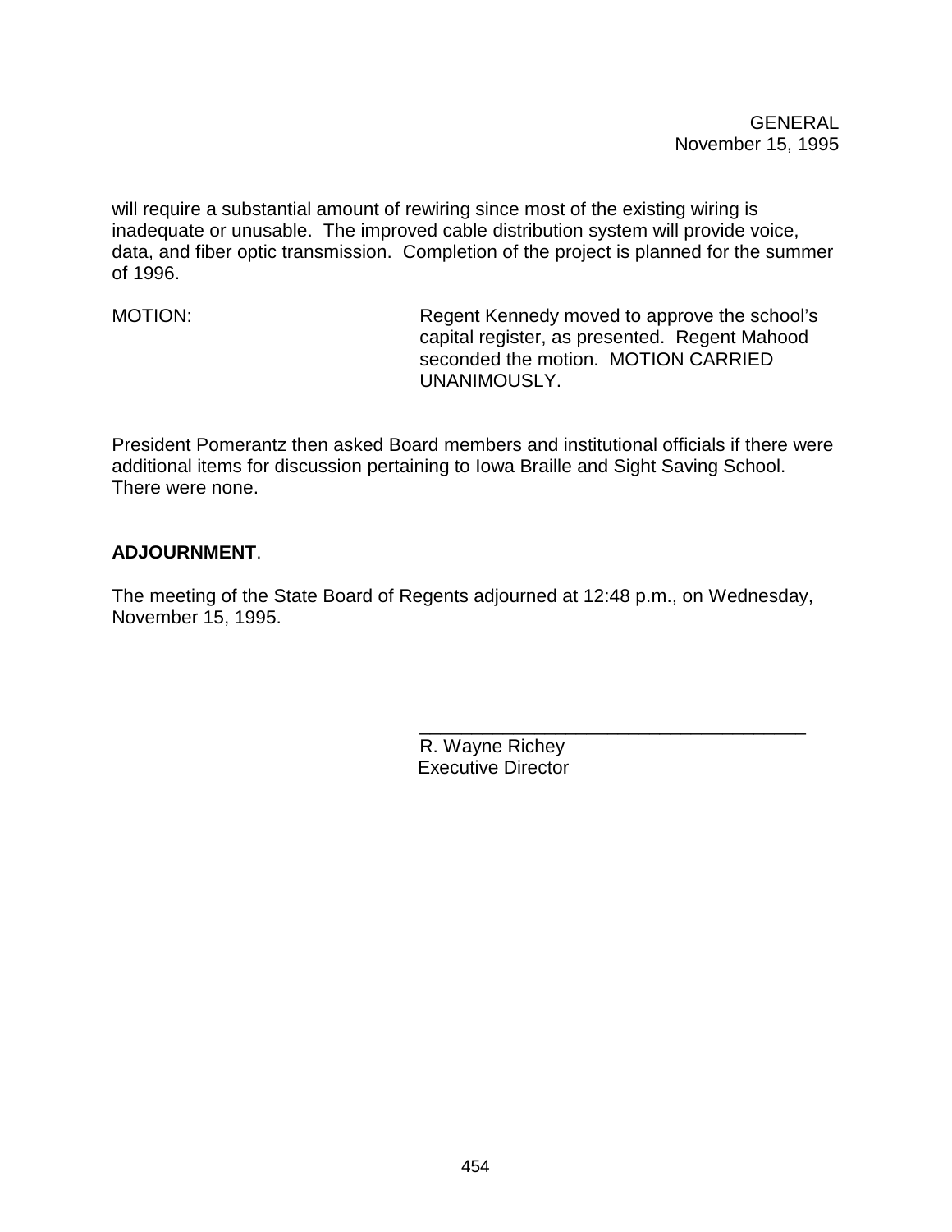will require a substantial amount of rewiring since most of the existing wiring is inadequate or unusable. The improved cable distribution system will provide voice, data, and fiber optic transmission. Completion of the project is planned for the summer of 1996.

MOTION: Regent Kennedy moved to approve the school's capital register, as presented. Regent Mahood seconded the motion. MOTION CARRIED UNANIMOUSLY.

President Pomerantz then asked Board members and institutional officials if there were additional items for discussion pertaining to Iowa Braille and Sight Saving School. There were none.

**ADJOURNMENT**.

The meeting of the State Board of Regents adjourned at 12:48 p.m., on Wednesday, November 15, 1995.

\_\_\_\_\_\_\_\_\_\_\_\_\_\_\_\_\_\_\_\_\_\_\_\_\_\_\_\_\_\_\_\_\_\_\_\_\_\_

R. Wayne Richey
Executive Director